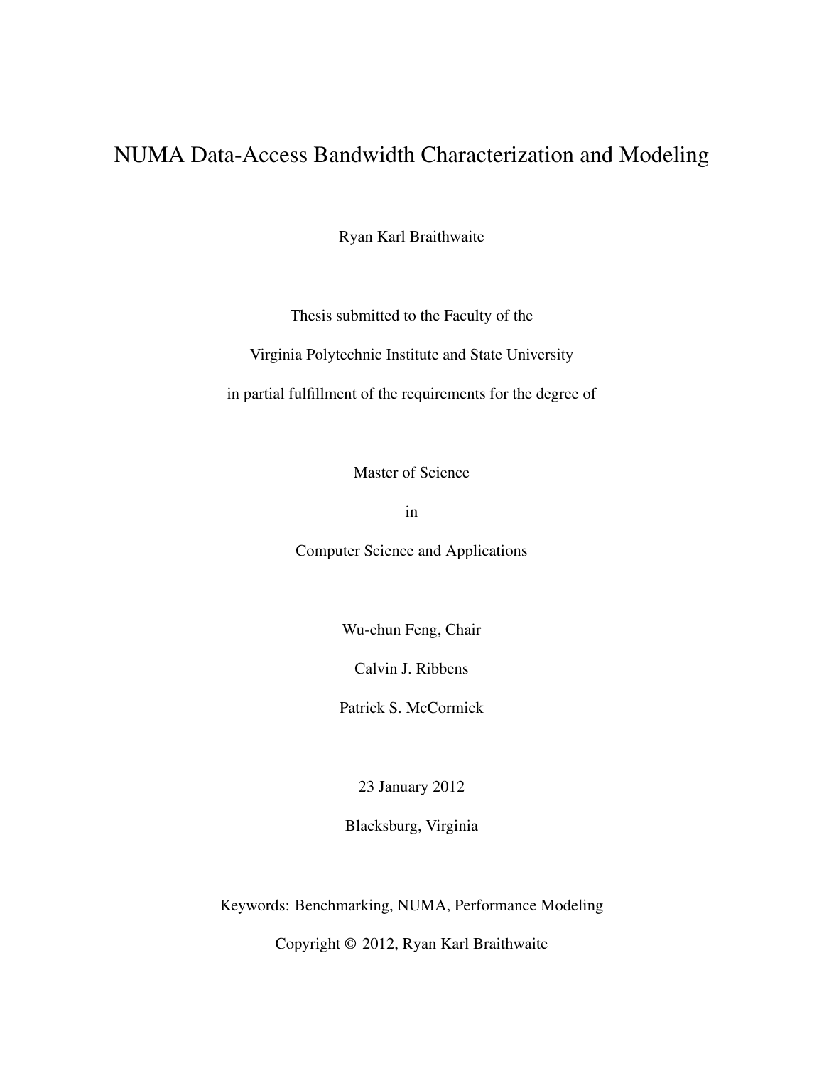# NUMA Data-Access Bandwidth Characterization and Modeling

Ryan Karl Braithwaite

Thesis submitted to the Faculty of the

Virginia Polytechnic Institute and State University

in partial fulfillment of the requirements for the degree of

Master of Science

in

Computer Science and Applications

Wu-chun Feng, Chair

Calvin J. Ribbens

Patrick S. McCormick

23 January 2012

Blacksburg, Virginia

Keywords: Benchmarking, NUMA, Performance Modeling

Copyright © 2012, Ryan Karl Braithwaite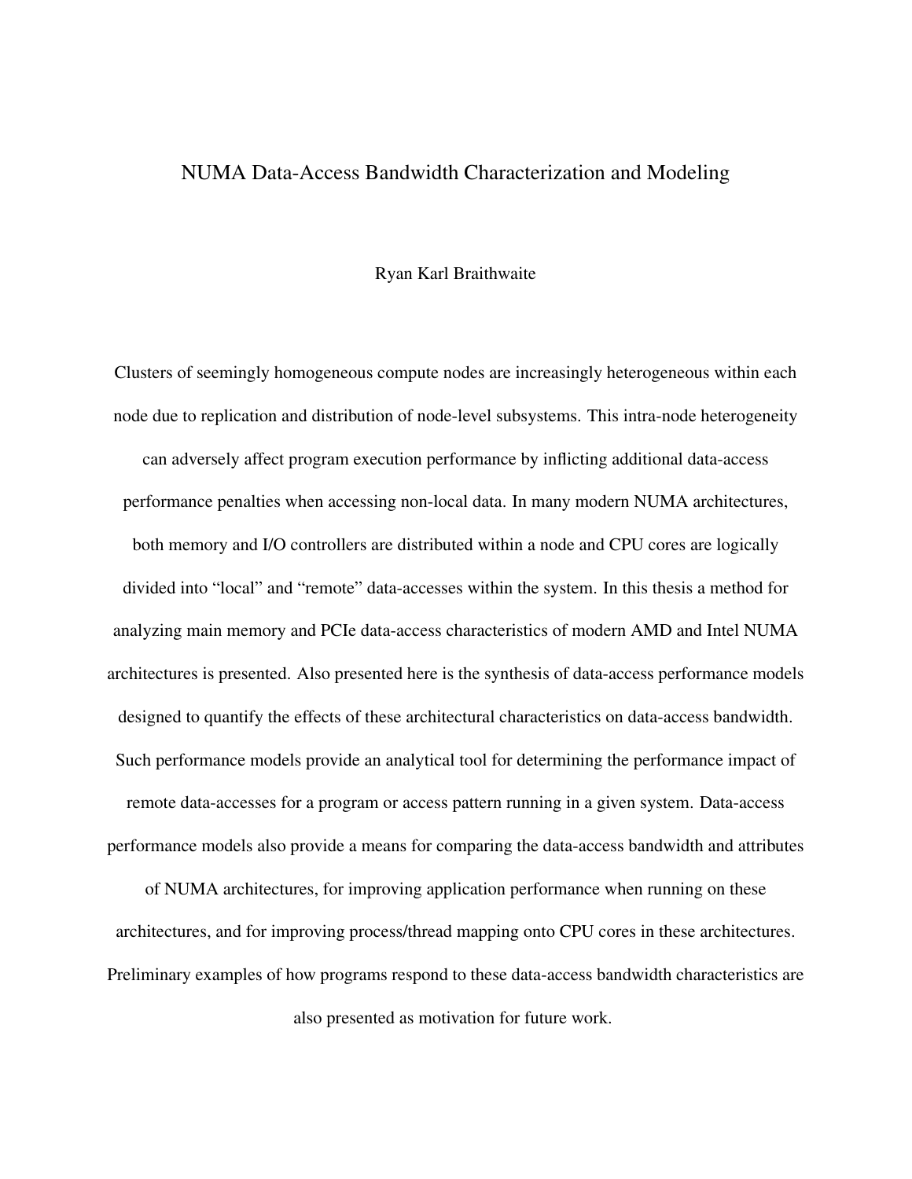# NUMA Data-Access Bandwidth Characterization and Modeling

Ryan Karl Braithwaite

Clusters of seemingly homogeneous compute nodes are increasingly heterogeneous within each node due to replication and distribution of node-level subsystems. This intra-node heterogeneity can adversely affect program execution performance by inflicting additional data-access performance penalties when accessing non-local data. In many modern NUMA architectures, both memory and I/O controllers are distributed within a node and CPU cores are logically divided into "local" and "remote" data-accesses within the system. In this thesis a method for analyzing main memory and PCIe data-access characteristics of modern AMD and Intel NUMA architectures is presented. Also presented here is the synthesis of data-access performance models designed to quantify the effects of these architectural characteristics on data-access bandwidth. Such performance models provide an analytical tool for determining the performance impact of remote data-accesses for a program or access pattern running in a given system. Data-access performance models also provide a means for comparing the data-access bandwidth and attributes of NUMA architectures, for improving application performance when running on these architectures, and for improving process/thread mapping onto CPU cores in these architectures. Preliminary examples of how programs respond to these data-access bandwidth characteristics are also presented as motivation for future work.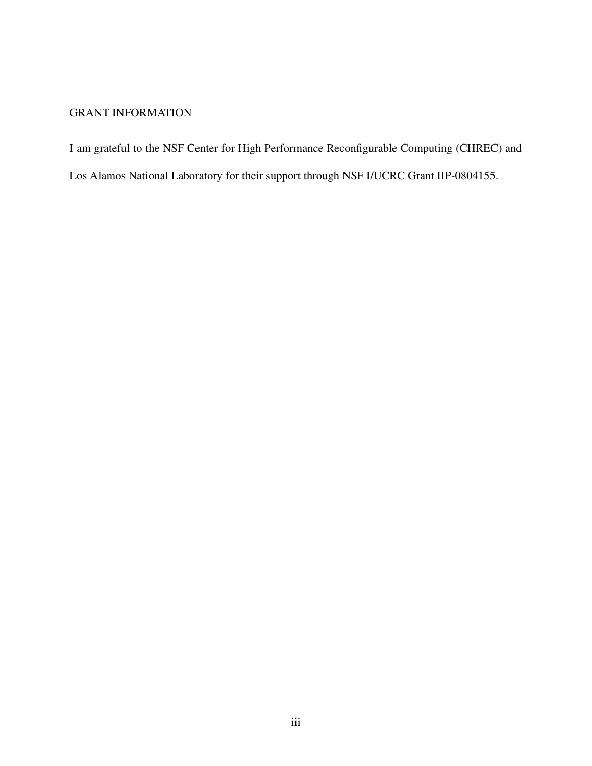## GRANT INFORMATION

I am grateful to the NSF Center for High Performance Reconfigurable Computing (CHREC) and Los Alamos National Laboratory for their support through NSF I/UCRC Grant IIP-0804155.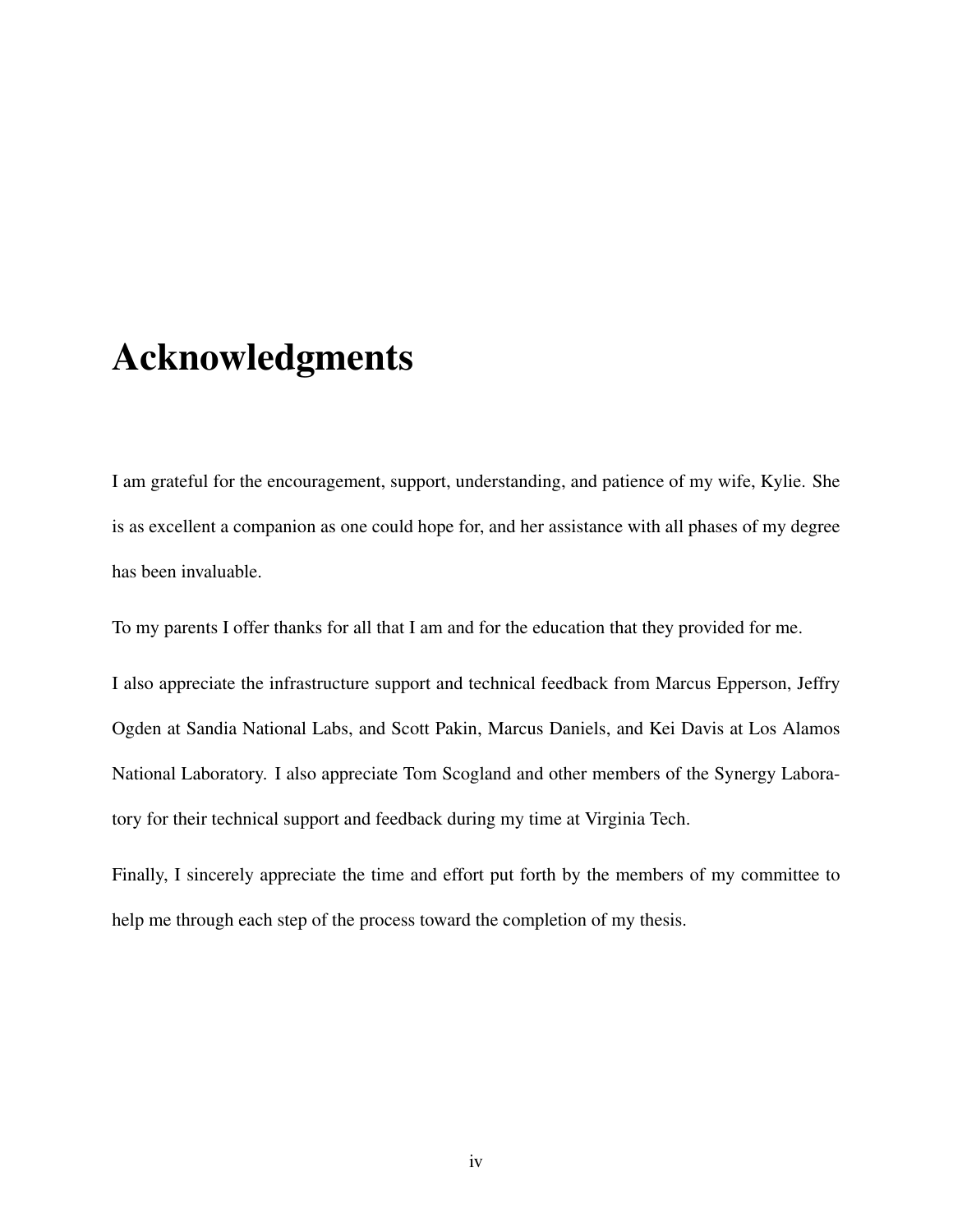# Acknowledgments

I am grateful for the encouragement, support, understanding, and patience of my wife, Kylie. She is as excellent a companion as one could hope for, and her assistance with all phases of my degree has been invaluable.

To my parents I offer thanks for all that I am and for the education that they provided for me.

I also appreciate the infrastructure support and technical feedback from Marcus Epperson, Jeffry Ogden at Sandia National Labs, and Scott Pakin, Marcus Daniels, and Kei Davis at Los Alamos National Laboratory. I also appreciate Tom Scogland and other members of the Synergy Laboratory for their technical support and feedback during my time at Virginia Tech.

Finally, I sincerely appreciate the time and effort put forth by the members of my committee to help me through each step of the process toward the completion of my thesis.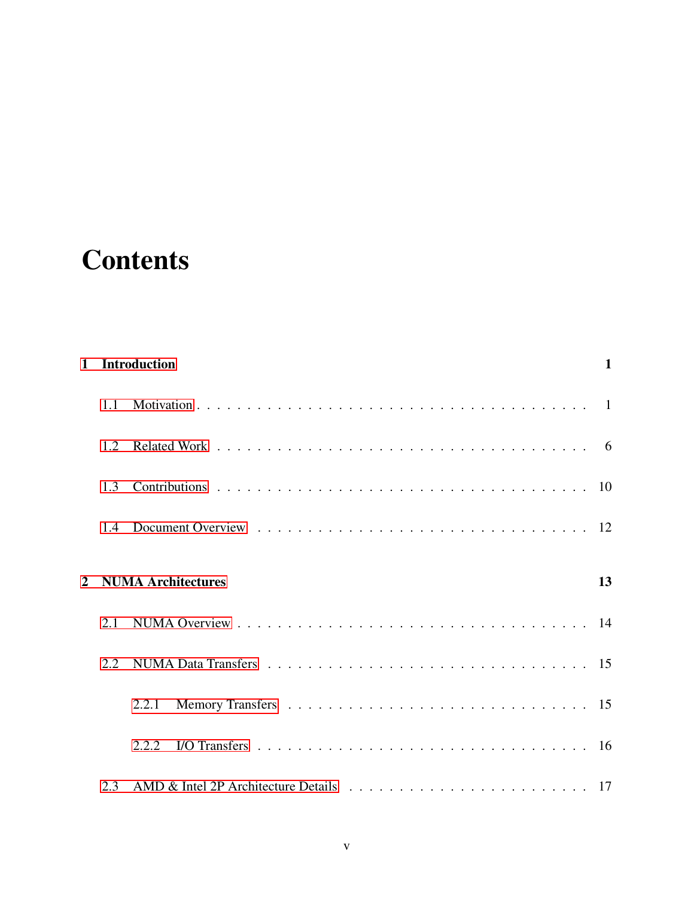# Contents

**1 Introduction** **1**

- 1.1 Motivation . . . . . . . . . . . . . . . . . . . . . . . . . . . . . . . . . . . . 1
- 1.2 Related Work . . . . . . . . . . . . . . . . . . . . . . . . . . . . . . . . . . 6
- 1.3 Contributions . . . . . . . . . . . . . . . . . . . . . . . . . . . . . . . . . . 10
- 1.4 Document Overview . . . . . . . . . . . . . . . . . . . . . . . . . . . . . . 12

**2 NUMA Architectures** **13**

- 2.1 NUMA Overview . . . . . . . . . . . . . . . . . . . . . . . . . . . . . . . . 14
- 2.2 NUMA Data Transfers . . . . . . . . . . . . . . . . . . . . . . . . . . . . . 15
  - 2.2.1 Memory Transfers . . . . . . . . . . . . . . . . . . . . . . . . . . . . 15
  - 2.2.2 I/O Transfers . . . . . . . . . . . . . . . . . . . . . . . . . . . . . . 16
- 2.3 AMD & Intel 2P Architecture Details . . . . . . . . . . . . . . . . . . . . . 17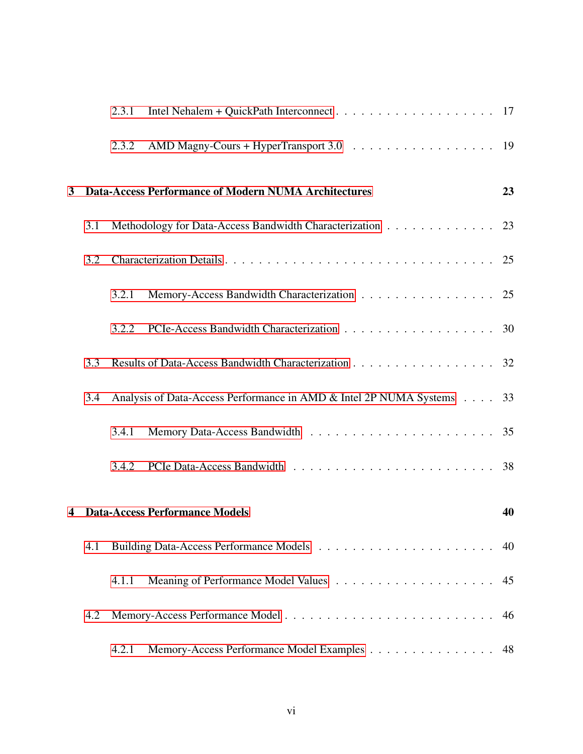2.3.1 Intel Nehalem + QuickPath Interconnect . . . . . . . . . . . . . . . . . . . 17

2.3.2 AMD Magny-Cours + HyperTransport 3.0 . . . . . . . . . . . . . . . . . . 19

**3 Data-Access Performance of Modern NUMA Architectures** **23**

3.1 Methodology for Data-Access Bandwidth Characterization . . . . . . . . . . . . . 23

3.2 Characterization Details . . . . . . . . . . . . . . . . . . . . . . . . . . . . . . 25

3.2.1 Memory-Access Bandwidth Characterization . . . . . . . . . . . . . . . . 25

3.2.2 PCIe-Access Bandwidth Characterization . . . . . . . . . . . . . . . . . . 30

3.3 Results of Data-Access Bandwidth Characterization . . . . . . . . . . . . . . . . 32

3.4 Analysis of Data-Access Performance in AMD & Intel 2P NUMA Systems . . . . 33

3.4.1 Memory Data-Access Bandwidth . . . . . . . . . . . . . . . . . . . . . . 35

3.4.2 PCIe Data-Access Bandwidth . . . . . . . . . . . . . . . . . . . . . . . . 38

**4 Data-Access Performance Models** **40**

4.1 Building Data-Access Performance Models . . . . . . . . . . . . . . . . . . . . . 40

4.1.1 Meaning of Performance Model Values . . . . . . . . . . . . . . . . . . . 45

4.2 Memory-Access Performance Model . . . . . . . . . . . . . . . . . . . . . . . . 46

4.2.1 Memory-Access Performance Model Examples . . . . . . . . . . . . . . . 48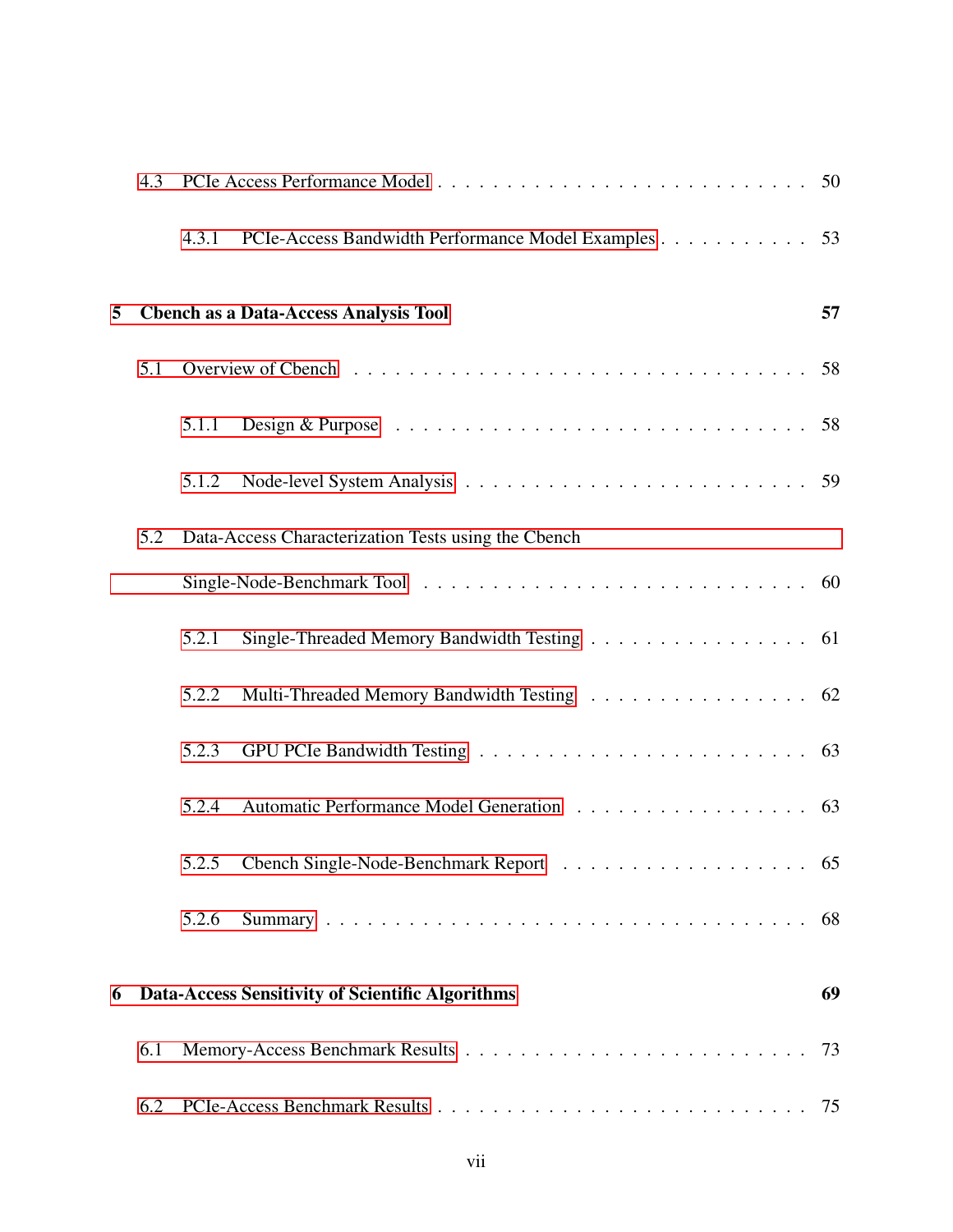4.3 PCIe Access Performance Model . . . . . . . . . . . . . . . . . . . . . . . . . 50

4.3.1 PCIe-Access Bandwidth Performance Model Examples . . . . . . . . . . . 53

**5 Cbench as a Data-Access Analysis Tool** **57**

5.1 Overview of Cbench . . . . . . . . . . . . . . . . . . . . . . . . . . . . . . 58

5.1.1 Design & Purpose . . . . . . . . . . . . . . . . . . . . . . . . . . . 58

5.1.2 Node-level System Analysis . . . . . . . . . . . . . . . . . . . . . . 59

5.2 Data-Access Characterization Tests using the Cbench Single-Node-Benchmark Tool . . . . . . . . . . . . . . . . . . . . . . . . . . 60

5.2.1 Single-Threaded Memory Bandwidth Testing . . . . . . . . . . . . . . . . 61

5.2.2 Multi-Threaded Memory Bandwidth Testing . . . . . . . . . . . . . . . . 62

5.2.3 GPU PCIe Bandwidth Testing . . . . . . . . . . . . . . . . . . . . . . 63

5.2.4 Automatic Performance Model Generation . . . . . . . . . . . . . . . . . 63

5.2.5 Cbench Single-Node-Benchmark Report . . . . . . . . . . . . . . . . . . 65

5.2.6 Summary . . . . . . . . . . . . . . . . . . . . . . . . . . . . . . . . . 68

**6 Data-Access Sensitivity of Scientific Algorithms** **69**

6.1 Memory-Access Benchmark Results . . . . . . . . . . . . . . . . . . . . . . . 73

6.2 PCIe-Access Benchmark Results . . . . . . . . . . . . . . . . . . . . . . . . 75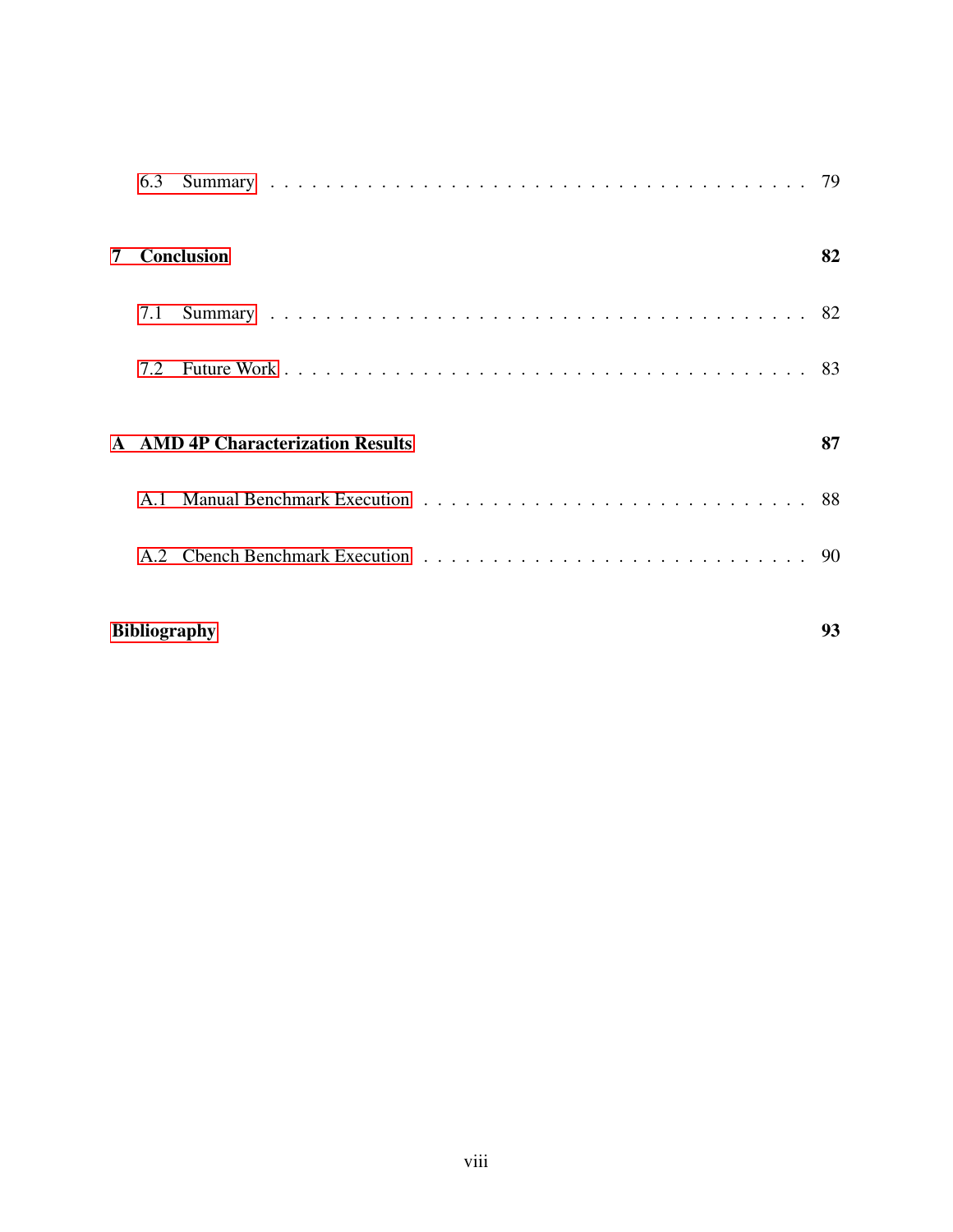6.3 Summary . . . . . . . . . . . . . . . . . . . . . . . . . . . . . . . . . . 79

**7 Conclusion** **82**

7.1 Summary . . . . . . . . . . . . . . . . . . . . . . . . . . . . . . . . . . 82

7.2 Future Work . . . . . . . . . . . . . . . . . . . . . . . . . . . . . . . . . 83

**A AMD 4P Characterization Results** **87**

A.1 Manual Benchmark Execution . . . . . . . . . . . . . . . . . . . . . . . . 88

A.2 Cbench Benchmark Execution . . . . . . . . . . . . . . . . . . . . . . . . 90

**Bibliography** **93**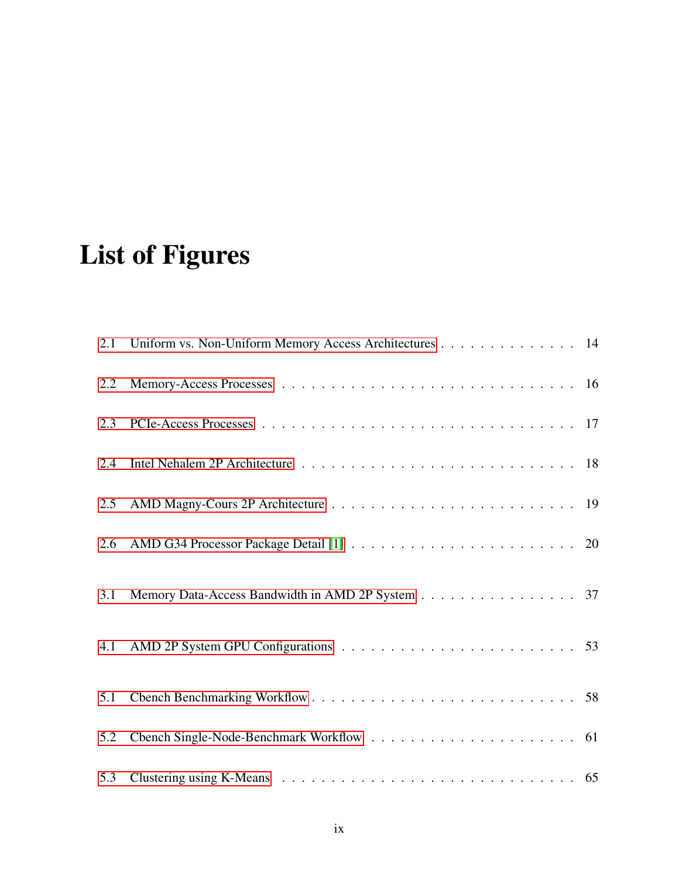# List of Figures

2.1 Uniform vs. Non-Uniform Memory Access Architectures . . . . . . . . . . . . . . . 14

2.2 Memory-Access Processes . . . . . . . . . . . . . . . . . . . . . . . . . . . . . . . 16

2.3 PCIe-Access Processes . . . . . . . . . . . . . . . . . . . . . . . . . . . . . . . . . 17

2.4 Intel Nehalem 2P Architecture . . . . . . . . . . . . . . . . . . . . . . . . . . . . . 18

2.5 AMD Magny-Cours 2P Architecture . . . . . . . . . . . . . . . . . . . . . . . . . . 19

2.6 AMD G34 Processor Package Detail [1] . . . . . . . . . . . . . . . . . . . . . . . . 20

3.1 Memory Data-Access Bandwidth in AMD 2P System . . . . . . . . . . . . . . . . . 37

4.1 AMD 2P System GPU Configurations . . . . . . . . . . . . . . . . . . . . . . . . . 53

5.1 Cbench Benchmarking Workflow . . . . . . . . . . . . . . . . . . . . . . . . . . . . 58

5.2 Cbench Single-Node-Benchmark Workflow . . . . . . . . . . . . . . . . . . . . . . 61

5.3 Clustering using K-Means . . . . . . . . . . . . . . . . . . . . . . . . . . . . . . . 65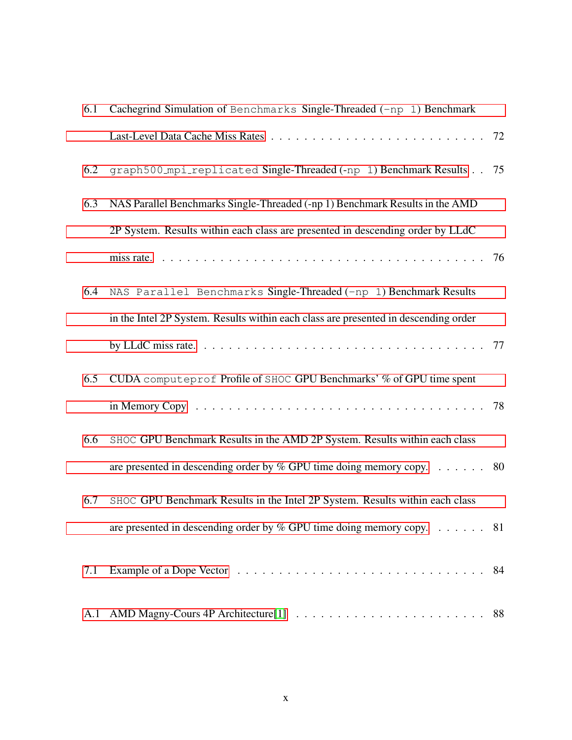6.1 Cachegrind Simulation of `Benchmarks` Single-Threaded (`-np 1`) Benchmark Last-Level Data Cache Miss Rates . . . . . . . . . . . . . . . . . . . . . . . . . 72

6.2 `graph500_mpi_replicated` Single-Threaded (`-np 1`) Benchmark Results . . 75

6.3 NAS Parallel Benchmarks Single-Threaded (-np 1) Benchmark Results in the AMD 2P System. Results within each class are presented in descending order by LLdC miss rate. . . . . . . . . . . . . . . . . . . . . . . . . . . . . . . . . . . 76

6.4 `NAS Parallel Benchmarks` Single-Threaded (`-np 1`) Benchmark Results in the Intel 2P System. Results within each class are presented in descending order by LLdC miss rate. . . . . . . . . . . . . . . . . . . . . . . . . . . . . . . . 77

6.5 CUDA `computeprof` Profile of `SHOC` GPU Benchmarks' % of GPU time spent in Memory Copy . . . . . . . . . . . . . . . . . . . . . . . . . . . . . . . 78

6.6 `SHOC` GPU Benchmark Results in the AMD 2P System. Results within each class are presented in descending order by % GPU time doing memory copy. . . . . . . 80

6.7 `SHOC` GPU Benchmark Results in the Intel 2P System. Results within each class are presented in descending order by % GPU time doing memory copy. . . . . . . 81

7.1 Example of a Dope Vector . . . . . . . . . . . . . . . . . . . . . . . . . . . . 84

A.1 AMD Magny-Cours 4P Architecture[1] . . . . . . . . . . . . . . . . . . . . . . 88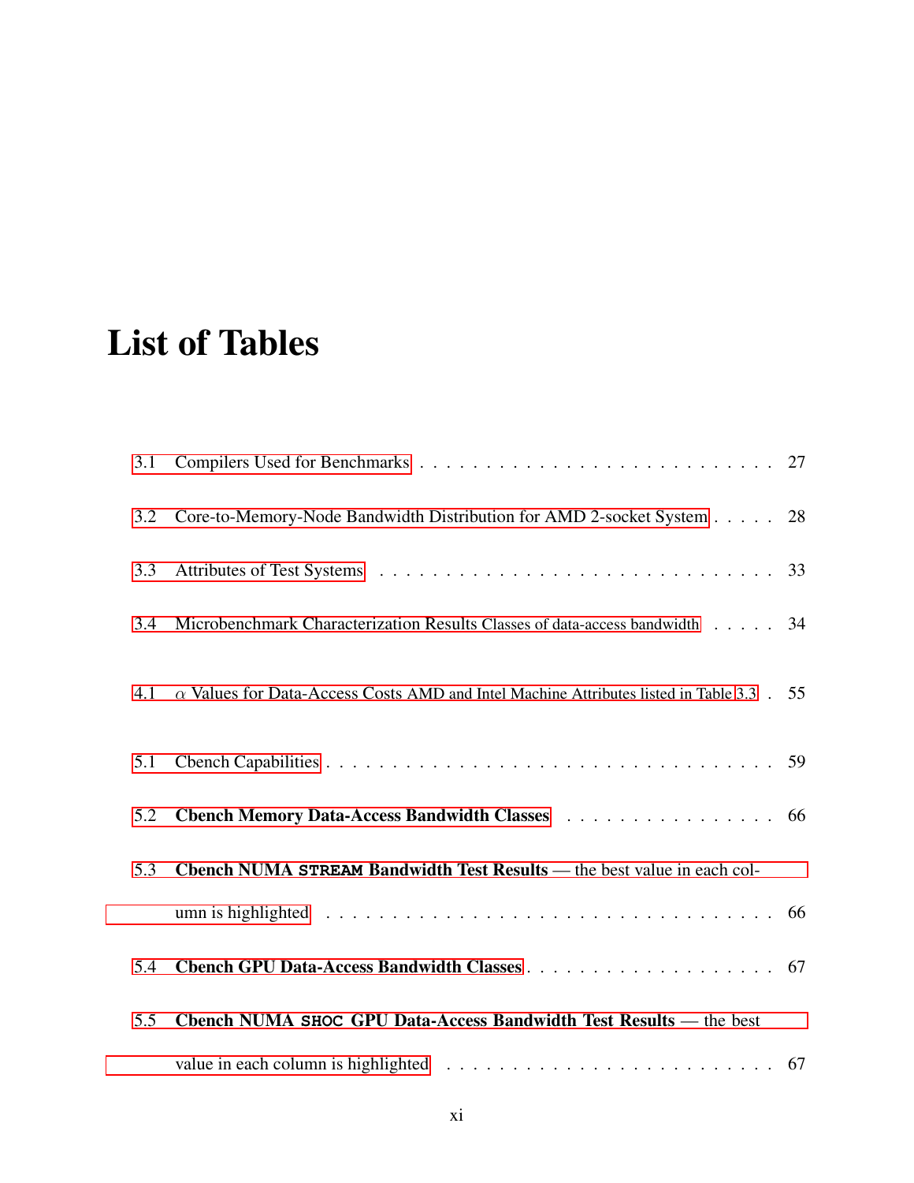# List of Tables

3.1 Compilers Used for Benchmarks . . . . . . . . . . . . . . . . . . . . . . . . . . . . 27

3.2 Core-to-Memory-Node Bandwidth Distribution for AMD 2-socket System . . . . . 28

3.3 Attributes of Test Systems . . . . . . . . . . . . . . . . . . . . . . . . . . . . . . 33

3.4 Microbenchmark Characterization Results Classes of data-access bandwidth . . . . . 34

4.1 $\alpha$ Values for Data-Access Costs AMD and Intel Machine Attributes listed in Table 3.3 . 55

5.1 Cbench Capabilities . . . . . . . . . . . . . . . . . . . . . . . . . . . . . . . . . 59

5.2 **Cbench Memory Data-Access Bandwidth Classes** . . . . . . . . . . . . . . . . . 66

5.3 **Cbench NUMA `STREAM` Bandwidth Test Results** — the best value in each column is highlighted . . . . . . . . . . . . . . . . . . . . . . . . . . . . . . . . . . . 66

5.4 **Cbench GPU Data-Access Bandwidth Classes** . . . . . . . . . . . . . . . . . . . 67

5.5 **Cbench NUMA `SHOC` GPU Data-Access Bandwidth Test Results** — the best value in each column is highlighted . . . . . . . . . . . . . . . . . . . . . . . . . . 67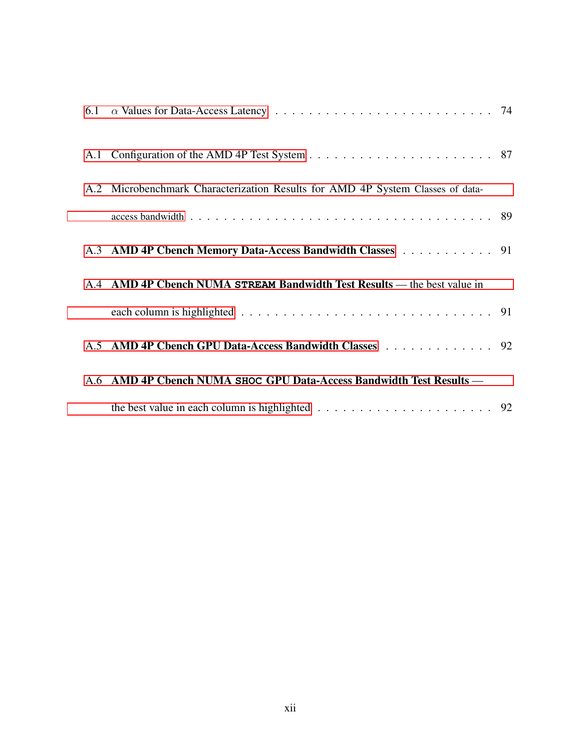6.1 $\alpha$ Values for Data-Access Latency . . . . . . . . . . . . . . . . . . . . . . . . . . 74

A.1 Configuration of the AMD 4P Test System . . . . . . . . . . . . . . . . . . . . . . 87

A.2 Microbenchmark Characterization Results for AMD 4P System Classes of data-access bandwidth . . . . . . . . . . . . . . . . . . . . . . . . . . . . . . . . . . . 89

A.3 **AMD 4P Cbench Memory Data-Access Bandwidth Classes** . . . . . . . . . . . 91

A.4 **AMD 4P Cbench NUMA `STREAM` Bandwidth Test Results** — the best value in each column is highlighted . . . . . . . . . . . . . . . . . . . . . . . . . . . . . 91

A.5 **AMD 4P Cbench GPU Data-Access Bandwidth Classes** . . . . . . . . . . . . . 92

A.6 **AMD 4P Cbench NUMA `SHOC` GPU Data-Access Bandwidth Test Results** — the best value in each column is highlighted . . . . . . . . . . . . . . . . . . . . . 92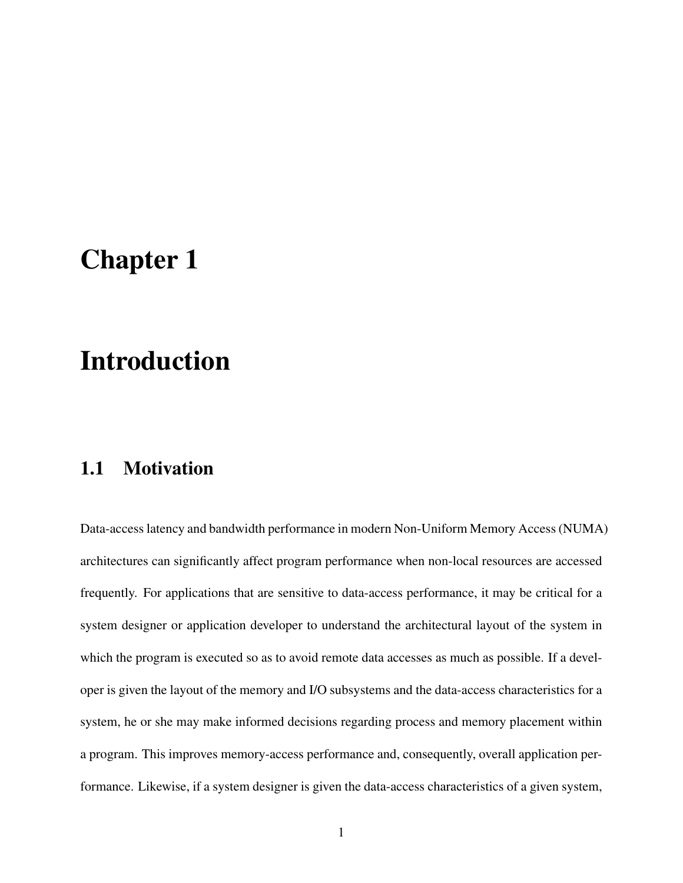# Chapter 1

# Introduction

## 1.1 Motivation

Data-access latency and bandwidth performance in modern Non-Uniform Memory Access (NUMA) architectures can significantly affect program performance when non-local resources are accessed frequently. For applications that are sensitive to data-access performance, it may be critical for a system designer or application developer to understand the architectural layout of the system in which the program is executed so as to avoid remote data accesses as much as possible. If a developer is given the layout of the memory and I/O subsystems and the data-access characteristics for a system, he or she may make informed decisions regarding process and memory placement within a program. This improves memory-access performance and, consequently, overall application performance. Likewise, if a system designer is given the data-access characteristics of a given system,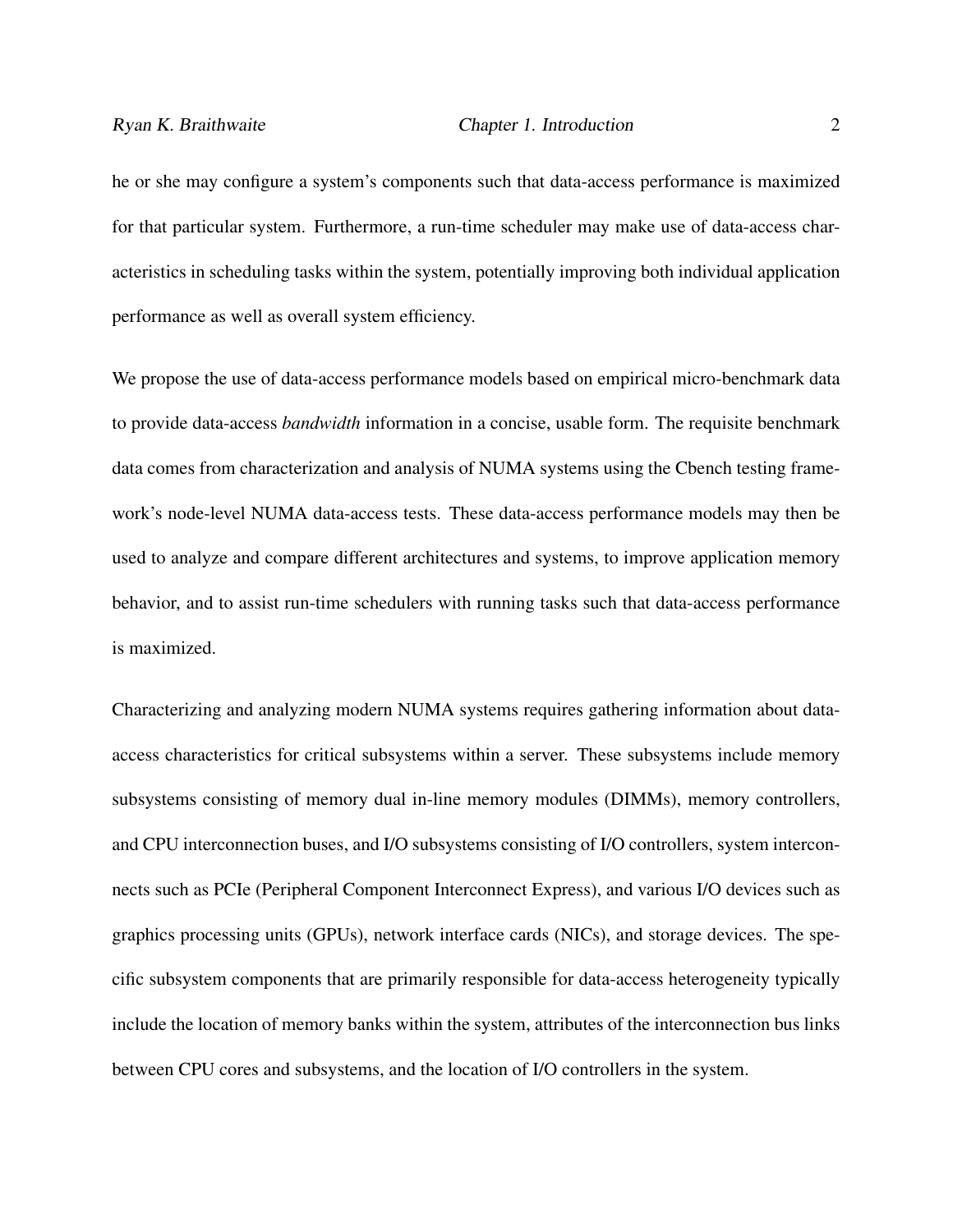he or she may configure a system's components such that data-access performance is maximized for that particular system. Furthermore, a run-time scheduler may make use of data-access characteristics in scheduling tasks within the system, potentially improving both individual application performance as well as overall system efficiency.

We propose the use of data-access performance models based on empirical micro-benchmark data to provide data-access *bandwidth* information in a concise, usable form. The requisite benchmark data comes from characterization and analysis of NUMA systems using the Cbench testing framework's node-level NUMA data-access tests. These data-access performance models may then be used to analyze and compare different architectures and systems, to improve application memory behavior, and to assist run-time schedulers with running tasks such that data-access performance is maximized.

Characterizing and analyzing modern NUMA systems requires gathering information about data-access characteristics for critical subsystems within a server. These subsystems include memory subsystems consisting of memory dual in-line memory modules (DIMMs), memory controllers, and CPU interconnection buses, and I/O subsystems consisting of I/O controllers, system interconnects such as PCIe (Peripheral Component Interconnect Express), and various I/O devices such as graphics processing units (GPUs), network interface cards (NICs), and storage devices. The specific subsystem components that are primarily responsible for data-access heterogeneity typically include the location of memory banks within the system, attributes of the interconnection bus links between CPU cores and subsystems, and the location of I/O controllers in the system.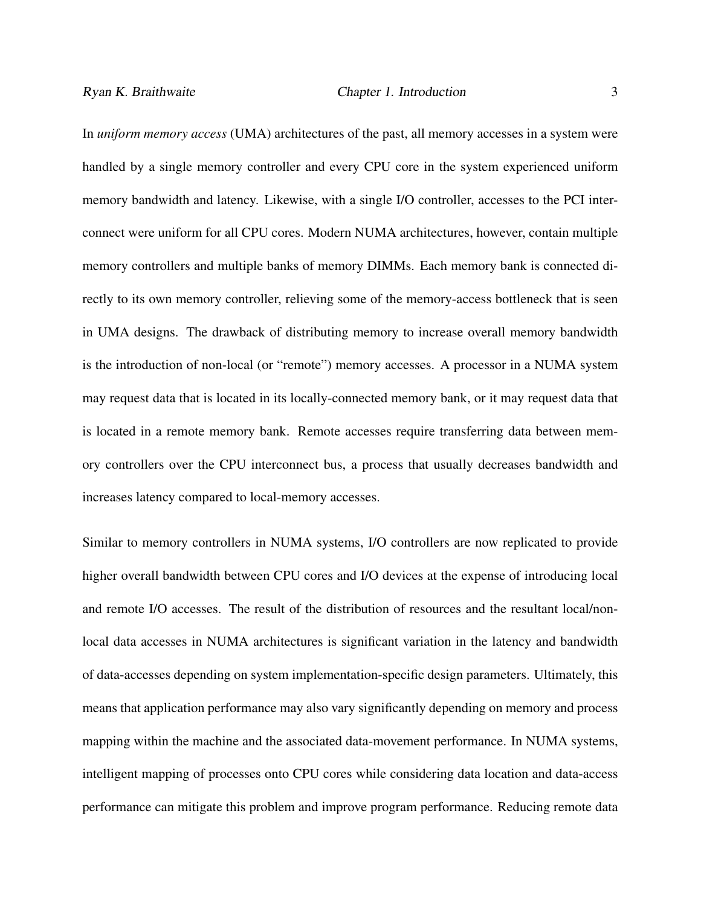In *uniform memory access* (UMA) architectures of the past, all memory accesses in a system were handled by a single memory controller and every CPU core in the system experienced uniform memory bandwidth and latency. Likewise, with a single I/O controller, accesses to the PCI interconnect were uniform for all CPU cores. Modern NUMA architectures, however, contain multiple memory controllers and multiple banks of memory DIMMs. Each memory bank is connected directly to its own memory controller, relieving some of the memory-access bottleneck that is seen in UMA designs. The drawback of distributing memory to increase overall memory bandwidth is the introduction of non-local (or "remote") memory accesses. A processor in a NUMA system may request data that is located in its locally-connected memory bank, or it may request data that is located in a remote memory bank. Remote accesses require transferring data between memory controllers over the CPU interconnect bus, a process that usually decreases bandwidth and increases latency compared to local-memory accesses.

Similar to memory controllers in NUMA systems, I/O controllers are now replicated to provide higher overall bandwidth between CPU cores and I/O devices at the expense of introducing local and remote I/O accesses. The result of the distribution of resources and the resultant local/non-local data accesses in NUMA architectures is significant variation in the latency and bandwidth of data-accesses depending on system implementation-specific design parameters. Ultimately, this means that application performance may also vary significantly depending on memory and process mapping within the machine and the associated data-movement performance. In NUMA systems, intelligent mapping of processes onto CPU cores while considering data location and data-access performance can mitigate this problem and improve program performance. Reducing remote data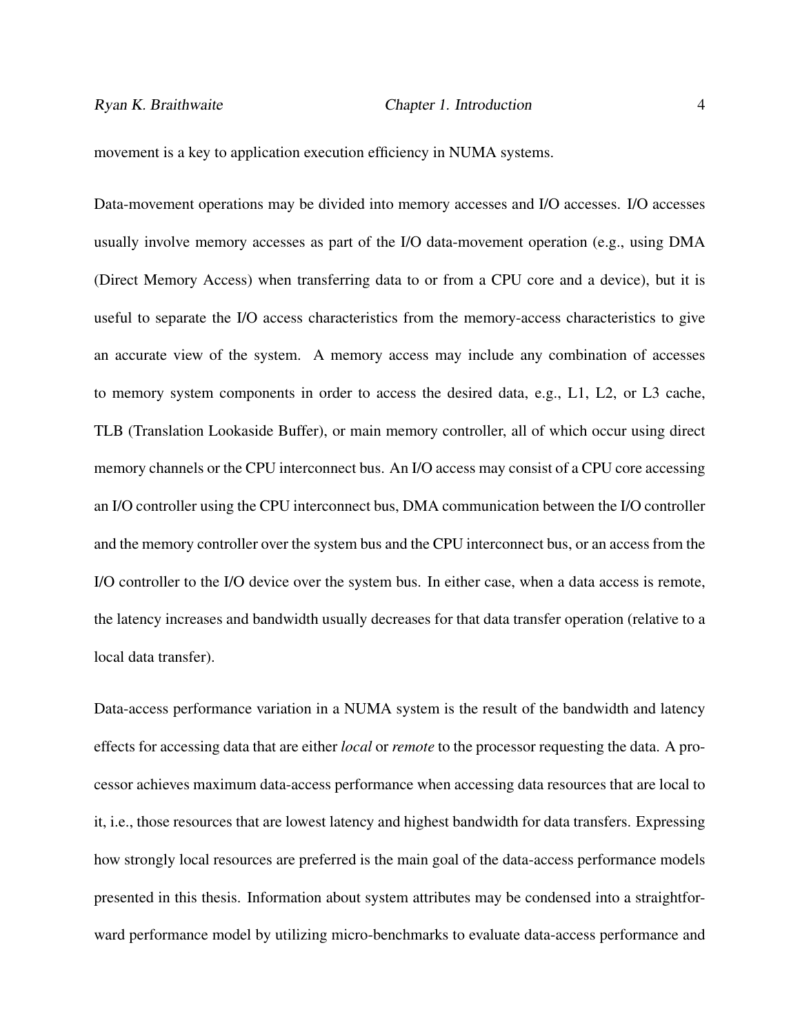movement is a key to application execution efficiency in NUMA systems.

Data-movement operations may be divided into memory accesses and I/O accesses. I/O accesses usually involve memory accesses as part of the I/O data-movement operation (e.g., using DMA (Direct Memory Access) when transferring data to or from a CPU core and a device), but it is useful to separate the I/O access characteristics from the memory-access characteristics to give an accurate view of the system. A memory access may include any combination of accesses to memory system components in order to access the desired data, e.g., L1, L2, or L3 cache, TLB (Translation Lookaside Buffer), or main memory controller, all of which occur using direct memory channels or the CPU interconnect bus. An I/O access may consist of a CPU core accessing an I/O controller using the CPU interconnect bus, DMA communication between the I/O controller and the memory controller over the system bus and the CPU interconnect bus, or an access from the I/O controller to the I/O device over the system bus. In either case, when a data access is remote, the latency increases and bandwidth usually decreases for that data transfer operation (relative to a local data transfer).

Data-access performance variation in a NUMA system is the result of the bandwidth and latency effects for accessing data that are either *local* or *remote* to the processor requesting the data. A processor achieves maximum data-access performance when accessing data resources that are local to it, i.e., those resources that are lowest latency and highest bandwidth for data transfers. Expressing how strongly local resources are preferred is the main goal of the data-access performance models presented in this thesis. Information about system attributes may be condensed into a straightforward performance model by utilizing micro-benchmarks to evaluate data-access performance and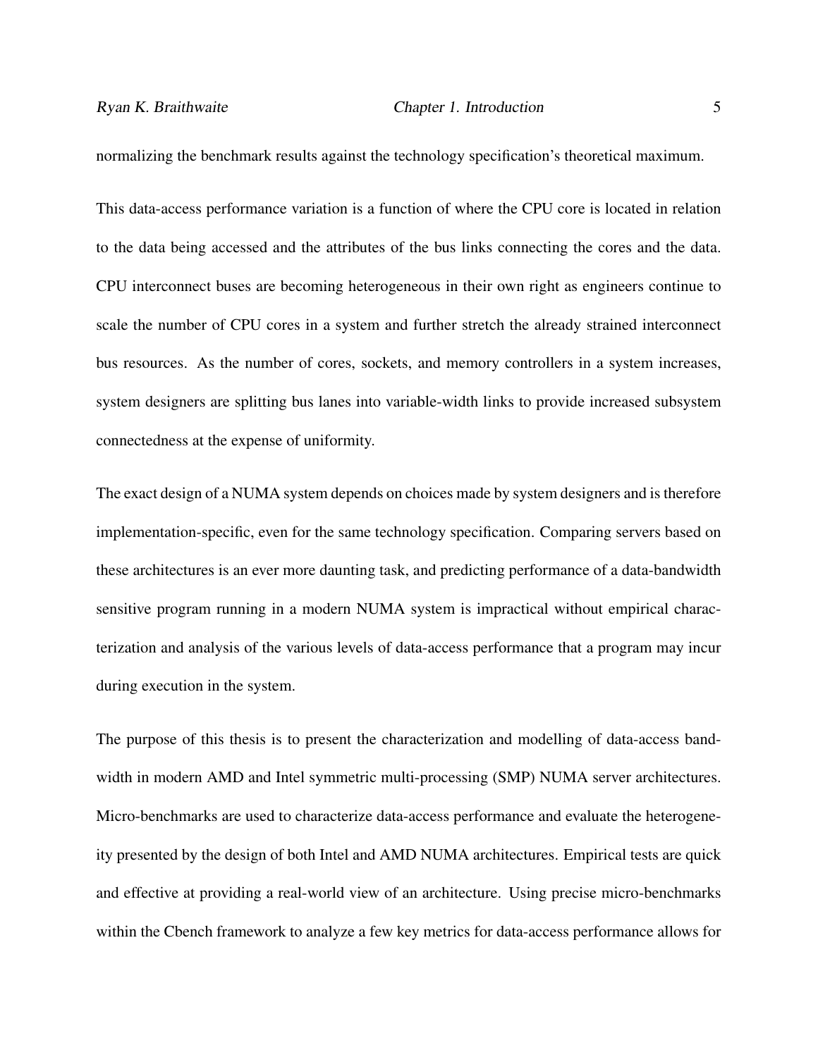normalizing the benchmark results against the technology specification's theoretical maximum.

This data-access performance variation is a function of where the CPU core is located in relation to the data being accessed and the attributes of the bus links connecting the cores and the data. CPU interconnect buses are becoming heterogeneous in their own right as engineers continue to scale the number of CPU cores in a system and further stretch the already strained interconnect bus resources. As the number of cores, sockets, and memory controllers in a system increases, system designers are splitting bus lanes into variable-width links to provide increased subsystem connectedness at the expense of uniformity.

The exact design of a NUMA system depends on choices made by system designers and is therefore implementation-specific, even for the same technology specification. Comparing servers based on these architectures is an ever more daunting task, and predicting performance of a data-bandwidth sensitive program running in a modern NUMA system is impractical without empirical characterization and analysis of the various levels of data-access performance that a program may incur during execution in the system.

The purpose of this thesis is to present the characterization and modelling of data-access bandwidth in modern AMD and Intel symmetric multi-processing (SMP) NUMA server architectures. Micro-benchmarks are used to characterize data-access performance and evaluate the heterogeneity presented by the design of both Intel and AMD NUMA architectures. Empirical tests are quick and effective at providing a real-world view of an architecture. Using precise micro-benchmarks within the Cbench framework to analyze a few key metrics for data-access performance allows for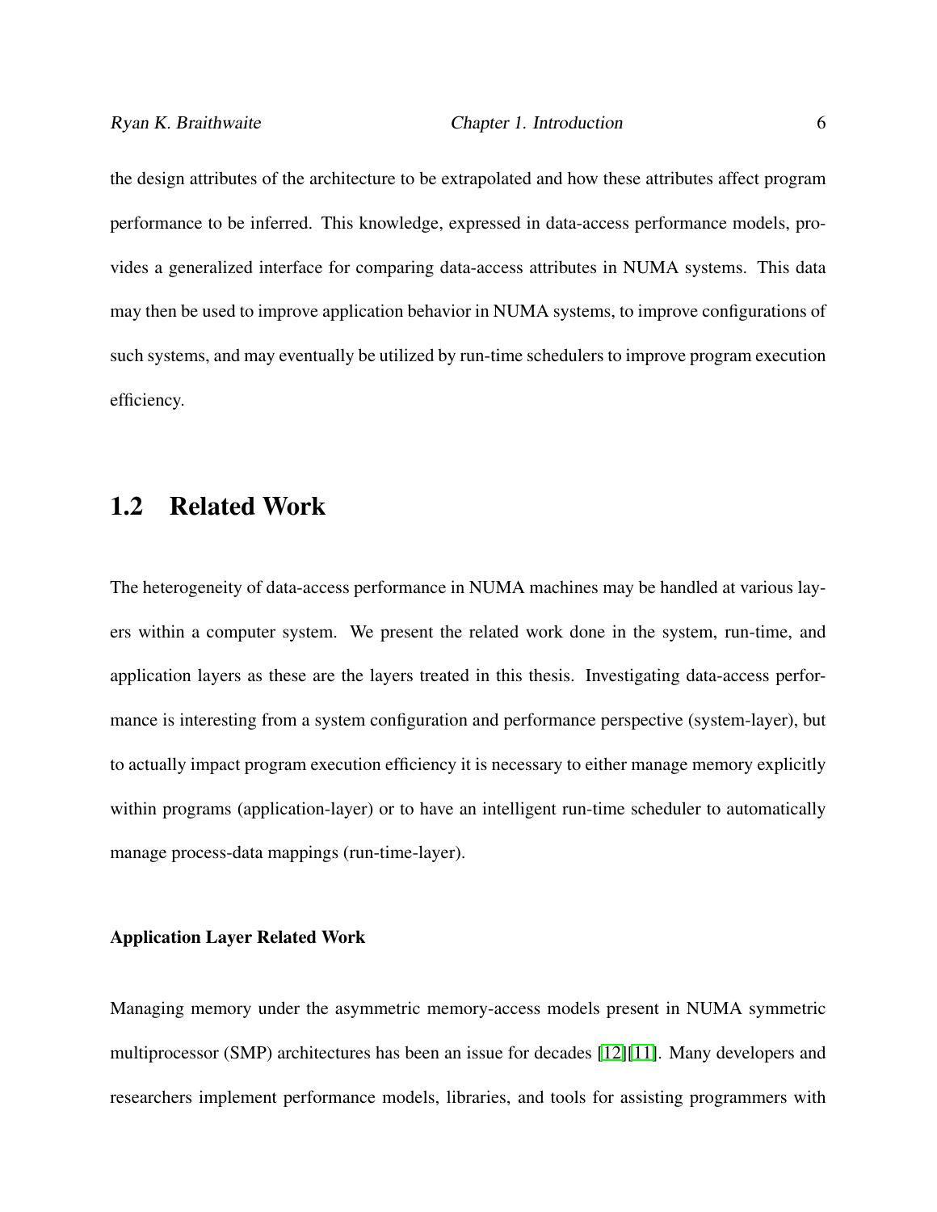the design attributes of the architecture to be extrapolated and how these attributes affect program performance to be inferred. This knowledge, expressed in data-access performance models, provides a generalized interface for comparing data-access attributes in NUMA systems. This data may then be used to improve application behavior in NUMA systems, to improve configurations of such systems, and may eventually be utilized by run-time schedulers to improve program execution efficiency.

## 1.2 Related Work

The heterogeneity of data-access performance in NUMA machines may be handled at various layers within a computer system. We present the related work done in the system, run-time, and application layers as these are the layers treated in this thesis. Investigating data-access performance is interesting from a system configuration and performance perspective (system-layer), but to actually impact program execution efficiency it is necessary to either manage memory explicitly within programs (application-layer) or to have an intelligent run-time scheduler to automatically manage process-data mappings (run-time-layer).

#### Application Layer Related Work

Managing memory under the asymmetric memory-access models present in NUMA symmetric multiprocessor (SMP) architectures has been an issue for decades [12][11]. Many developers and researchers implement performance models, libraries, and tools for assisting programmers with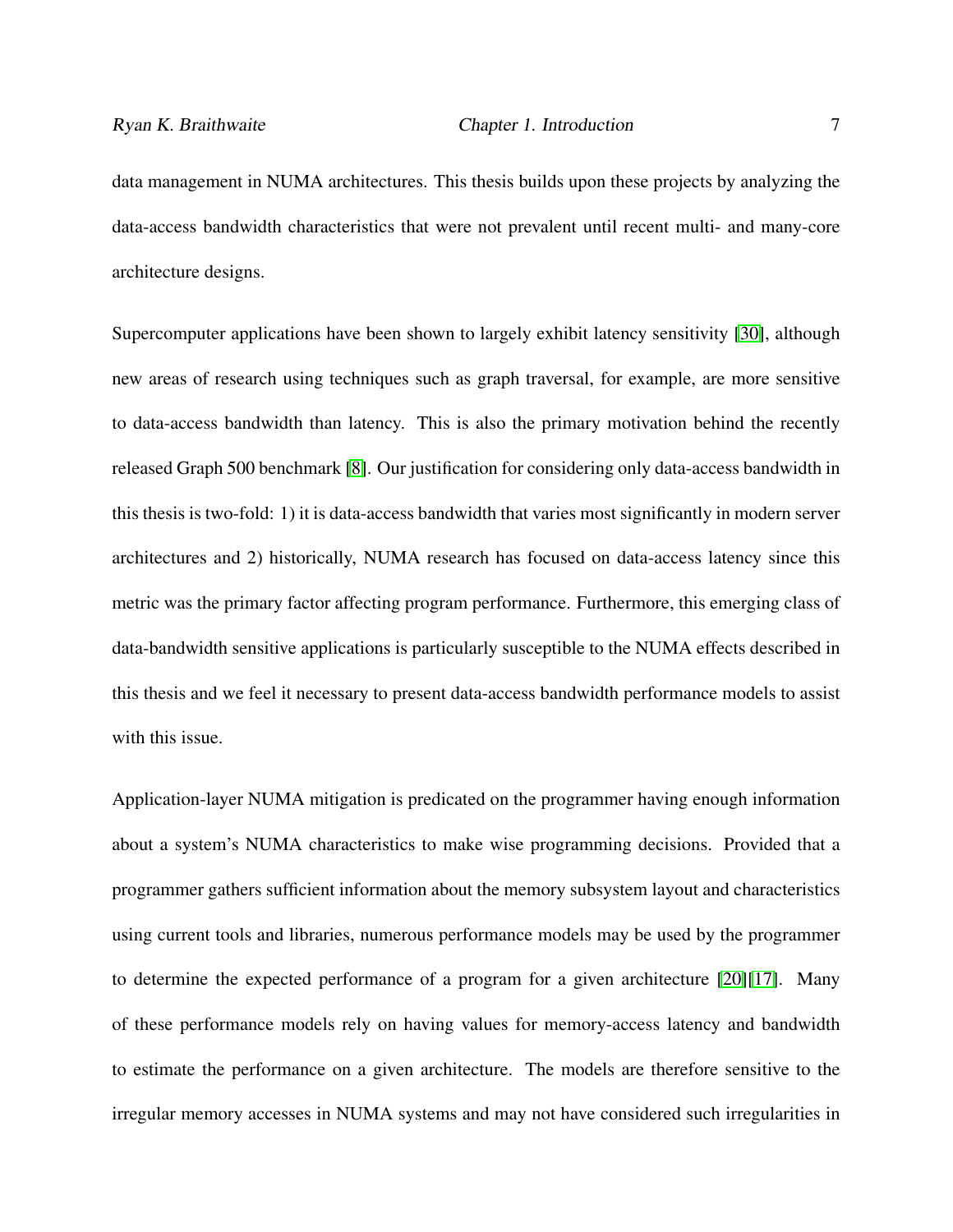data management in NUMA architectures. This thesis builds upon these projects by analyzing the data-access bandwidth characteristics that were not prevalent until recent multi- and many-core architecture designs.

Supercomputer applications have been shown to largely exhibit latency sensitivity [30], although new areas of research using techniques such as graph traversal, for example, are more sensitive to data-access bandwidth than latency. This is also the primary motivation behind the recently released Graph 500 benchmark [8]. Our justification for considering only data-access bandwidth in this thesis is two-fold: 1) it is data-access bandwidth that varies most significantly in modern server architectures and 2) historically, NUMA research has focused on data-access latency since this metric was the primary factor affecting program performance. Furthermore, this emerging class of data-bandwidth sensitive applications is particularly susceptible to the NUMA effects described in this thesis and we feel it necessary to present data-access bandwidth performance models to assist with this issue.

Application-layer NUMA mitigation is predicated on the programmer having enough information about a system's NUMA characteristics to make wise programming decisions. Provided that a programmer gathers sufficient information about the memory subsystem layout and characteristics using current tools and libraries, numerous performance models may be used by the programmer to determine the expected performance of a program for a given architecture [20][17]. Many of these performance models rely on having values for memory-access latency and bandwidth to estimate the performance on a given architecture. The models are therefore sensitive to the irregular memory accesses in NUMA systems and may not have considered such irregularities in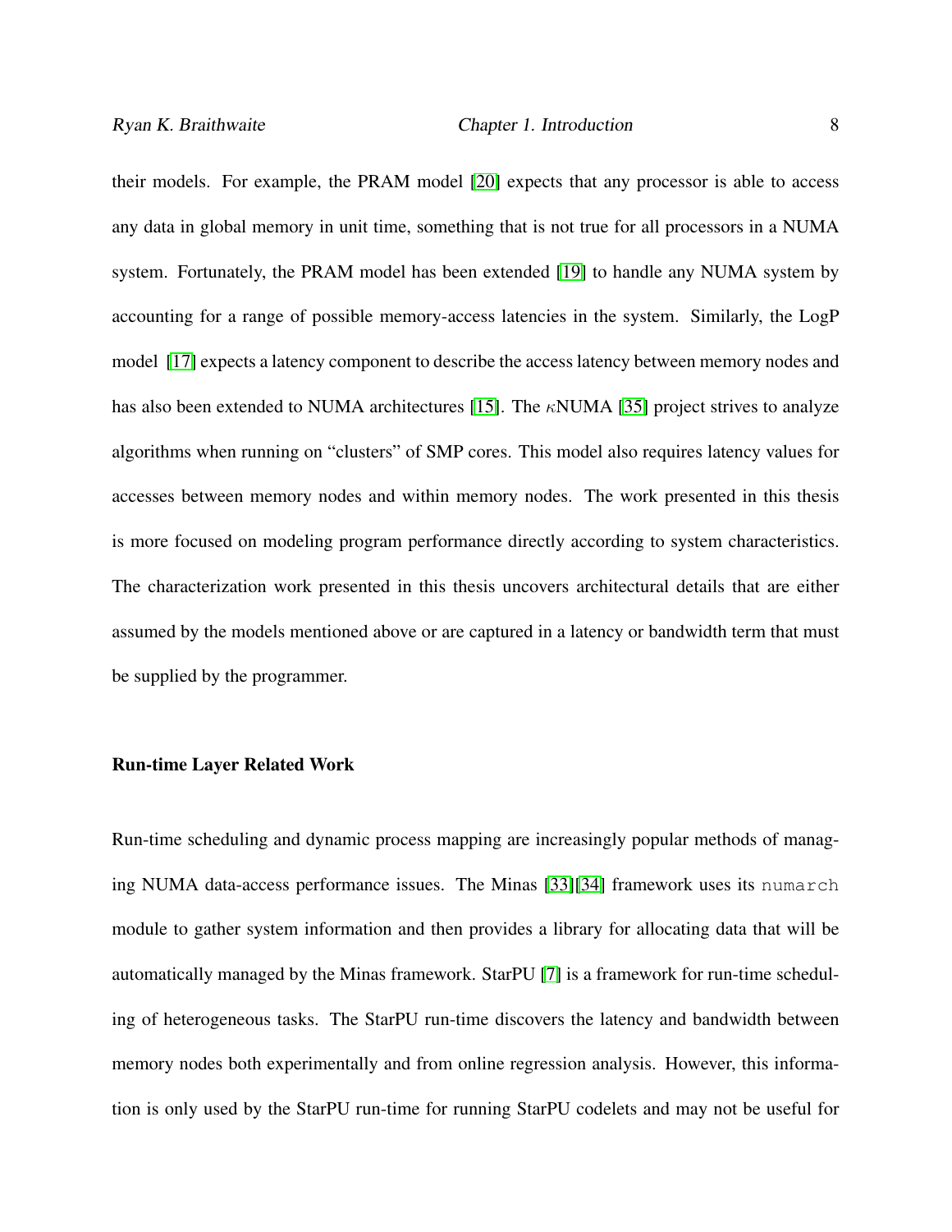their models. For example, the PRAM model [20] expects that any processor is able to access any data in global memory in unit time, something that is not true for all processors in a NUMA system. Fortunately, the PRAM model has been extended [19] to handle any NUMA system by accounting for a range of possible memory-access latencies in the system. Similarly, the LogP model [17] expects a latency component to describe the access latency between memory nodes and has also been extended to NUMA architectures [15]. The $\kappa$NUMA [35] project strives to analyze algorithms when running on "clusters" of SMP cores. This model also requires latency values for accesses between memory nodes and within memory nodes. The work presented in this thesis is more focused on modeling program performance directly according to system characteristics. The characterization work presented in this thesis uncovers architectural details that are either assumed by the models mentioned above or are captured in a latency or bandwidth term that must be supplied by the programmer.

### Run-time Layer Related Work

Run-time scheduling and dynamic process mapping are increasingly popular methods of managing NUMA data-access performance issues. The Minas [33][34] framework uses its `numarch` module to gather system information and then provides a library for allocating data that will be automatically managed by the Minas framework. StarPU [7] is a framework for run-time scheduling of heterogeneous tasks. The StarPU run-time discovers the latency and bandwidth between memory nodes both experimentally and from online regression analysis. However, this information is only used by the StarPU run-time for running StarPU codelets and may not be useful for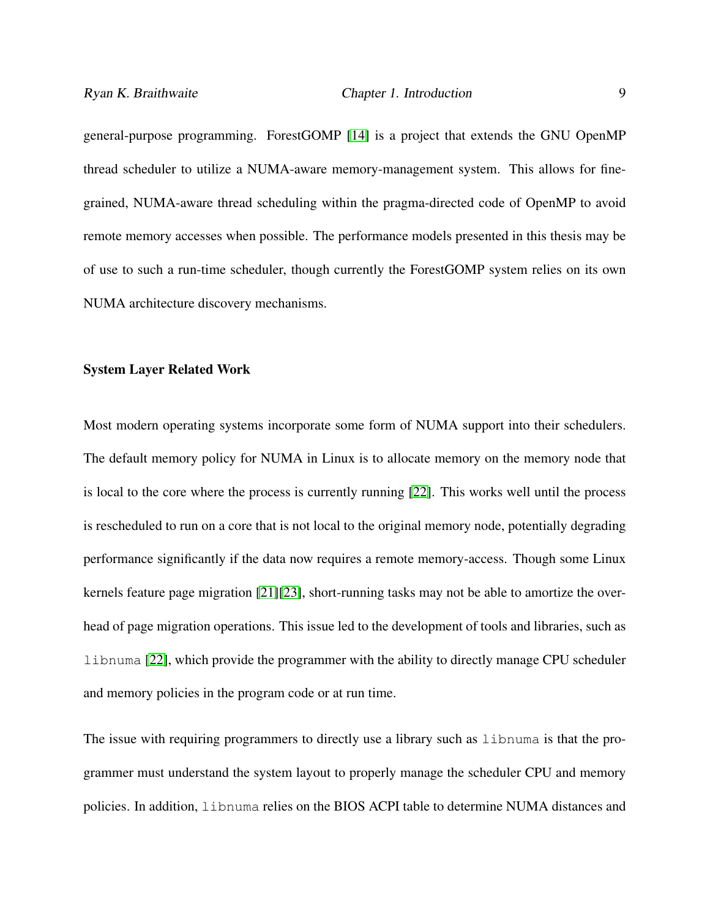general-purpose programming. ForestGOMP [14] is a project that extends the GNU OpenMP thread scheduler to utilize a NUMA-aware memory-management system. This allows for fine-grained, NUMA-aware thread scheduling within the pragma-directed code of OpenMP to avoid remote memory accesses when possible. The performance models presented in this thesis may be of use to such a run-time scheduler, though currently the ForestGOMP system relies on its own NUMA architecture discovery mechanisms.

### System Layer Related Work

Most modern operating systems incorporate some form of NUMA support into their schedulers. The default memory policy for NUMA in Linux is to allocate memory on the memory node that is local to the core where the process is currently running [22]. This works well until the process is rescheduled to run on a core that is not local to the original memory node, potentially degrading performance significantly if the data now requires a remote memory-access. Though some Linux kernels feature page migration [21][23], short-running tasks may not be able to amortize the overhead of page migration operations. This issue led to the development of tools and libraries, such as `libnuma` [22], which provide the programmer with the ability to directly manage CPU scheduler and memory policies in the program code or at run time.

The issue with requiring programmers to directly use a library such as `libnuma` is that the programmer must understand the system layout to properly manage the scheduler CPU and memory policies. In addition, `libnuma` relies on the BIOS ACPI table to determine NUMA distances and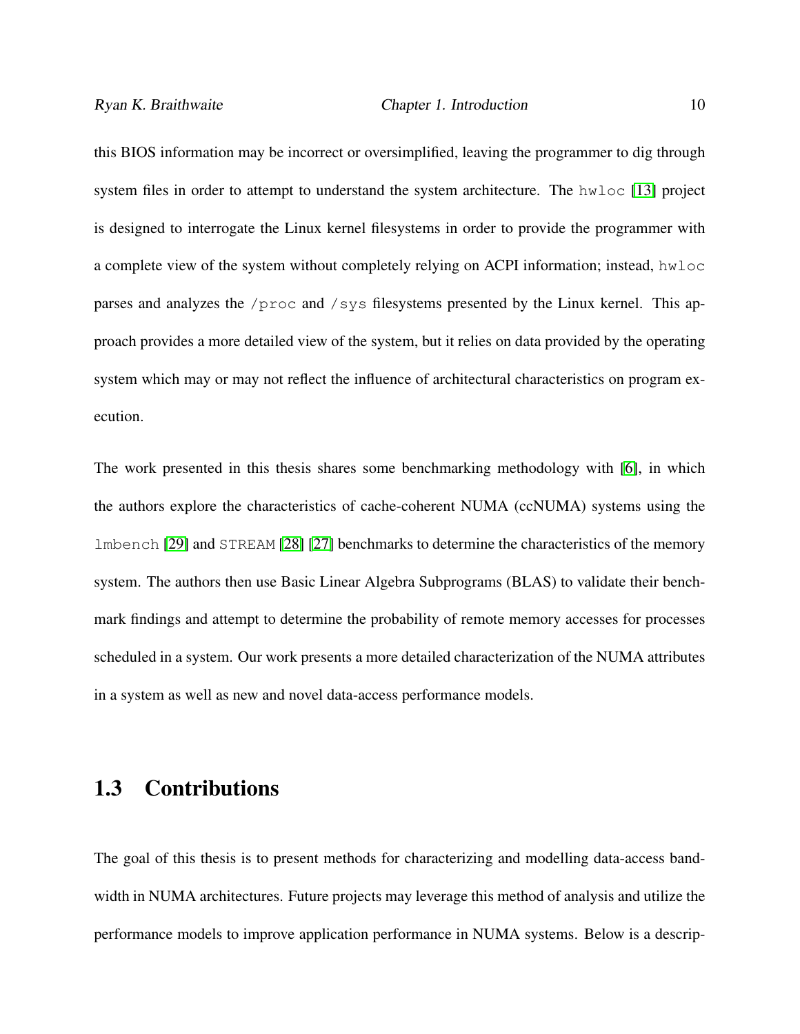this BIOS information may be incorrect or oversimplified, leaving the programmer to dig through system files in order to attempt to understand the system architecture. The `hwloc` [13] project is designed to interrogate the Linux kernel filesystems in order to provide the programmer with a complete view of the system without completely relying on ACPI information; instead, `hwloc` parses and analyzes the `/proc` and `/sys` filesystems presented by the Linux kernel. This approach provides a more detailed view of the system, but it relies on data provided by the operating system which may or may not reflect the influence of architectural characteristics on program execution.

The work presented in this thesis shares some benchmarking methodology with [6], in which the authors explore the characteristics of cache-coherent NUMA (ccNUMA) systems using the `lmbench` [29] and `STREAM` [28] [27] benchmarks to determine the characteristics of the memory system. The authors then use Basic Linear Algebra Subprograms (BLAS) to validate their benchmark findings and attempt to determine the probability of remote memory accesses for processes scheduled in a system. Our work presents a more detailed characterization of the NUMA attributes in a system as well as new and novel data-access performance models.

## 1.3 Contributions

The goal of this thesis is to present methods for characterizing and modelling data-access bandwidth in NUMA architectures. Future projects may leverage this method of analysis and utilize the performance models to improve application performance in NUMA systems. Below is a descrip-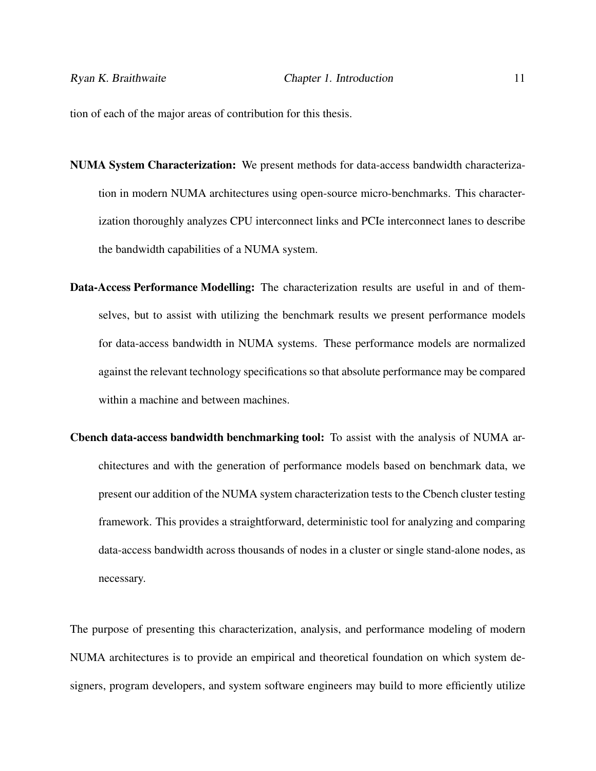tion of each of the major areas of contribution for this thesis.

**NUMA System Characterization:** We present methods for data-access bandwidth characterization in modern NUMA architectures using open-source micro-benchmarks. This characterization thoroughly analyzes CPU interconnect links and PCIe interconnect lanes to describe the bandwidth capabilities of a NUMA system.

**Data-Access Performance Modelling:** The characterization results are useful in and of themselves, but to assist with utilizing the benchmark results we present performance models for data-access bandwidth in NUMA systems. These performance models are normalized against the relevant technology specifications so that absolute performance may be compared within a machine and between machines.

**Cbench data-access bandwidth benchmarking tool:** To assist with the analysis of NUMA architectures and with the generation of performance models based on benchmark data, we present our addition of the NUMA system characterization tests to the Cbench cluster testing framework. This provides a straightforward, deterministic tool for analyzing and comparing data-access bandwidth across thousands of nodes in a cluster or single stand-alone nodes, as necessary.

The purpose of presenting this characterization, analysis, and performance modeling of modern NUMA architectures is to provide an empirical and theoretical foundation on which system designers, program developers, and system software engineers may build to more efficiently utilize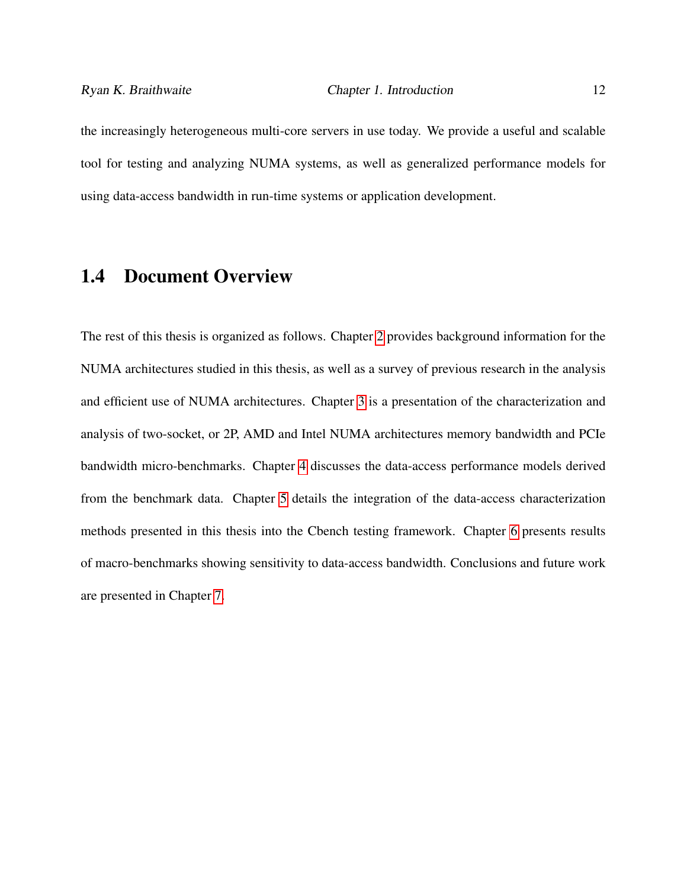the increasingly heterogeneous multi-core servers in use today. We provide a useful and scalable tool for testing and analyzing NUMA systems, as well as generalized performance models for using data-access bandwidth in run-time systems or application development.

## 1.4 Document Overview

The rest of this thesis is organized as follows. Chapter 2 provides background information for the NUMA architectures studied in this thesis, as well as a survey of previous research in the analysis and efficient use of NUMA architectures. Chapter 3 is a presentation of the characterization and analysis of two-socket, or 2P, AMD and Intel NUMA architectures memory bandwidth and PCIe bandwidth micro-benchmarks. Chapter 4 discusses the data-access performance models derived from the benchmark data. Chapter 5 details the integration of the data-access characterization methods presented in this thesis into the Cbench testing framework. Chapter 6 presents results of macro-benchmarks showing sensitivity to data-access bandwidth. Conclusions and future work are presented in Chapter 7.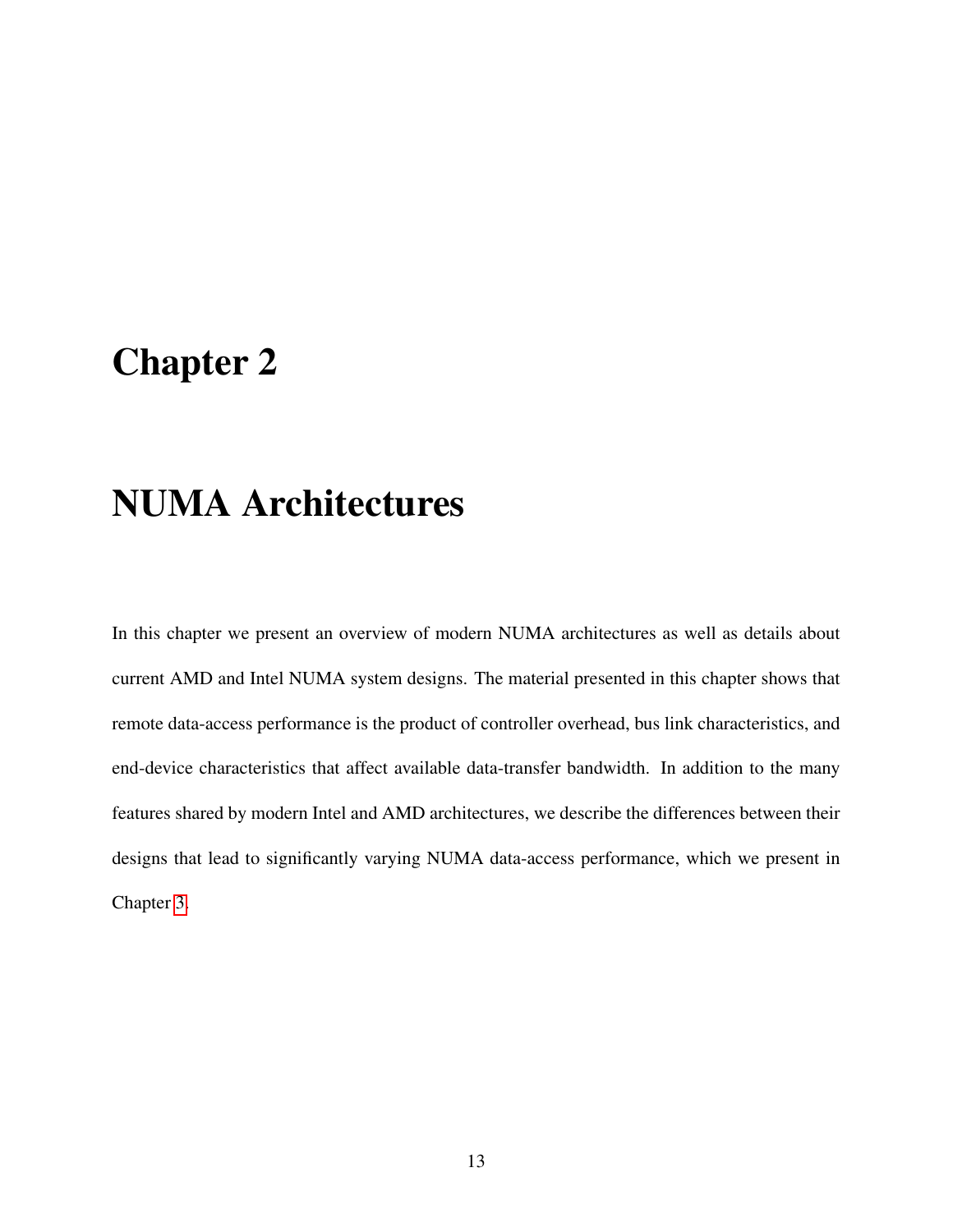# Chapter 2

# NUMA Architectures

In this chapter we present an overview of modern NUMA architectures as well as details about current AMD and Intel NUMA system designs. The material presented in this chapter shows that remote data-access performance is the product of controller overhead, bus link characteristics, and end-device characteristics that affect available data-transfer bandwidth. In addition to the many features shared by modern Intel and AMD architectures, we describe the differences between their designs that lead to significantly varying NUMA data-access performance, which we present in Chapter 3.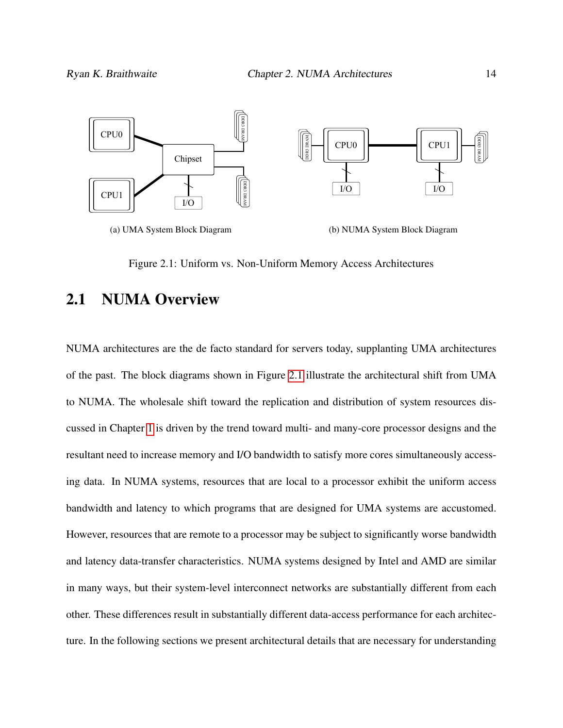(a) UMA System Block Diagram

(b) NUMA System Block Diagram

Figure 2.1: Uniform vs. Non-Uniform Memory Access Architectures

## 2.1 NUMA Overview

NUMA architectures are the de facto standard for servers today, supplanting UMA architectures of the past. The block diagrams shown in Figure 2.1 illustrate the architectural shift from UMA to NUMA. The wholesale shift toward the replication and distribution of system resources discussed in Chapter 1 is driven by the trend toward multi- and many-core processor designs and the resultant need to increase memory and I/O bandwidth to satisfy more cores simultaneously accessing data. In NUMA systems, resources that are local to a processor exhibit the uniform access bandwidth and latency to which programs that are designed for UMA systems are accustomed. However, resources that are remote to a processor may be subject to significantly worse bandwidth and latency data-transfer characteristics. NUMA systems designed by Intel and AMD are similar in many ways, but their system-level interconnect networks are substantially different from each other. These differences result in substantially different data-access performance for each architecture. In the following sections we present architectural details that are necessary for understanding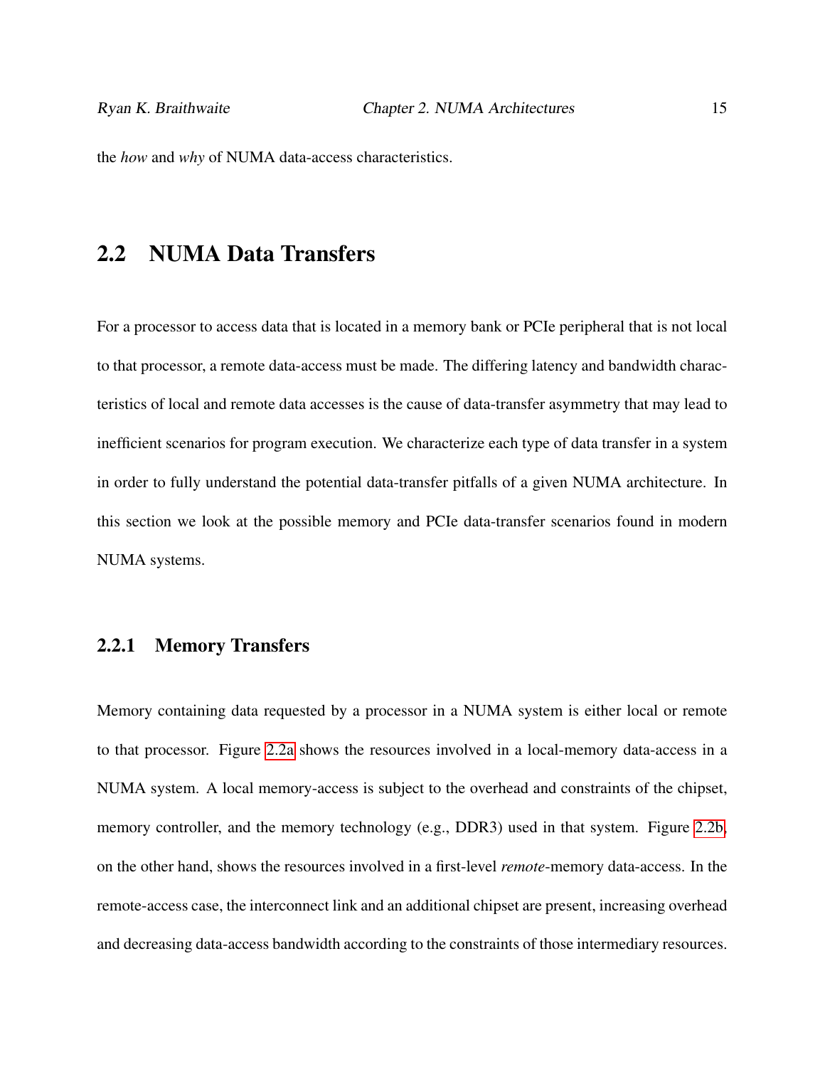the *how* and *why* of NUMA data-access characteristics.

## 2.2 NUMA Data Transfers

For a processor to access data that is located in a memory bank or PCIe peripheral that is not local to that processor, a remote data-access must be made. The differing latency and bandwidth characteristics of local and remote data accesses is the cause of data-transfer asymmetry that may lead to inefficient scenarios for program execution. We characterize each type of data transfer in a system in order to fully understand the potential data-transfer pitfalls of a given NUMA architecture. In this section we look at the possible memory and PCIe data-transfer scenarios found in modern NUMA systems.

### 2.2.1 Memory Transfers

Memory containing data requested by a processor in a NUMA system is either local or remote to that processor. Figure 2.2a shows the resources involved in a local-memory data-access in a NUMA system. A local memory-access is subject to the overhead and constraints of the chipset, memory controller, and the memory technology (e.g., DDR3) used in that system. Figure 2.2b, on the other hand, shows the resources involved in a first-level *remote*-memory data-access. In the remote-access case, the interconnect link and an additional chipset are present, increasing overhead and decreasing data-access bandwidth according to the constraints of those intermediary resources.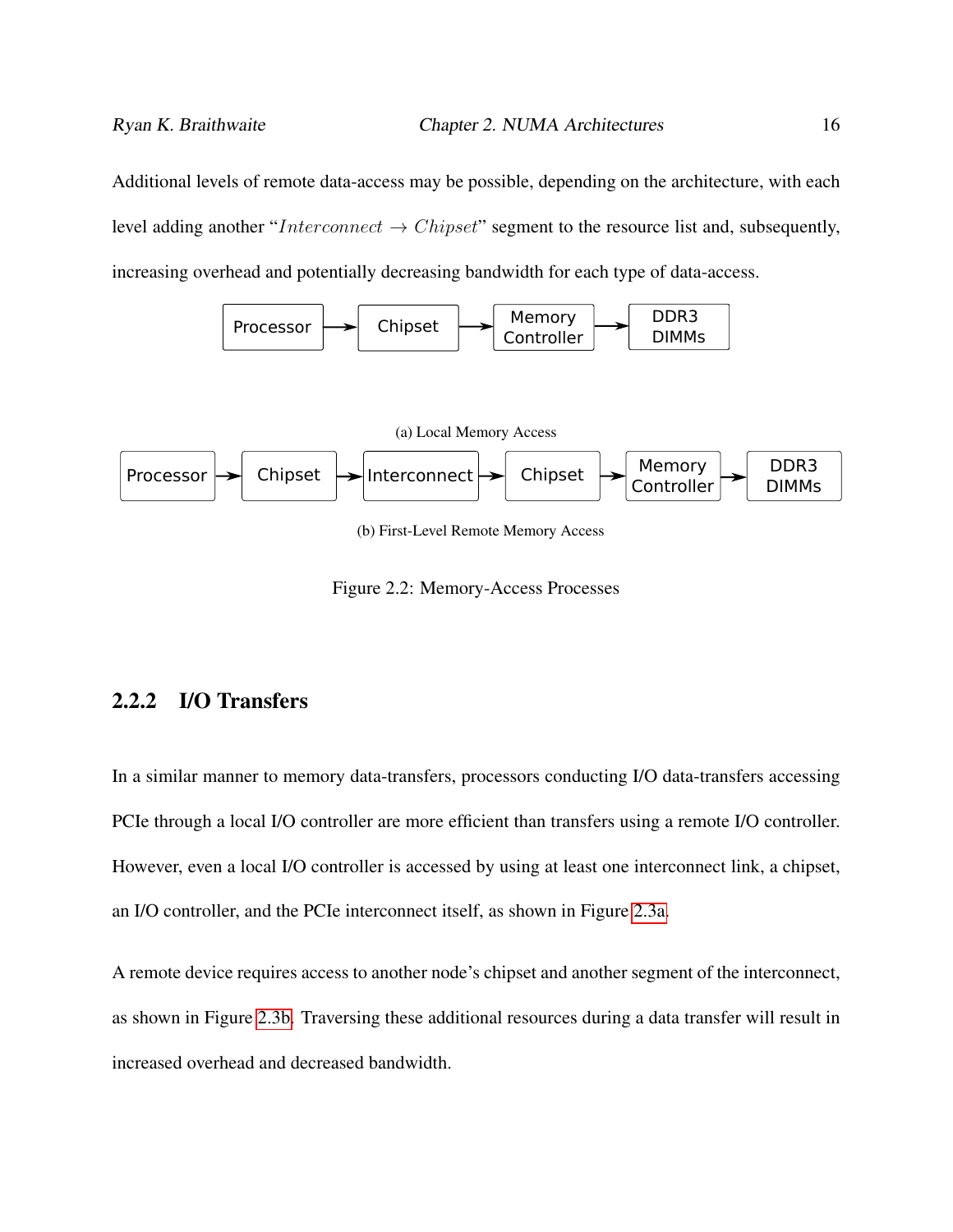Additional levels of remote data-access may be possible, depending on the architecture, with each level adding another "$Interconnect \rightarrow Chipset$" segment to the resource list and, subsequently, increasing overhead and potentially decreasing bandwidth for each type of data-access.

Processor → Chipset → Memory Controller → DDR3 DIMMs

(a) Local Memory Access

Processor → Chipset → Interconnect → Chipset → Memory Controller → DDR3 DIMMs

(b) First-Level Remote Memory Access

Figure 2.2: Memory-Access Processes

### 2.2.2 I/O Transfers

In a similar manner to memory data-transfers, processors conducting I/O data-transfers accessing PCIe through a local I/O controller are more efficient than transfers using a remote I/O controller. However, even a local I/O controller is accessed by using at least one interconnect link, a chipset, an I/O controller, and the PCIe interconnect itself, as shown in Figure 2.3a.

A remote device requires access to another node's chipset and another segment of the interconnect, as shown in Figure 2.3b. Traversing these additional resources during a data transfer will result in increased overhead and decreased bandwidth.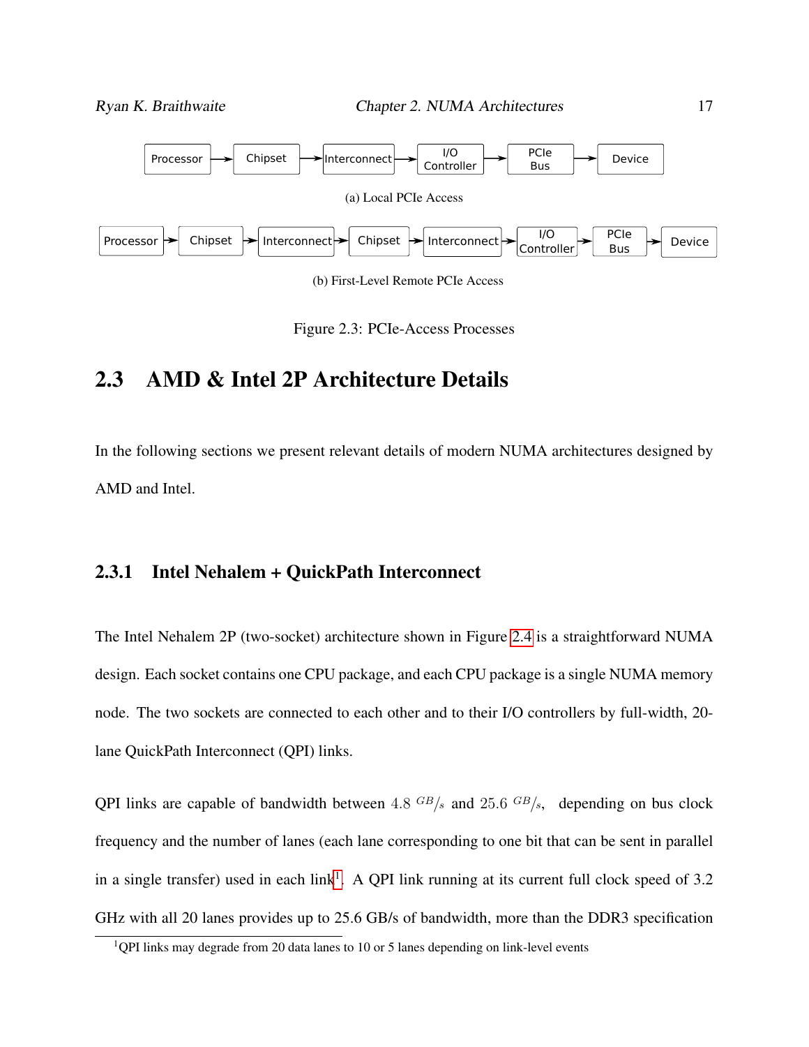Processor → Chipset → Interconnect → I/O Controller → PCIe Bus → Device

(a) Local PCIe Access

Processor → Chipset → Interconnect → Chipset → Interconnect → I/O Controller → PCIe Bus → Device

(b) First-Level Remote PCIe Access

Figure 2.3: PCIe-Access Processes

## 2.3 AMD & Intel 2P Architecture Details

In the following sections we present relevant details of modern NUMA architectures designed by AMD and Intel.

### 2.3.1 Intel Nehalem + QuickPath Interconnect

The Intel Nehalem 2P (two-socket) architecture shown in Figure 2.4 is a straightforward NUMA design. Each socket contains one CPU package, and each CPU package is a single NUMA memory node. The two sockets are connected to each other and to their I/O controllers by full-width, 20-lane QuickPath Interconnect (QPI) links.

QPI links are capable of bandwidth between $4.8\ ^{GB}/_{s}$ and $25.6\ ^{GB}/_{s}$, depending on bus clock frequency and the number of lanes (each lane corresponding to one bit that can be sent in parallel in a single transfer) used in each link[1]. A QPI link running at its current full clock speed of 3.2 GHz with all 20 lanes provides up to 25.6 GB/s of bandwidth, more than the DDR3 specification

[1] QPI links may degrade from 20 data lanes to 10 or 5 lanes depending on link-level events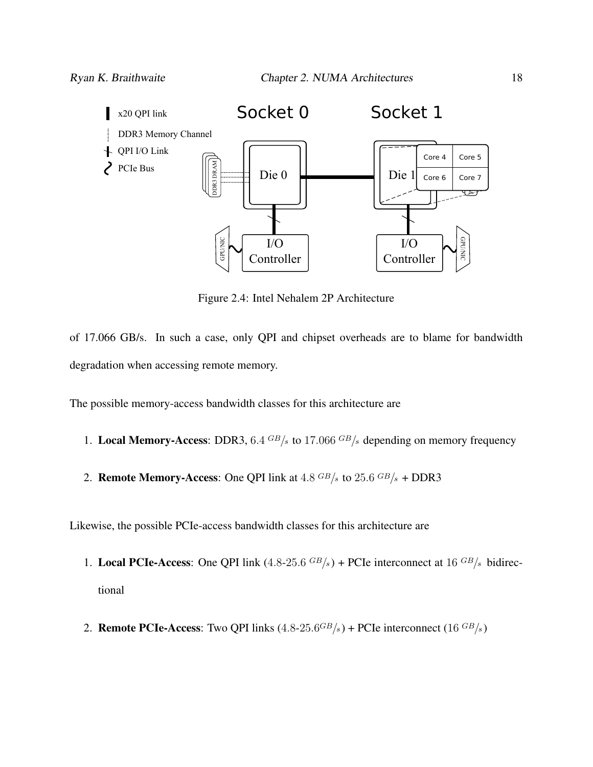Figure 2.4: Intel Nehalem 2P Architecture

of 17.066 GB/s. In such a case, only QPI and chipset overheads are to blame for bandwidth degradation when accessing remote memory.

The possible memory-access bandwidth classes for this architecture are

1. **Local Memory-Access**: DDR3, $6.4\ ^{GB}/_{s}$ to $17.066\ ^{GB}/_{s}$ depending on memory frequency
2. **Remote Memory-Access**: One QPI link at $4.8\ ^{GB}/_{s}$ to $25.6\ ^{GB}/_{s}$ + DDR3

Likewise, the possible PCIe-access bandwidth classes for this architecture are

1. **Local PCIe-Access**: One QPI link ($4.8$-$25.6\ ^{GB}/_{s}$) + PCIe interconnect at $16\ ^{GB}/_{s}$ bidirectional
2. **Remote PCIe-Access**: Two QPI links ($4.8$-$25.6^{GB}/_{s}$) + PCIe interconnect ($16\ ^{GB}/_{s}$)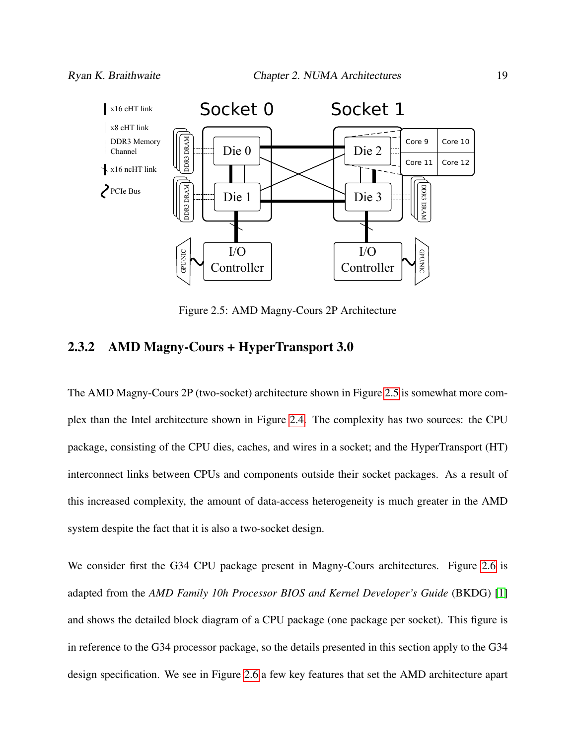Figure 2.5: AMD Magny-Cours 2P Architecture

### 2.3.2 AMD Magny-Cours + HyperTransport 3.0

The AMD Magny-Cours 2P (two-socket) architecture shown in Figure 2.5 is somewhat more complex than the Intel architecture shown in Figure 2.4. The complexity has two sources: the CPU package, consisting of the CPU dies, caches, and wires in a socket; and the HyperTransport (HT) interconnect links between CPUs and components outside their socket packages. As a result of this increased complexity, the amount of data-access heterogeneity is much greater in the AMD system despite the fact that it is also a two-socket design.

We consider first the G34 CPU package present in Magny-Cours architectures. Figure 2.6 is adapted from the *AMD Family 10h Processor BIOS and Kernel Developer's Guide* (BKDG) [1] and shows the detailed block diagram of a CPU package (one package per socket). This figure is in reference to the G34 processor package, so the details presented in this section apply to the G34 design specification. We see in Figure 2.6 a few key features that set the AMD architecture apart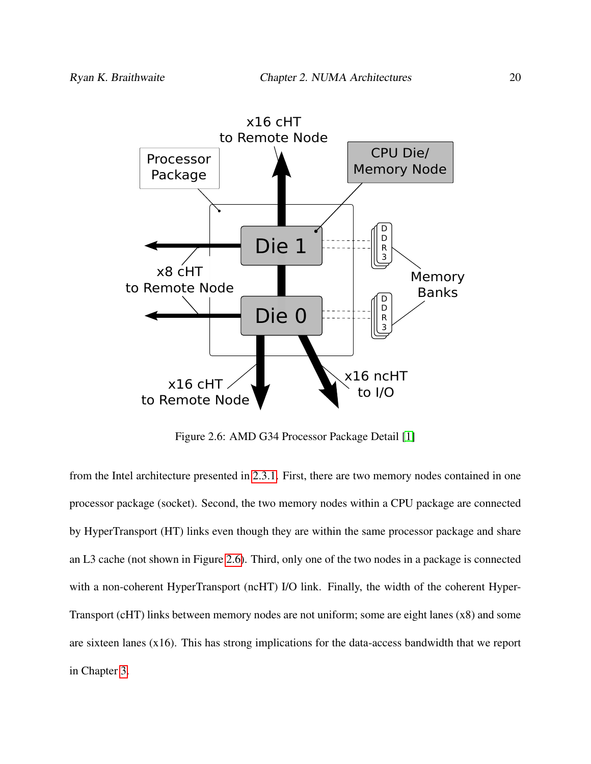Figure 2.6: AMD G34 Processor Package Detail [1]

from the Intel architecture presented in 2.3.1. First, there are two memory nodes contained in one processor package (socket). Second, the two memory nodes within a CPU package are connected by HyperTransport (HT) links even though they are within the same processor package and share an L3 cache (not shown in Figure 2.6). Third, only one of the two nodes in a package is connected with a non-coherent HyperTransport (ncHT) I/O link. Finally, the width of the coherent HyperTransport (cHT) links between memory nodes are not uniform; some are eight lanes (x8) and some are sixteen lanes (x16). This has strong implications for the data-access bandwidth that we report in Chapter 3.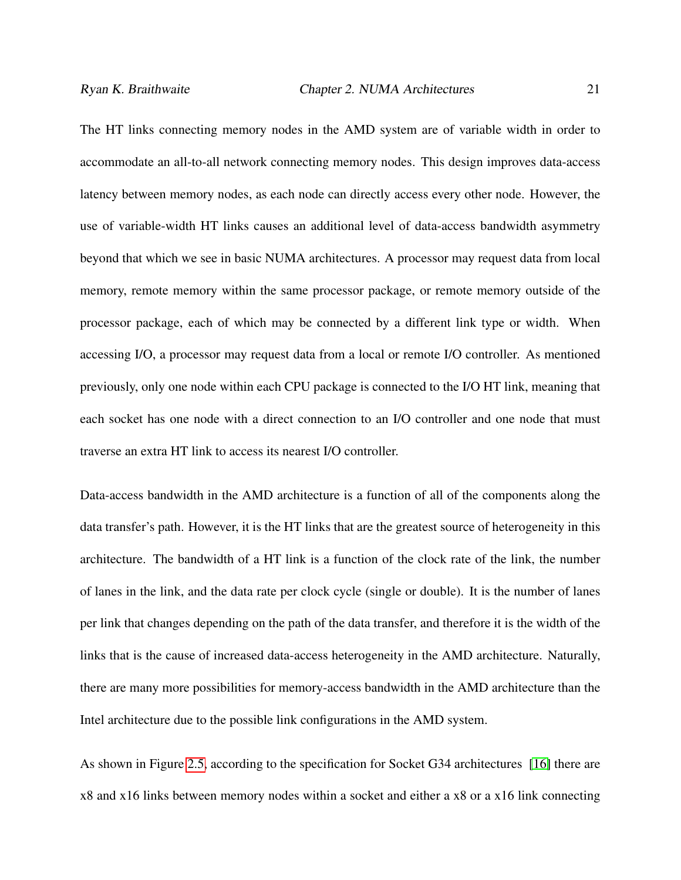The HT links connecting memory nodes in the AMD system are of variable width in order to accommodate an all-to-all network connecting memory nodes. This design improves data-access latency between memory nodes, as each node can directly access every other node. However, the use of variable-width HT links causes an additional level of data-access bandwidth asymmetry beyond that which we see in basic NUMA architectures. A processor may request data from local memory, remote memory within the same processor package, or remote memory outside of the processor package, each of which may be connected by a different link type or width. When accessing I/O, a processor may request data from a local or remote I/O controller. As mentioned previously, only one node within each CPU package is connected to the I/O HT link, meaning that each socket has one node with a direct connection to an I/O controller and one node that must traverse an extra HT link to access its nearest I/O controller.

Data-access bandwidth in the AMD architecture is a function of all of the components along the data transfer's path. However, it is the HT links that are the greatest source of heterogeneity in this architecture. The bandwidth of a HT link is a function of the clock rate of the link, the number of lanes in the link, and the data rate per clock cycle (single or double). It is the number of lanes per link that changes depending on the path of the data transfer, and therefore it is the width of the links that is the cause of increased data-access heterogeneity in the AMD architecture. Naturally, there are many more possibilities for memory-access bandwidth in the AMD architecture than the Intel architecture due to the possible link configurations in the AMD system.

As shown in Figure 2.5, according to the specification for Socket G34 architectures [16] there are x8 and x16 links between memory nodes within a socket and either a x8 or a x16 link connecting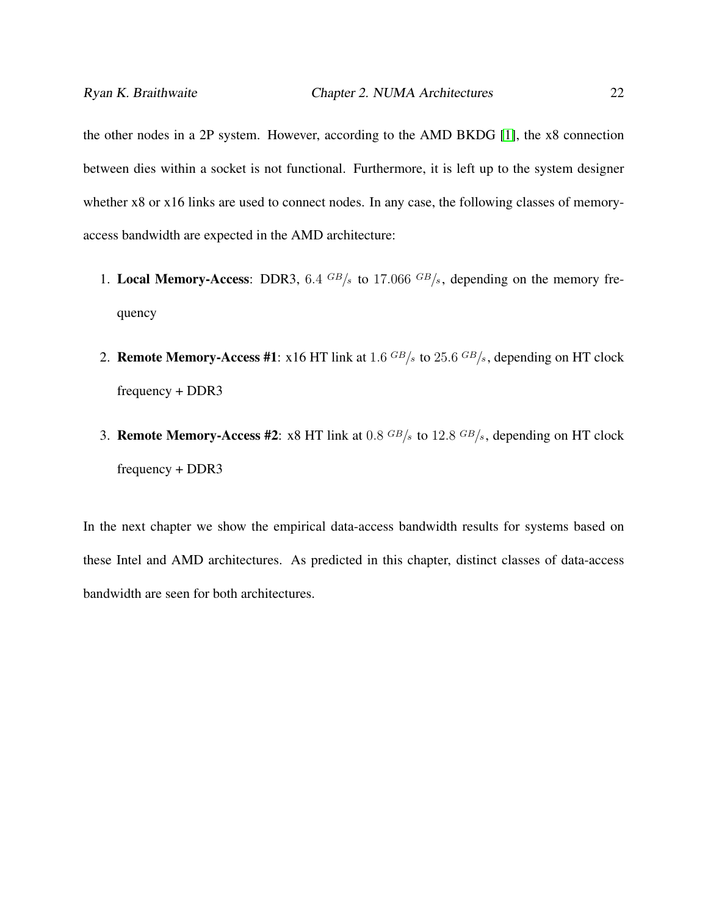the other nodes in a 2P system. However, according to the AMD BKDG [1], the x8 connection between dies within a socket is not functional. Furthermore, it is left up to the system designer whether x8 or x16 links are used to connect nodes. In any case, the following classes of memory-access bandwidth are expected in the AMD architecture:

1. **Local Memory-Access**: DDR3, $6.4\ ^{GB}/_{s}$ to $17.066\ ^{GB}/_{s}$, depending on the memory frequency
2. **Remote Memory-Access #1**: x16 HT link at $1.6\ ^{GB}/_{s}$ to $25.6\ ^{GB}/_{s}$, depending on HT clock frequency + DDR3
3. **Remote Memory-Access #2**: x8 HT link at $0.8\ ^{GB}/_{s}$ to $12.8\ ^{GB}/_{s}$, depending on HT clock frequency + DDR3

In the next chapter we show the empirical data-access bandwidth results for systems based on these Intel and AMD architectures. As predicted in this chapter, distinct classes of data-access bandwidth are seen for both architectures.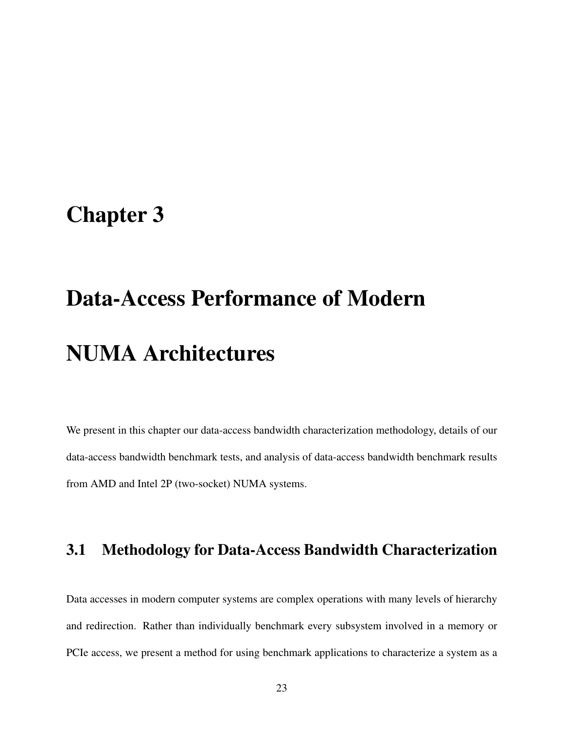# Chapter 3

# Data-Access Performance of Modern NUMA Architectures

We present in this chapter our data-access bandwidth characterization methodology, details of our data-access bandwidth benchmark tests, and analysis of data-access bandwidth benchmark results from AMD and Intel 2P (two-socket) NUMA systems.

## 3.1 Methodology for Data-Access Bandwidth Characterization

Data accesses in modern computer systems are complex operations with many levels of hierarchy and redirection. Rather than individually benchmark every subsystem involved in a memory or PCIe access, we present a method for using benchmark applications to characterize a system as a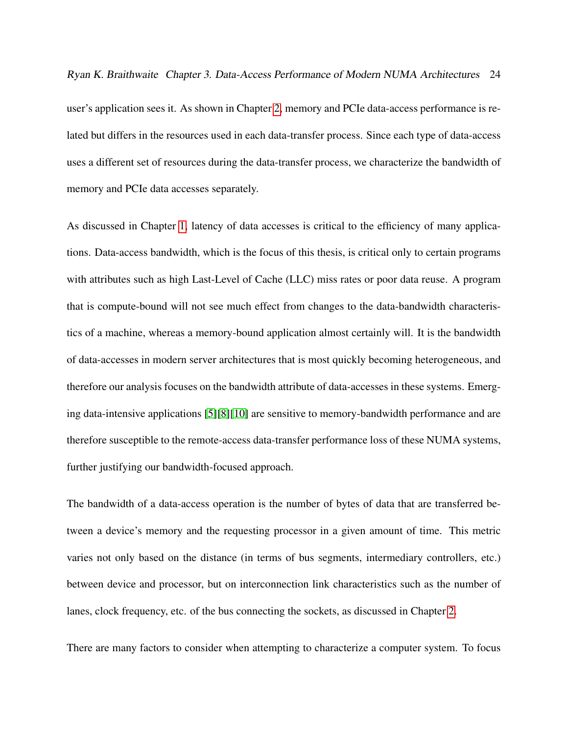user's application sees it. As shown in Chapter 2, memory and PCIe data-access performance is related but differs in the resources used in each data-transfer process. Since each type of data-access uses a different set of resources during the data-transfer process, we characterize the bandwidth of memory and PCIe data accesses separately.

As discussed in Chapter 1, latency of data accesses is critical to the efficiency of many applications. Data-access bandwidth, which is the focus of this thesis, is critical only to certain programs with attributes such as high Last-Level of Cache (LLC) miss rates or poor data reuse. A program that is compute-bound will not see much effect from changes to the data-bandwidth characteristics of a machine, whereas a memory-bound application almost certainly will. It is the bandwidth of data-accesses in modern server architectures that is most quickly becoming heterogeneous, and therefore our analysis focuses on the bandwidth attribute of data-accesses in these systems. Emerging data-intensive applications [5][8][10] are sensitive to memory-bandwidth performance and are therefore susceptible to the remote-access data-transfer performance loss of these NUMA systems, further justifying our bandwidth-focused approach.

The bandwidth of a data-access operation is the number of bytes of data that are transferred between a device's memory and the requesting processor in a given amount of time. This metric varies not only based on the distance (in terms of bus segments, intermediary controllers, etc.) between device and processor, but on interconnection link characteristics such as the number of lanes, clock frequency, etc. of the bus connecting the sockets, as discussed in Chapter 2.

There are many factors to consider when attempting to characterize a computer system. To focus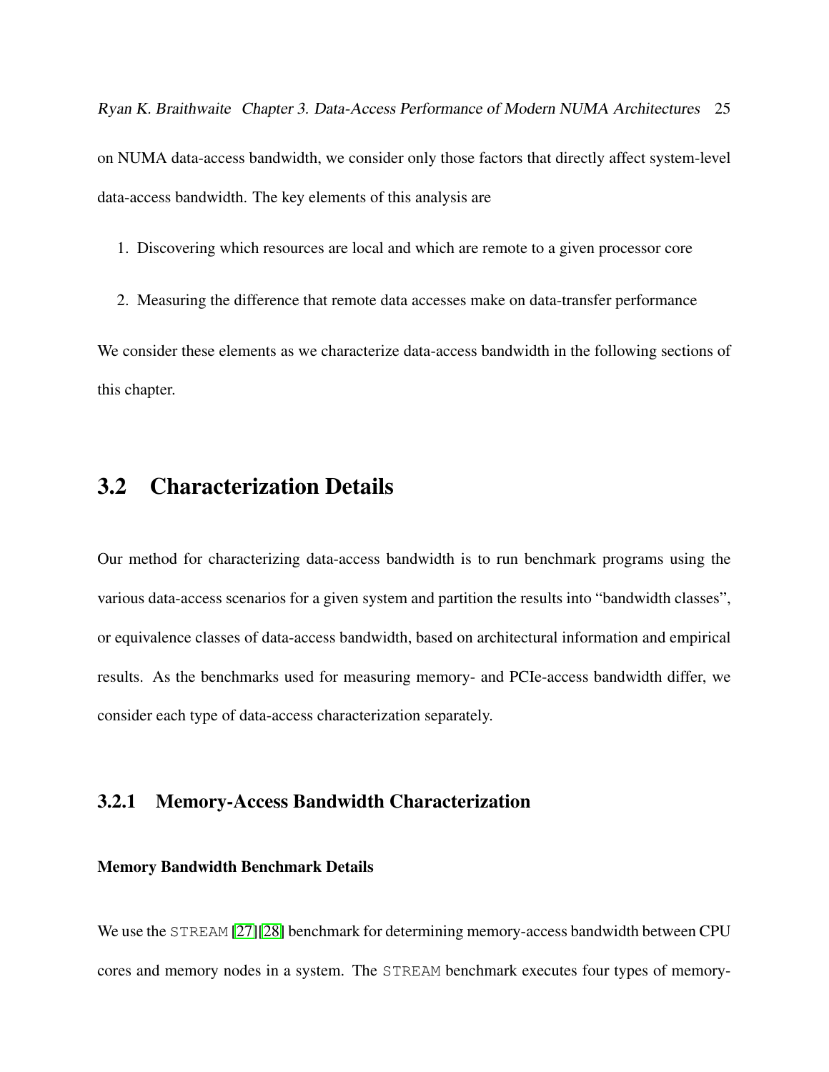on NUMA data-access bandwidth, we consider only those factors that directly affect system-level data-access bandwidth. The key elements of this analysis are

1. Discovering which resources are local and which are remote to a given processor core
2. Measuring the difference that remote data accesses make on data-transfer performance

We consider these elements as we characterize data-access bandwidth in the following sections of this chapter.

## 3.2 Characterization Details

Our method for characterizing data-access bandwidth is to run benchmark programs using the various data-access scenarios for a given system and partition the results into "bandwidth classes", or equivalence classes of data-access bandwidth, based on architectural information and empirical results. As the benchmarks used for measuring memory- and PCIe-access bandwidth differ, we consider each type of data-access characterization separately.

### 3.2.1 Memory-Access Bandwidth Characterization

**Memory Bandwidth Benchmark Details**

We use the `STREAM` [27][28] benchmark for determining memory-access bandwidth between CPU cores and memory nodes in a system. The `STREAM` benchmark executes four types of memory-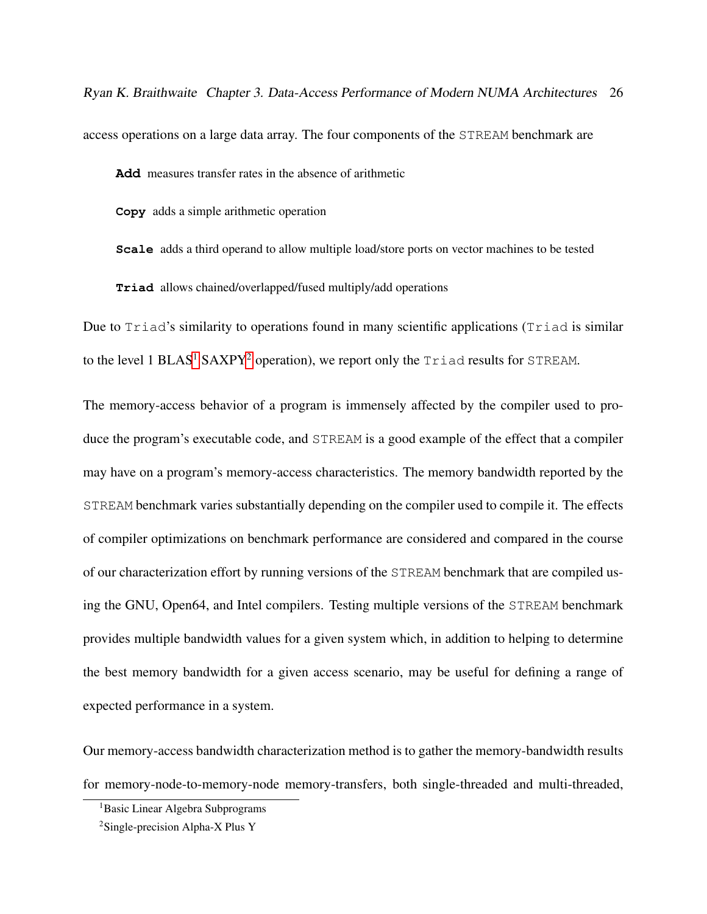access operations on a large data array. The four components of the `STREAM` benchmark are

- **`Add`** measures transfer rates in the absence of arithmetic
- **`Copy`** adds a simple arithmetic operation
- **`Scale`** adds a third operand to allow multiple load/store ports on vector machines to be tested
- **`Triad`** allows chained/overlapped/fused multiply/add operations

Due to `Triad`'s similarity to operations found in many scientific applications (`Triad` is similar to the level 1 BLAS[1] SAXPY[2] operation), we report only the `Triad` results for `STREAM`.

The memory-access behavior of a program is immensely affected by the compiler used to produce the program's executable code, and `STREAM` is a good example of the effect that a compiler may have on a program's memory-access characteristics. The memory bandwidth reported by the `STREAM` benchmark varies substantially depending on the compiler used to compile it. The effects of compiler optimizations on benchmark performance are considered and compared in the course of our characterization effort by running versions of the `STREAM` benchmark that are compiled using the GNU, Open64, and Intel compilers. Testing multiple versions of the `STREAM` benchmark provides multiple bandwidth values for a given system which, in addition to helping to determine the best memory bandwidth for a given access scenario, may be useful for defining a range of expected performance in a system.

Our memory-access bandwidth characterization method is to gather the memory-bandwidth results for memory-node-to-memory-node memory-transfers, both single-threaded and multi-threaded,

[1] Basic Linear Algebra Subprograms

[2] Single-precision Alpha-X Plus Y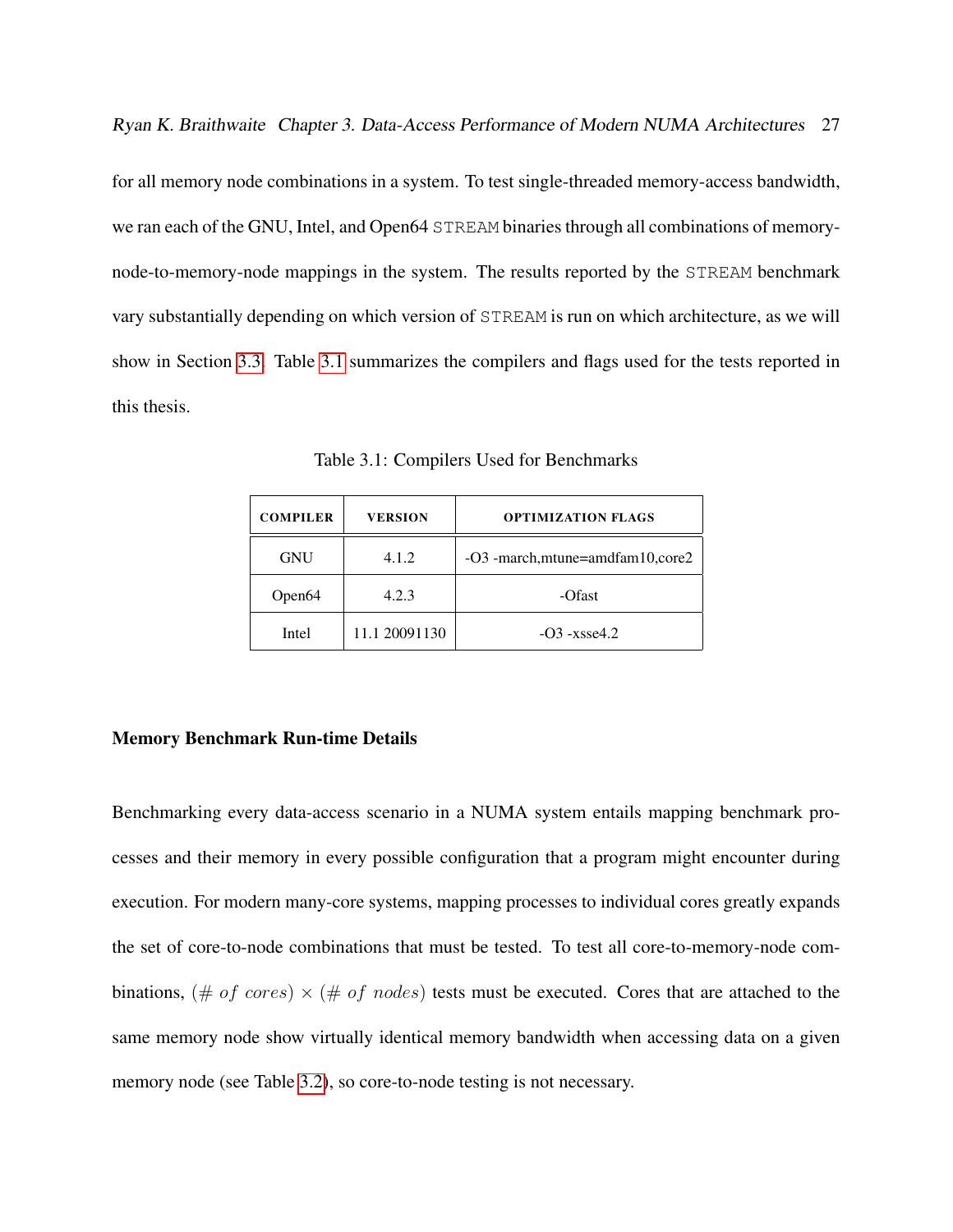for all memory node combinations in a system. To test single-threaded memory-access bandwidth, we ran each of the GNU, Intel, and Open64 `STREAM` binaries through all combinations of memory-node-to-memory-node mappings in the system. The results reported by the `STREAM` benchmark vary substantially depending on which version of `STREAM` is run on which architecture, as we will show in Section 3.3. Table 3.1 summarizes the compilers and flags used for the tests reported in this thesis.

Table 3.1: Compilers Used for Benchmarks

| COMPILER | VERSION | OPTIMIZATION FLAGS |
|---|---|---|
| GNU | 4.1.2 | -O3 -march,mtune=amdfam10,core2 |
| Open64 | 4.2.3 | -Ofast |
| Intel | 11.1 20091130 | -O3 -xsse4.2 |

### Memory Benchmark Run-time Details

Benchmarking every data-access scenario in a NUMA system entails mapping benchmark processes and their memory in every possible configuration that a program might encounter during execution. For modern many-core systems, mapping processes to individual cores greatly expands the set of core-to-node combinations that must be tested. To test all core-to-memory-node combinations, $(\#\ of\ cores) \times (\#\ of\ nodes)$ tests must be executed. Cores that are attached to the same memory node show virtually identical memory bandwidth when accessing data on a given memory node (see Table 3.2), so core-to-node testing is not necessary.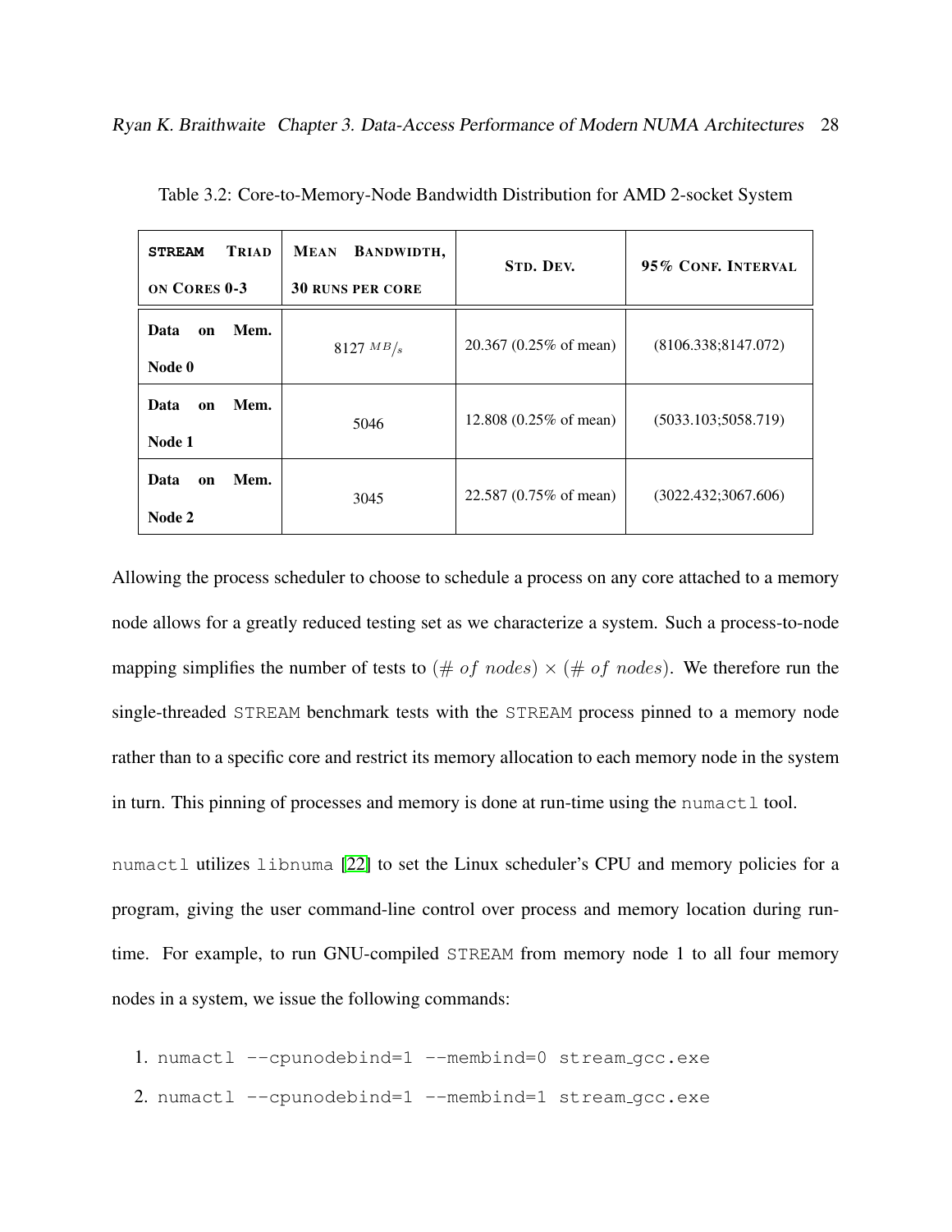Table 3.2: Core-to-Memory-Node Bandwidth Distribution for AMD 2-socket System

| STREAM TRIAD ON CORES 0-3 | MEAN BANDWIDTH, 30 RUNS PER CORE | STD. DEV. | 95% CONF. INTERVAL |
|---|---|---|---|
| **Data on Mem. Node 0** | 8127 $^{MB}/_{s}$ | 20.367 (0.25% of mean) | (8106.338;8147.072) |
| **Data on Mem. Node 1** | 5046 | 12.808 (0.25% of mean) | (5033.103;5058.719) |
| **Data on Mem. Node 2** | 3045 | 22.587 (0.75% of mean) | (3022.432;3067.606) |

Allowing the process scheduler to choose to schedule a process on any core attached to a memory node allows for a greatly reduced testing set as we characterize a system. Such a process-to-node mapping simplifies the number of tests to $(\#\ of\ nodes) \times (\#\ of\ nodes)$. We therefore run the single-threaded `STREAM` benchmark tests with the `STREAM` process pinned to a memory node rather than to a specific core and restrict its memory allocation to each memory node in the system in turn. This pinning of processes and memory is done at run-time using the `numactl` tool.

`numactl` utilizes `libnuma` [22] to set the Linux scheduler's CPU and memory policies for a program, giving the user command-line control over process and memory location during run-time. For example, to run GNU-compiled `STREAM` from memory node 1 to all four memory nodes in a system, we issue the following commands:

1. `numactl --cpunodebind=1 --membind=0 stream_gcc.exe`
2. `numactl --cpunodebind=1 --membind=1 stream_gcc.exe`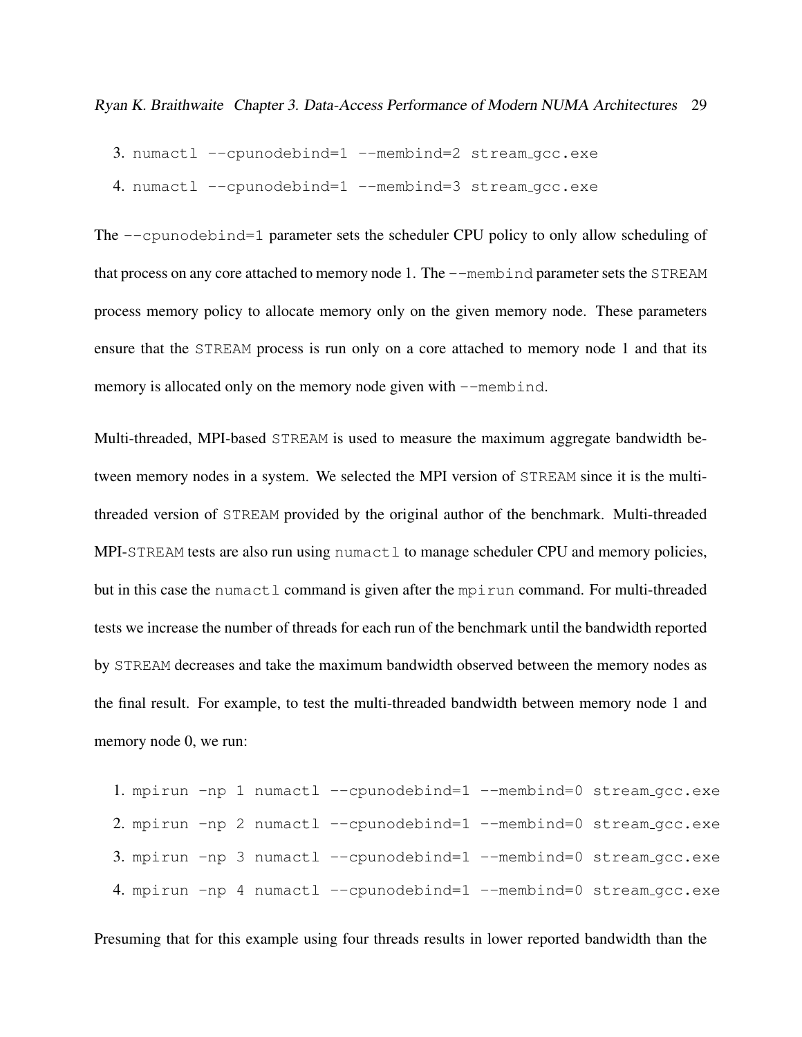3. `numactl --cpunodebind=1 --membind=2 stream_gcc.exe`
4. `numactl --cpunodebind=1 --membind=3 stream_gcc.exe`

The `--cpunodebind=1` parameter sets the scheduler CPU policy to only allow scheduling of that process on any core attached to memory node 1. The `--membind` parameter sets the `STREAM` process memory policy to allocate memory only on the given memory node. These parameters ensure that the `STREAM` process is run only on a core attached to memory node 1 and that its memory is allocated only on the memory node given with `--membind`.

Multi-threaded, MPI-based `STREAM` is used to measure the maximum aggregate bandwidth between memory nodes in a system. We selected the MPI version of `STREAM` since it is the multi-threaded version of `STREAM` provided by the original author of the benchmark. Multi-threaded MPI-`STREAM` tests are also run using `numactl` to manage scheduler CPU and memory policies, but in this case the `numactl` command is given after the `mpirun` command. For multi-threaded tests we increase the number of threads for each run of the benchmark until the bandwidth reported by `STREAM` decreases and take the maximum bandwidth observed between the memory nodes as the final result. For example, to test the multi-threaded bandwidth between memory node 1 and memory node 0, we run:

1. `mpirun -np 1 numactl --cpunodebind=1 --membind=0 stream_gcc.exe`
2. `mpirun -np 2 numactl --cpunodebind=1 --membind=0 stream_gcc.exe`
3. `mpirun -np 3 numactl --cpunodebind=1 --membind=0 stream_gcc.exe`
4. `mpirun -np 4 numactl --cpunodebind=1 --membind=0 stream_gcc.exe`

Presuming that for this example using four threads results in lower reported bandwidth than the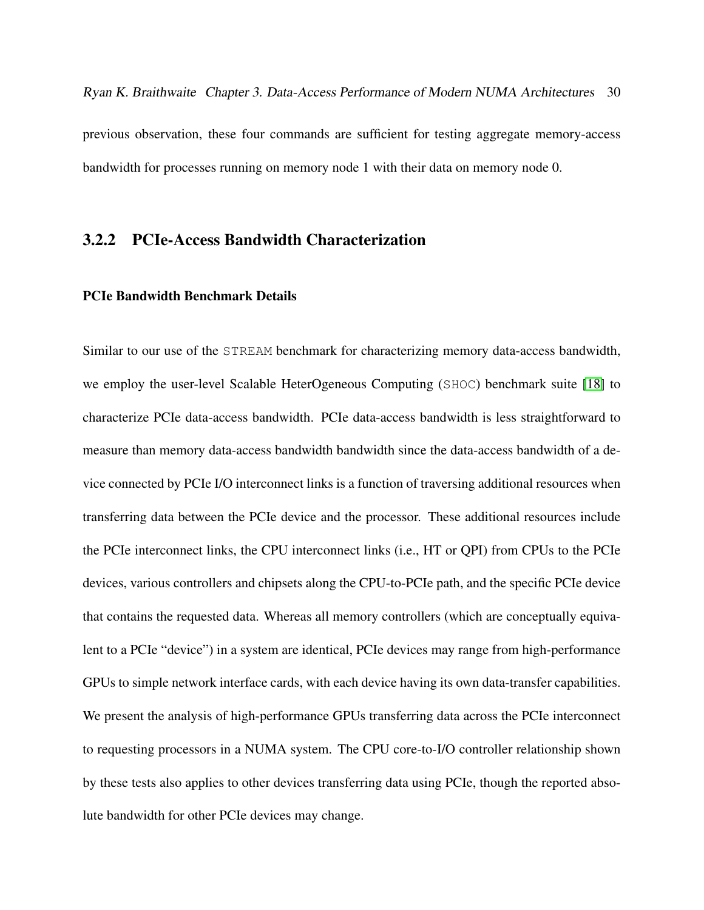previous observation, these four commands are sufficient for testing aggregate memory-access bandwidth for processes running on memory node 1 with their data on memory node 0.

### 3.2.2 PCIe-Access Bandwidth Characterization

#### PCIe Bandwidth Benchmark Details

Similar to our use of the `STREAM` benchmark for characterizing memory data-access bandwidth, we employ the user-level Scalable HeterOgeneous Computing (`SHOC`) benchmark suite [18] to characterize PCIe data-access bandwidth. PCIe data-access bandwidth is less straightforward to measure than memory data-access bandwidth bandwidth since the data-access bandwidth of a device connected by PCIe I/O interconnect links is a function of traversing additional resources when transferring data between the PCIe device and the processor. These additional resources include the PCIe interconnect links, the CPU interconnect links (i.e., HT or QPI) from CPUs to the PCIe devices, various controllers and chipsets along the CPU-to-PCIe path, and the specific PCIe device that contains the requested data. Whereas all memory controllers (which are conceptually equivalent to a PCIe "device") in a system are identical, PCIe devices may range from high-performance GPUs to simple network interface cards, with each device having its own data-transfer capabilities. We present the analysis of high-performance GPUs transferring data across the PCIe interconnect to requesting processors in a NUMA system. The CPU core-to-I/O controller relationship shown by these tests also applies to other devices transferring data using PCIe, though the reported absolute bandwidth for other PCIe devices may change.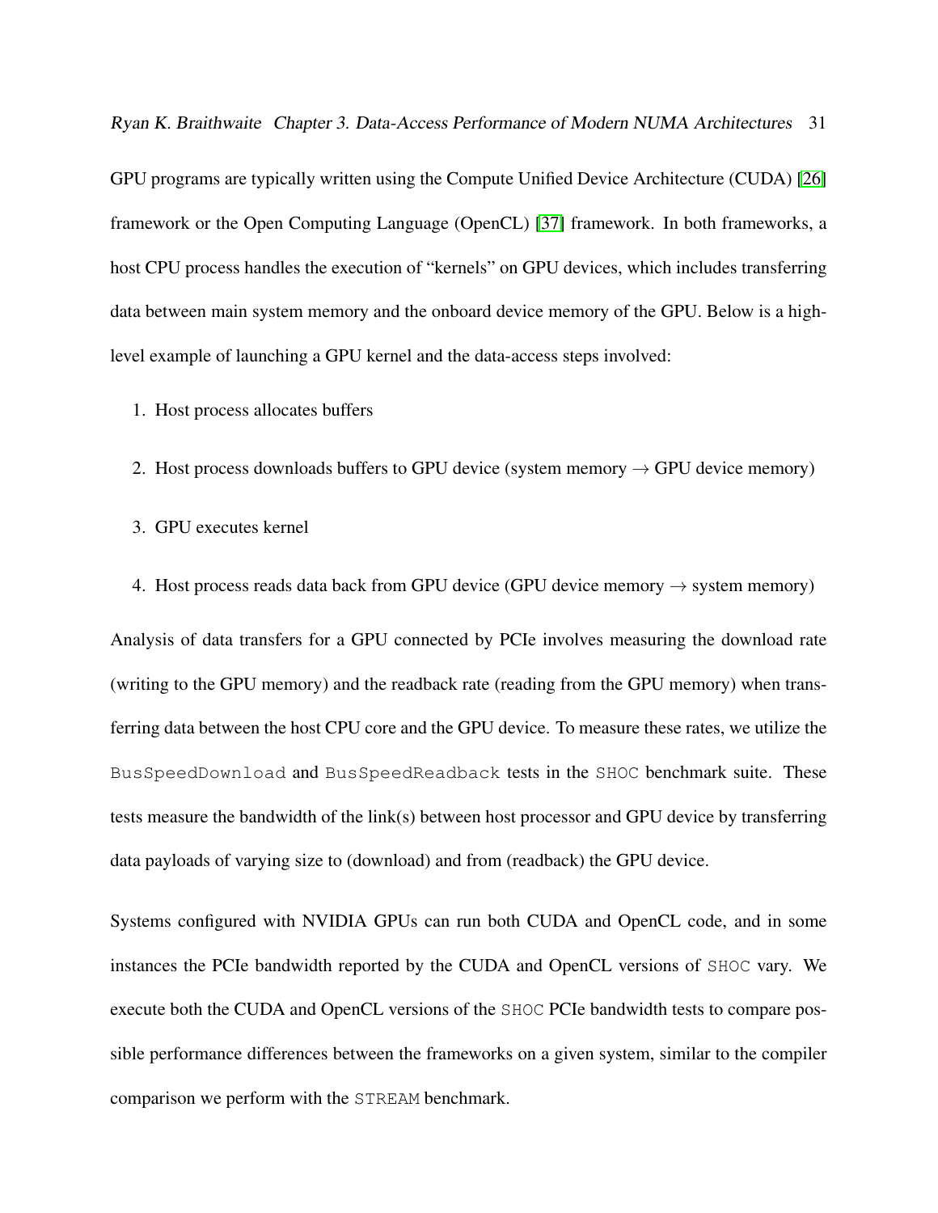GPU programs are typically written using the Compute Unified Device Architecture (CUDA) [26] framework or the Open Computing Language (OpenCL) [37] framework. In both frameworks, a host CPU process handles the execution of "kernels" on GPU devices, which includes transferring data between main system memory and the onboard device memory of the GPU. Below is a high-level example of launching a GPU kernel and the data-access steps involved:

1. Host process allocates buffers
2. Host process downloads buffers to GPU device (system memory $\rightarrow$ GPU device memory)
3. GPU executes kernel
4. Host process reads data back from GPU device (GPU device memory $\rightarrow$ system memory)

Analysis of data transfers for a GPU connected by PCIe involves measuring the download rate (writing to the GPU memory) and the readback rate (reading from the GPU memory) when transferring data between the host CPU core and the GPU device. To measure these rates, we utilize the `BusSpeedDownload` and `BusSpeedReadback` tests in the `SHOC` benchmark suite. These tests measure the bandwidth of the link(s) between host processor and GPU device by transferring data payloads of varying size to (download) and from (readback) the GPU device.

Systems configured with NVIDIA GPUs can run both CUDA and OpenCL code, and in some instances the PCIe bandwidth reported by the CUDA and OpenCL versions of `SHOC` vary. We execute both the CUDA and OpenCL versions of the `SHOC` PCIe bandwidth tests to compare possible performance differences between the frameworks on a given system, similar to the compiler comparison we perform with the `STREAM` benchmark.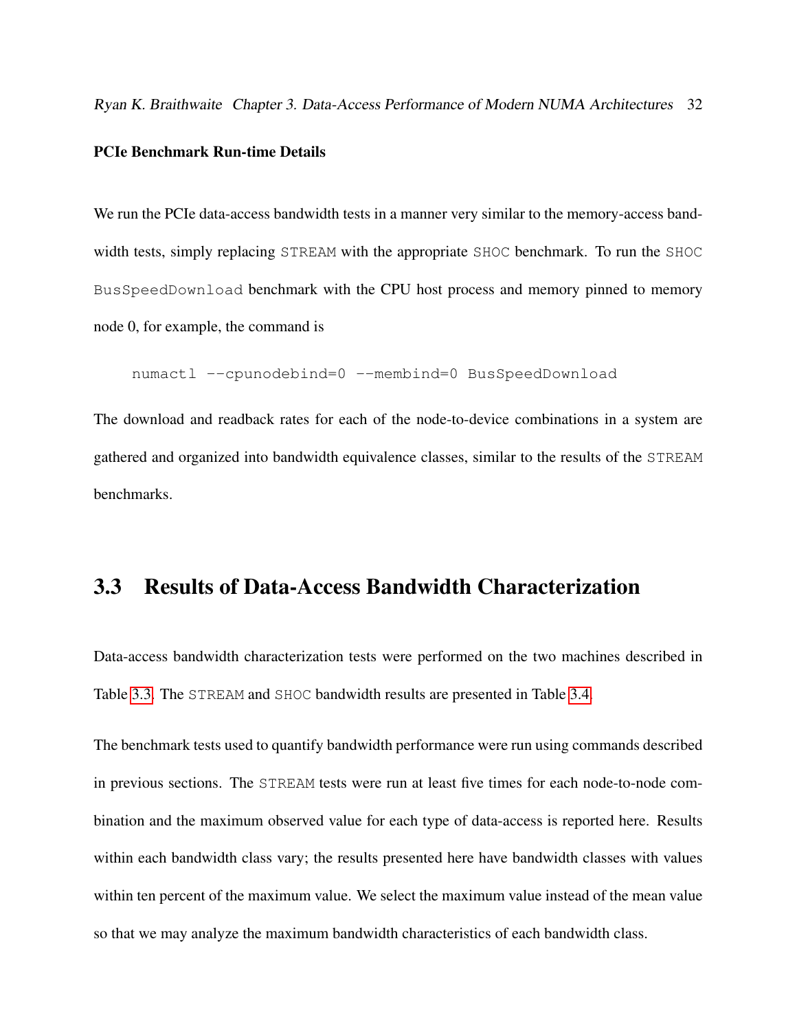#### PCIe Benchmark Run-time Details

We run the PCIe data-access bandwidth tests in a manner very similar to the memory-access bandwidth tests, simply replacing `STREAM` with the appropriate `SHOC` benchmark. To run the `SHOC` `BusSpeedDownload` benchmark with the CPU host process and memory pinned to memory node 0, for example, the command is

```
numactl --cpunodebind=0 --membind=0 BusSpeedDownload
```

The download and readback rates for each of the node-to-device combinations in a system are gathered and organized into bandwidth equivalence classes, similar to the results of the `STREAM` benchmarks.

## 3.3 Results of Data-Access Bandwidth Characterization

Data-access bandwidth characterization tests were performed on the two machines described in Table 3.3. The `STREAM` and `SHOC` bandwidth results are presented in Table 3.4.

The benchmark tests used to quantify bandwidth performance were run using commands described in previous sections. The `STREAM` tests were run at least five times for each node-to-node combination and the maximum observed value for each type of data-access is reported here. Results within each bandwidth class vary; the results presented here have bandwidth classes with values within ten percent of the maximum value. We select the maximum value instead of the mean value so that we may analyze the maximum bandwidth characteristics of each bandwidth class.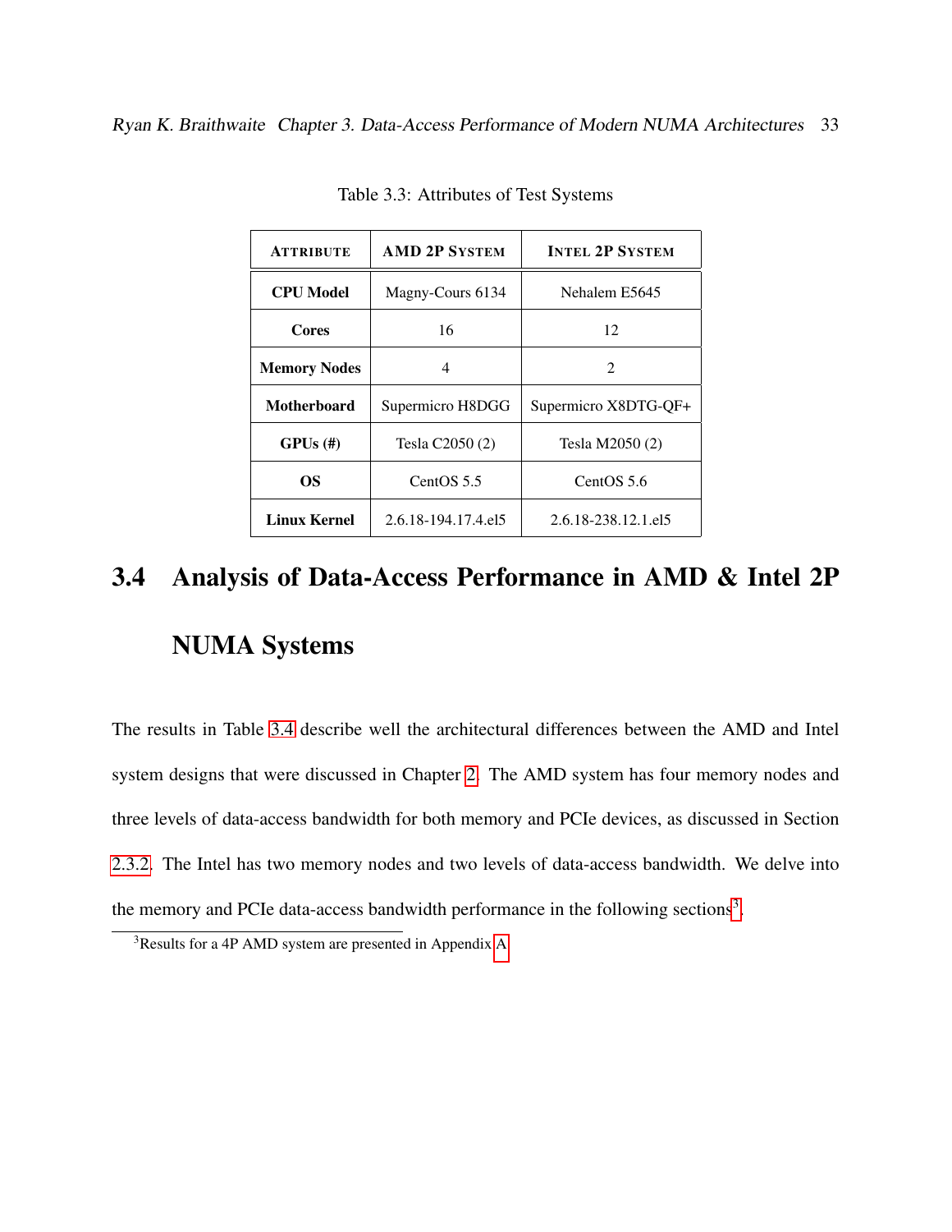Table 3.3: Attributes of Test Systems

| Attribute | AMD 2P System | Intel 2P System |
|---|---|---|
| **CPU Model** | Magny-Cours 6134 | Nehalem E5645 |
| **Cores** | 16 | 12 |
| **Memory Nodes** | 4 | 2 |
| **Motherboard** | Supermicro H8DGG | Supermicro X8DTG-QF+ |
| **GPUs (#)** | Tesla C2050 (2) | Tesla M2050 (2) |
| **OS** | CentOS 5.5 | CentOS 5.6 |
| **Linux Kernel** | 2.6.18-194.17.4.el5 | 2.6.18-238.12.1.el5 |

## 3.4 Analysis of Data-Access Performance in AMD & Intel 2P NUMA Systems

The results in Table 3.4 describe well the architectural differences between the AMD and Intel system designs that were discussed in Chapter 2. The AMD system has four memory nodes and three levels of data-access bandwidth for both memory and PCIe devices, as discussed in Section 2.3.2. The Intel has two memory nodes and two levels of data-access bandwidth. We delve into the memory and PCIe data-access bandwidth performance in the following sections[3].

[3] Results for a 4P AMD system are presented in Appendix A.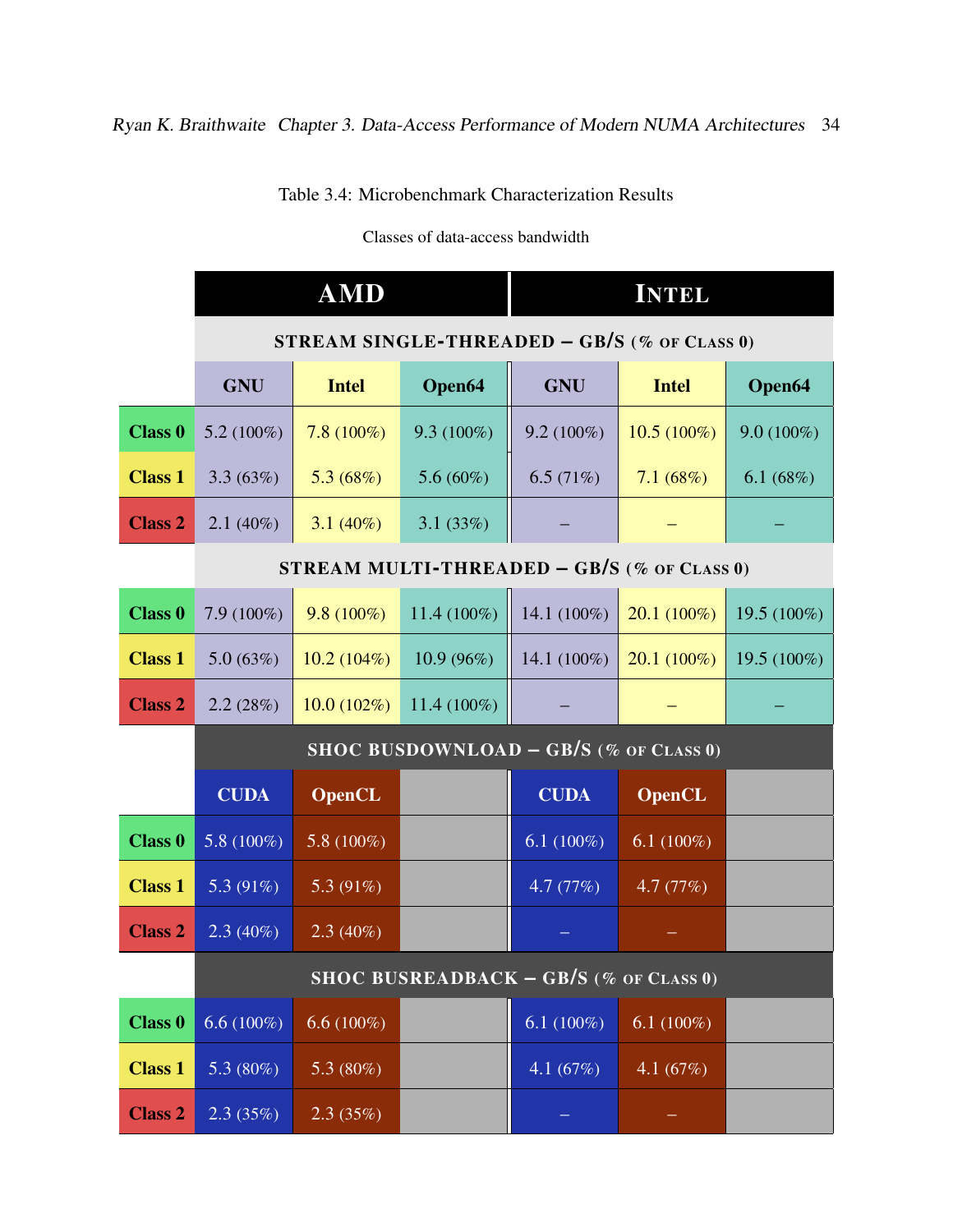Table 3.4: Microbenchmark Characterization Results

Classes of data-access bandwidth

| | AMD | | | INTEL | | |
|---|---|---|---|---|---|---|
| **STREAM SINGLE-THREADED – GB/S (% of Class 0)** | | | | | | |
| | **GNU** | **Intel** | **Open64** | **GNU** | **Intel** | **Open64** |
| **Class 0** | 5.2 (100%) | 7.8 (100%) | 9.3 (100%) | 9.2 (100%) | 10.5 (100%) | 9.0 (100%) |
| **Class 1** | 3.3 (63%) | 5.3 (68%) | 5.6 (60%) | 6.5 (71%) | 7.1 (68%) | 6.1 (68%) |
| **Class 2** | 2.1 (40%) | 3.1 (40%) | 3.1 (33%) | – | – | – |
| **STREAM MULTI-THREADED – GB/S (% of Class 0)** | | | | | | |
| **Class 0** | 7.9 (100%) | 9.8 (100%) | 11.4 (100%) | 14.1 (100%) | 20.1 (100%) | 19.5 (100%) |
| **Class 1** | 5.0 (63%) | 10.2 (104%) | 10.9 (96%) | 14.1 (100%) | 20.1 (100%) | 19.5 (100%) |
| **Class 2** | 2.2 (28%) | 10.0 (102%) | 11.4 (100%) | – | – | – |
| **SHOC BUSDOWNLOAD – GB/S (% of Class 0)** | | | | | | |
| | **CUDA** | **OpenCL** | | **CUDA** | **OpenCL** | |
| **Class 0** | 5.8 (100%) | 5.8 (100%) | | 6.1 (100%) | 6.1 (100%) | |
| **Class 1** | 5.3 (91%) | 5.3 (91%) | | 4.7 (77%) | 4.7 (77%) | |
| **Class 2** | 2.3 (40%) | 2.3 (40%) | | – | – | |
| **SHOC BUSREADBACK – GB/S (% of Class 0)** | | | | | | |
| **Class 0** | 6.6 (100%) | 6.6 (100%) | | 6.1 (100%) | 6.1 (100%) | |
| **Class 1** | 5.3 (80%) | 5.3 (80%) | | 4.1 (67%) | 4.1 (67%) | |
| **Class 2** | 2.3 (35%) | 2.3 (35%) | | – | – | |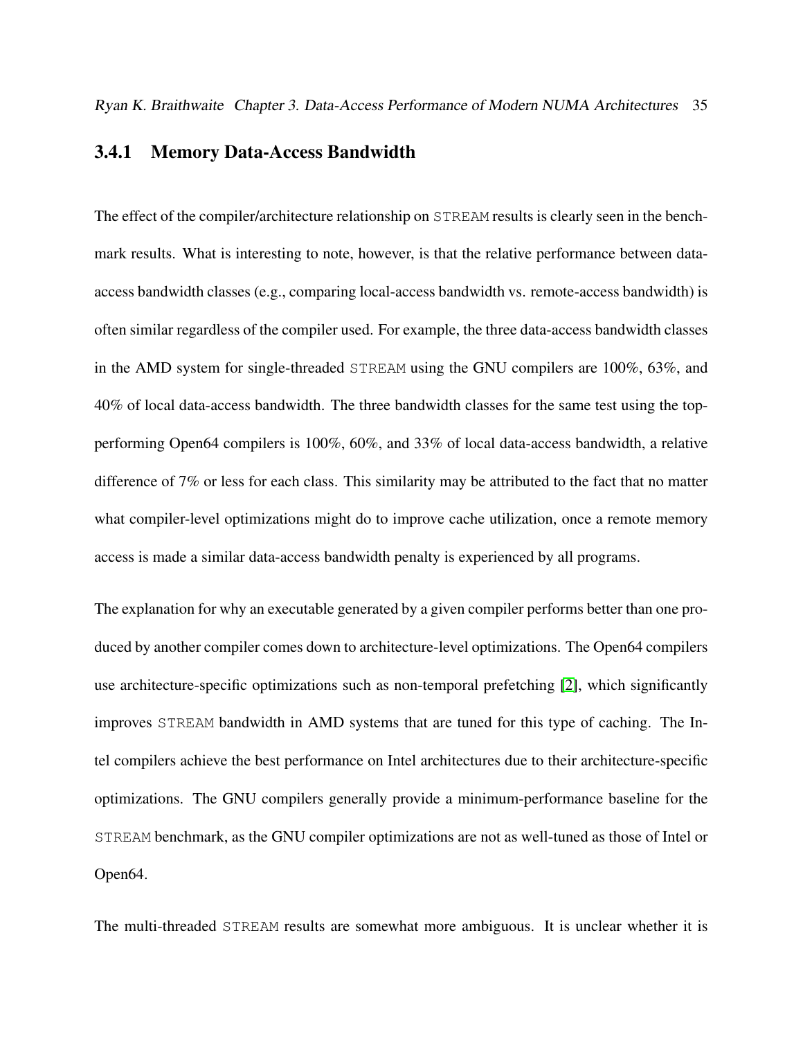### 3.4.1 Memory Data-Access Bandwidth

The effect of the compiler/architecture relationship on STREAM results is clearly seen in the benchmark results. What is interesting to note, however, is that the relative performance between data-access bandwidth classes (e.g., comparing local-access bandwidth vs. remote-access bandwidth) is often similar regardless of the compiler used. For example, the three data-access bandwidth classes in the AMD system for single-threaded STREAM using the GNU compilers are 100%, 63%, and 40% of local data-access bandwidth. The three bandwidth classes for the same test using the top-performing Open64 compilers is 100%, 60%, and 33% of local data-access bandwidth, a relative difference of 7% or less for each class. This similarity may be attributed to the fact that no matter what compiler-level optimizations might do to improve cache utilization, once a remote memory access is made a similar data-access bandwidth penalty is experienced by all programs.

The explanation for why an executable generated by a given compiler performs better than one produced by another compiler comes down to architecture-level optimizations. The Open64 compilers use architecture-specific optimizations such as non-temporal prefetching [2], which significantly improves STREAM bandwidth in AMD systems that are tuned for this type of caching. The Intel compilers achieve the best performance on Intel architectures due to their architecture-specific optimizations. The GNU compilers generally provide a minimum-performance baseline for the STREAM benchmark, as the GNU compiler optimizations are not as well-tuned as those of Intel or Open64.

The multi-threaded STREAM results are somewhat more ambiguous. It is unclear whether it is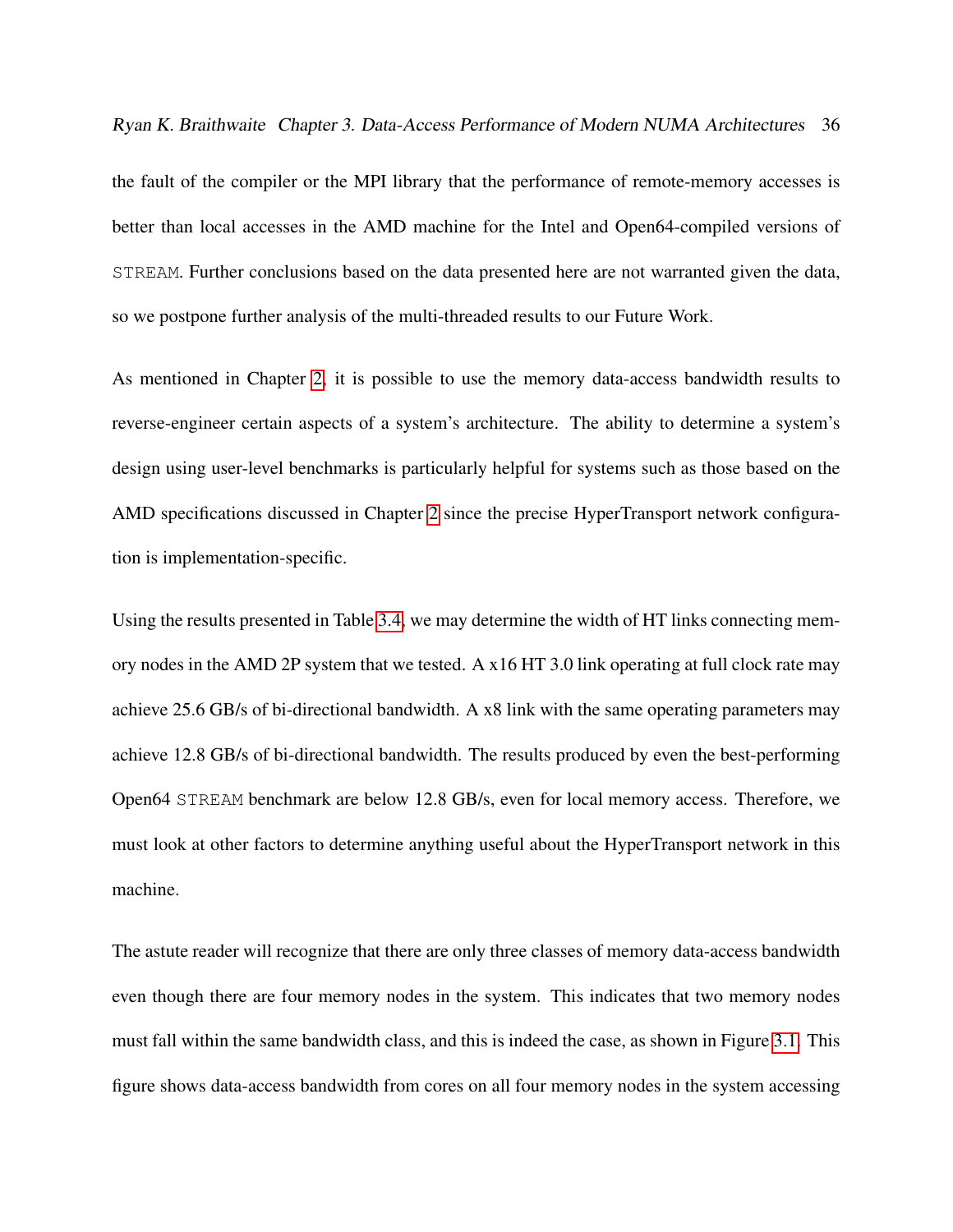the fault of the compiler or the MPI library that the performance of remote-memory accesses is better than local accesses in the AMD machine for the Intel and Open64-compiled versions of STREAM. Further conclusions based on the data presented here are not warranted given the data, so we postpone further analysis of the multi-threaded results to our Future Work.

As mentioned in Chapter 2, it is possible to use the memory data-access bandwidth results to reverse-engineer certain aspects of a system's architecture. The ability to determine a system's design using user-level benchmarks is particularly helpful for systems such as those based on the AMD specifications discussed in Chapter 2 since the precise HyperTransport network configuration is implementation-specific.

Using the results presented in Table 3.4, we may determine the width of HT links connecting memory nodes in the AMD 2P system that we tested. A x16 HT 3.0 link operating at full clock rate may achieve 25.6 GB/s of bi-directional bandwidth. A x8 link with the same operating parameters may achieve 12.8 GB/s of bi-directional bandwidth. The results produced by even the best-performing Open64 STREAM benchmark are below 12.8 GB/s, even for local memory access. Therefore, we must look at other factors to determine anything useful about the HyperTransport network in this machine.

The astute reader will recognize that there are only three classes of memory data-access bandwidth even though there are four memory nodes in the system. This indicates that two memory nodes must fall within the same bandwidth class, and this is indeed the case, as shown in Figure 3.1. This figure shows data-access bandwidth from cores on all four memory nodes in the system accessing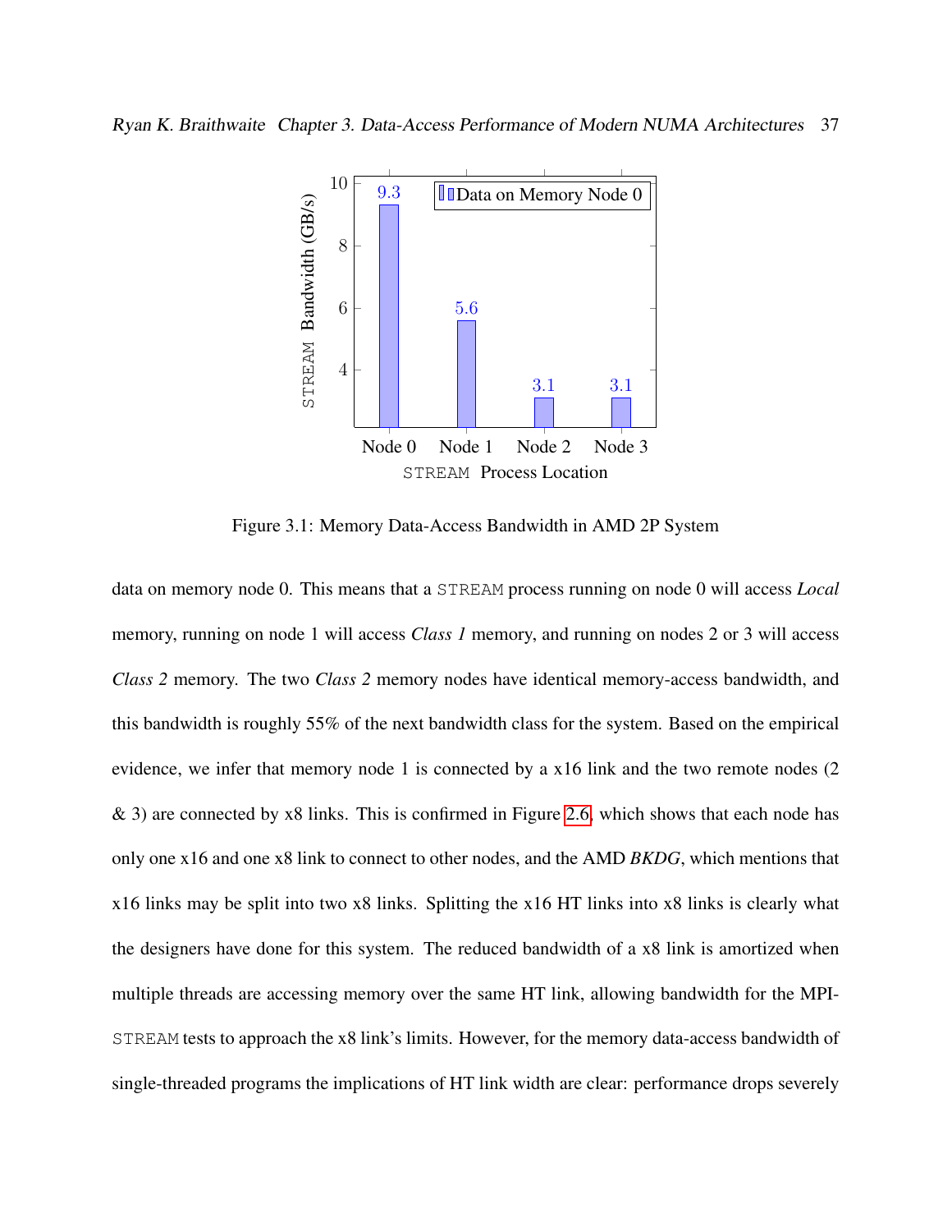Figure 3.1: Memory Data-Access Bandwidth in AMD 2P System

data on memory node 0. This means that a STREAM process running on node 0 will access *Local* memory, running on node 1 will access *Class 1* memory, and running on nodes 2 or 3 will access *Class 2* memory. The two *Class 2* memory nodes have identical memory-access bandwidth, and this bandwidth is roughly 55% of the next bandwidth class for the system. Based on the empirical evidence, we infer that memory node 1 is connected by a x16 link and the two remote nodes (2 & 3) are connected by x8 links. This is confirmed in Figure 2.6, which shows that each node has only one x16 and one x8 link to connect to other nodes, and the AMD *BKDG*, which mentions that x16 links may be split into two x8 links. Splitting the x16 HT links into x8 links is clearly what the designers have done for this system. The reduced bandwidth of a x8 link is amortized when multiple threads are accessing memory over the same HT link, allowing bandwidth for the MPI-STREAM tests to approach the x8 link's limits. However, for the memory data-access bandwidth of single-threaded programs the implications of HT link width are clear: performance drops severely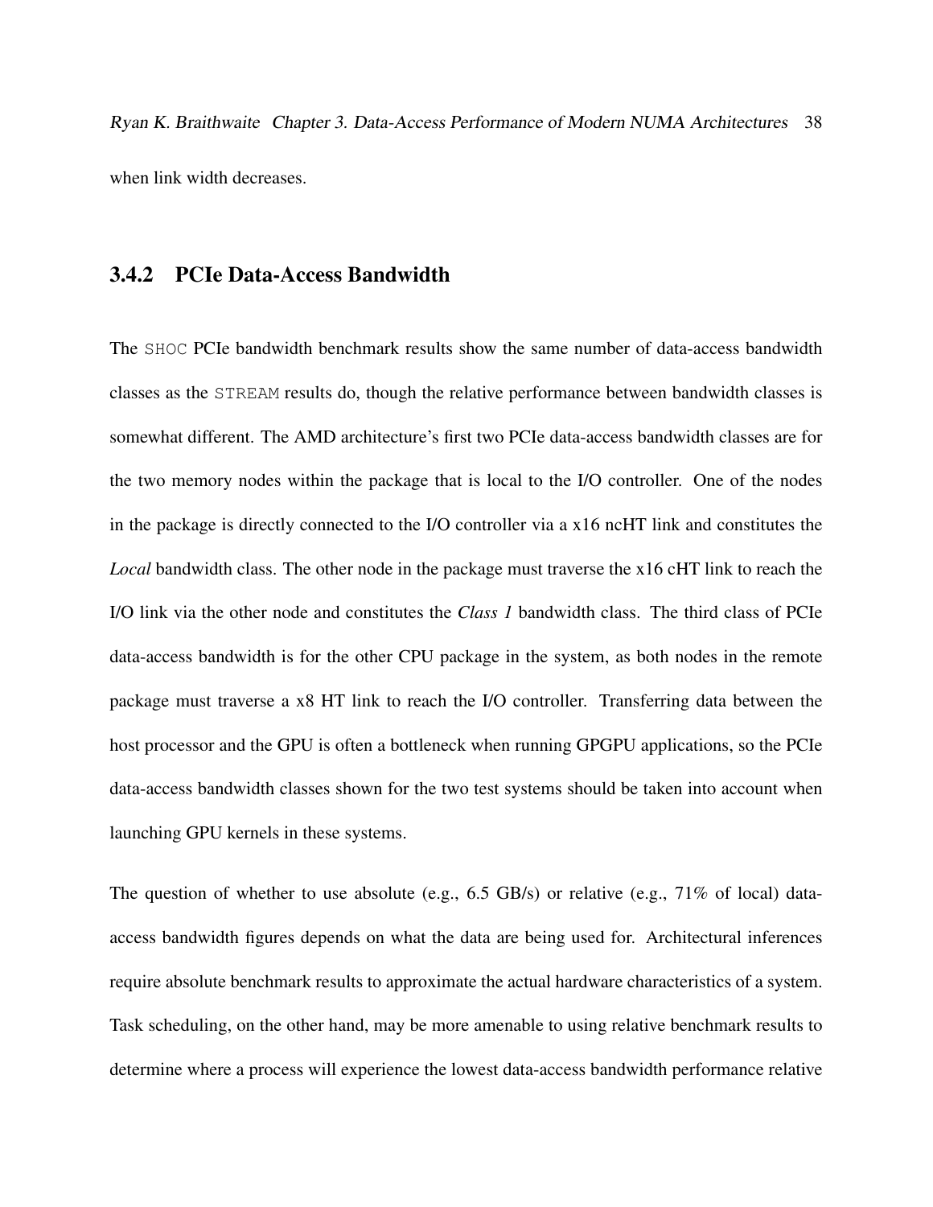when link width decreases.

### 3.4.2 PCIe Data-Access Bandwidth

The SHOC PCIe bandwidth benchmark results show the same number of data-access bandwidth classes as the STREAM results do, though the relative performance between bandwidth classes is somewhat different. The AMD architecture's first two PCIe data-access bandwidth classes are for the two memory nodes within the package that is local to the I/O controller. One of the nodes in the package is directly connected to the I/O controller via a x16 ncHT link and constitutes the *Local* bandwidth class. The other node in the package must traverse the x16 cHT link to reach the I/O link via the other node and constitutes the *Class 1* bandwidth class. The third class of PCIe data-access bandwidth is for the other CPU package in the system, as both nodes in the remote package must traverse a x8 HT link to reach the I/O controller. Transferring data between the host processor and the GPU is often a bottleneck when running GPGPU applications, so the PCIe data-access bandwidth classes shown for the two test systems should be taken into account when launching GPU kernels in these systems.

The question of whether to use absolute (e.g., 6.5 GB/s) or relative (e.g., 71% of local) data-access bandwidth figures depends on what the data are being used for. Architectural inferences require absolute benchmark results to approximate the actual hardware characteristics of a system. Task scheduling, on the other hand, may be more amenable to using relative benchmark results to determine where a process will experience the lowest data-access bandwidth performance relative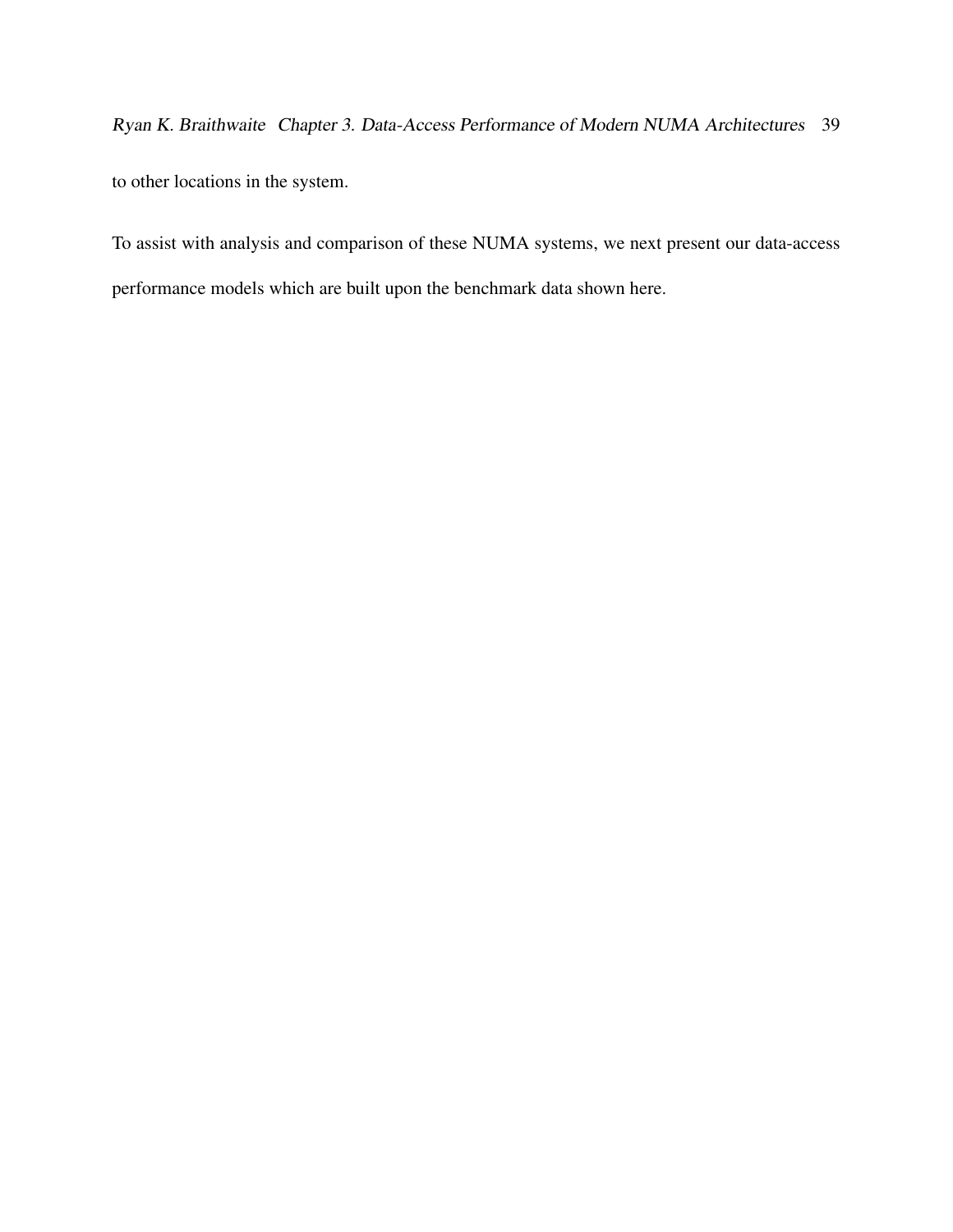to other locations in the system.

To assist with analysis and comparison of these NUMA systems, we next present our data-access performance models which are built upon the benchmark data shown here.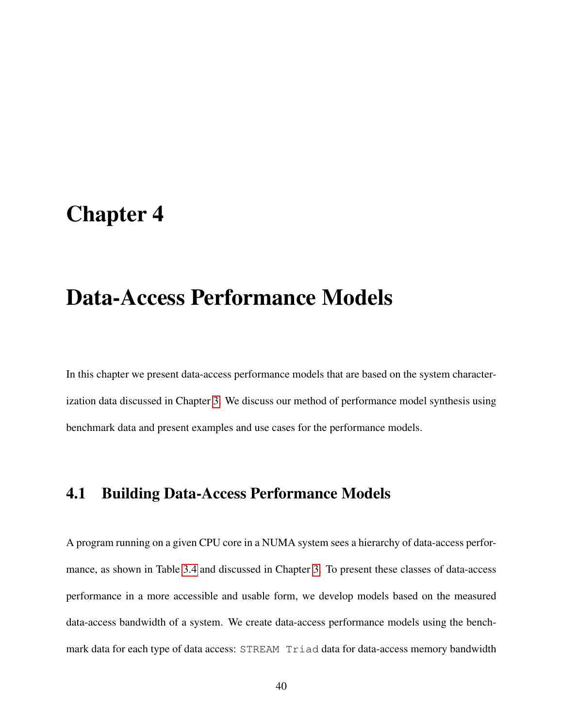# Chapter 4

# Data-Access Performance Models

In this chapter we present data-access performance models that are based on the system characterization data discussed in Chapter 3. We discuss our method of performance model synthesis using benchmark data and present examples and use cases for the performance models.

## 4.1 Building Data-Access Performance Models

A program running on a given CPU core in a NUMA system sees a hierarchy of data-access performance, as shown in Table 3.4 and discussed in Chapter 3. To present these classes of data-access performance in a more accessible and usable form, we develop models based on the measured data-access bandwidth of a system. We create data-access performance models using the benchmark data for each type of data access: `STREAM Triad` data for data-access memory bandwidth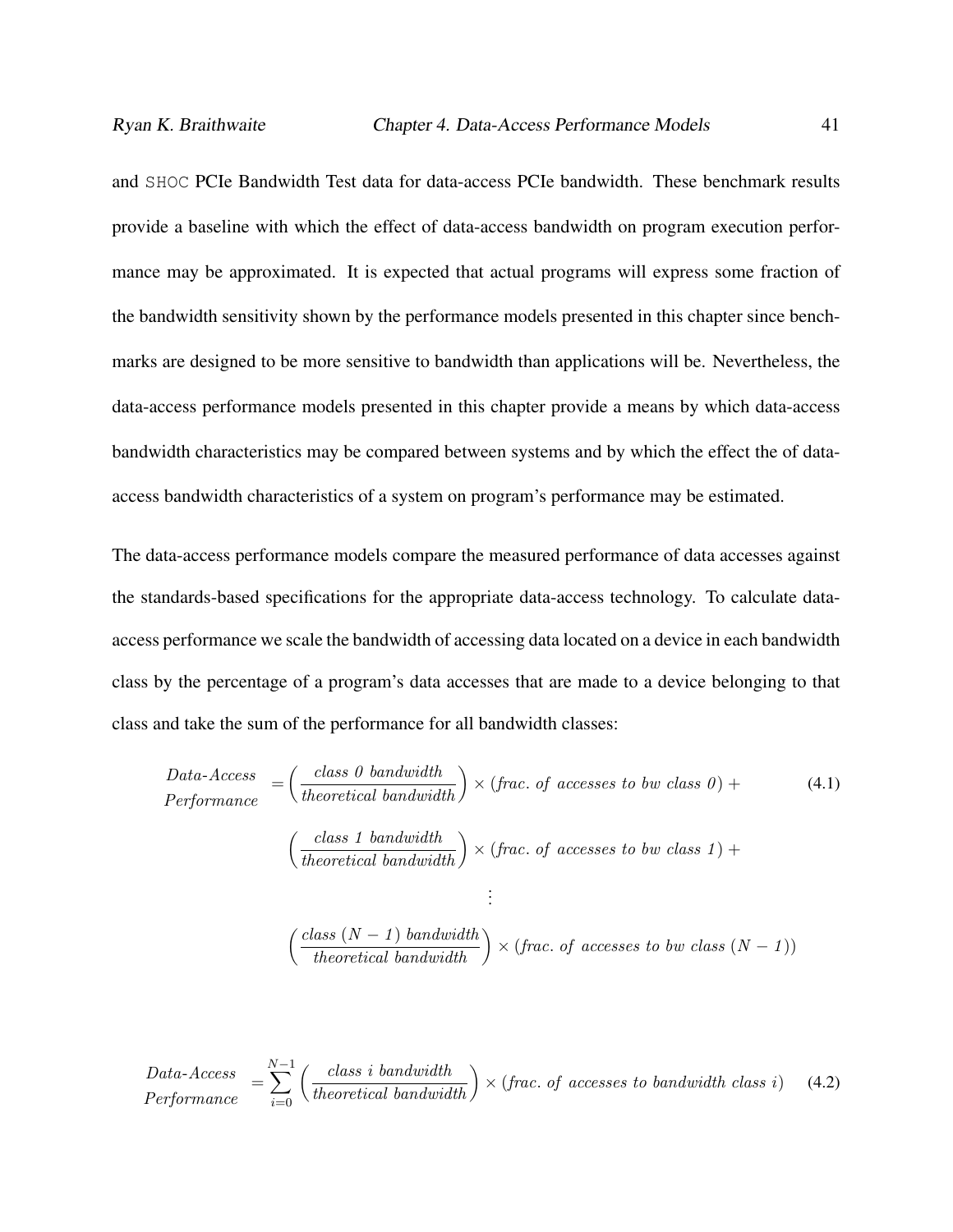and SHOC PCIe Bandwidth Test data for data-access PCIe bandwidth. These benchmark results provide a baseline with which the effect of data-access bandwidth on program execution performance may be approximated. It is expected that actual programs will express some fraction of the bandwidth sensitivity shown by the performance models presented in this chapter since benchmarks are designed to be more sensitive to bandwidth than applications will be. Nevertheless, the data-access performance models presented in this chapter provide a means by which data-access bandwidth characteristics may be compared between systems and by which the effect the of data-access bandwidth characteristics of a system on program's performance may be estimated.

The data-access performance models compare the measured performance of data accesses against the standards-based specifications for the appropriate data-access technology. To calculate data-access performance we scale the bandwidth of accessing data located on a device in each bandwidth class by the percentage of a program's data accesses that are made to a device belonging to that class and take the sum of the performance for all bandwidth classes:

$$
\begin{aligned}
\begin{matrix} \textit{Data-Access} \\ \textit{Performance} \end{matrix} = & \left(\frac{\textit{class 0 bandwidth}}{\textit{theoretical bandwidth}}\right) \times (\textit{frac. of accesses to bw class 0}) + \\
& \left(\frac{\textit{class 1 bandwidth}}{\textit{theoretical bandwidth}}\right) \times (\textit{frac. of accesses to bw class 1}) + \\
& \vdots \\
& \left(\frac{\textit{class } (N-\textit{1}) \textit{ bandwidth}}{\textit{theoretical bandwidth}}\right) \times (\textit{frac. of accesses to bw class } (N-\textit{1}))
\end{aligned}
\tag{4.1}
$$

$$
\begin{matrix} \textit{Data-Access} \\ \textit{Performance} \end{matrix} = \sum_{i=0}^{N-1} \left(\frac{\textit{class i bandwidth}}{\textit{theoretical bandwidth}}\right) \times (\textit{frac. of accesses to bandwidth class i}) \tag{4.2}
$$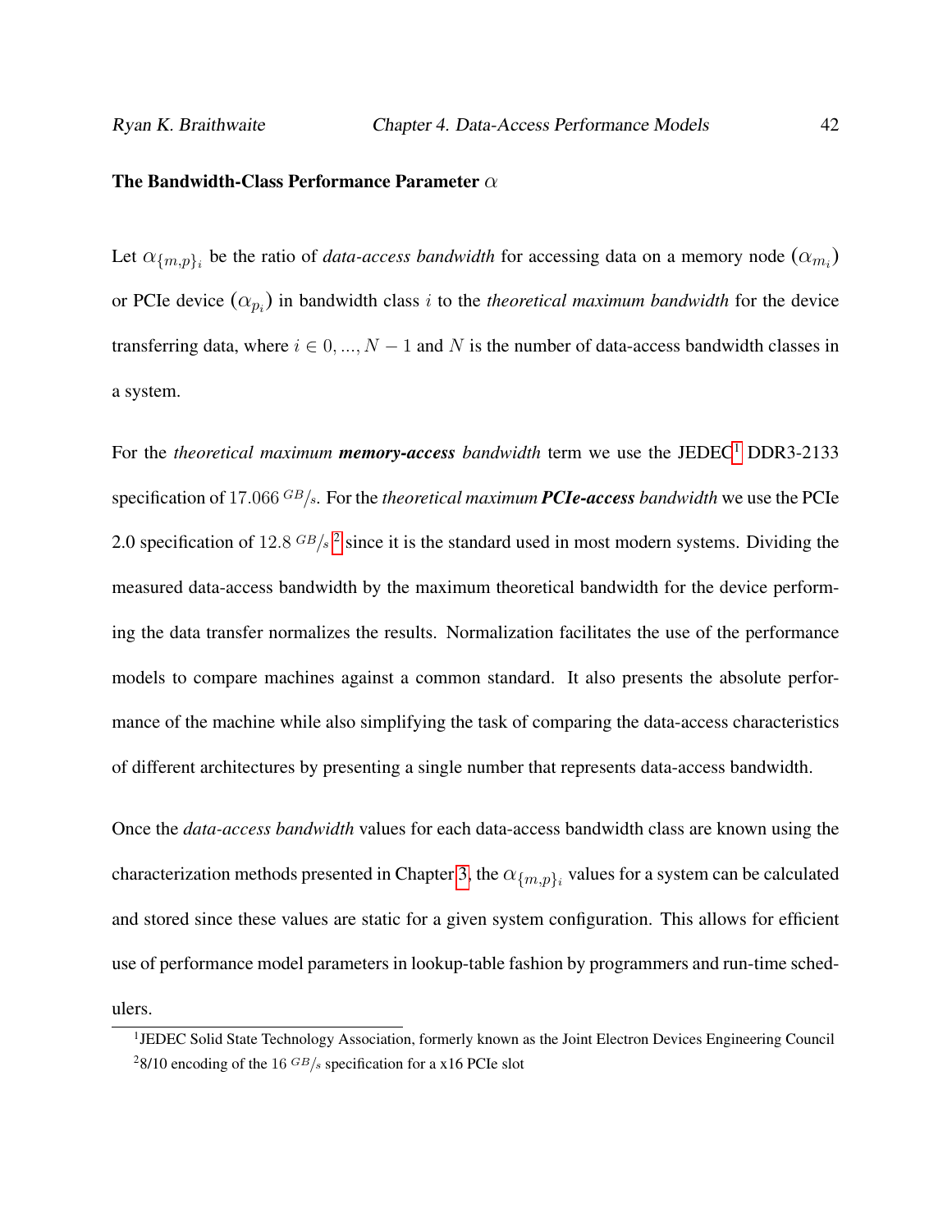### The Bandwidth-Class Performance Parameter $\alpha$

Let $\alpha_{\{m,p\}_i}$ be the ratio of *data-access bandwidth* for accessing data on a memory node ($\alpha_{m_i}$) or PCIe device ($\alpha_{p_i}$) in bandwidth class $i$ to the *theoretical maximum bandwidth* for the device transferring data, where $i \in 0, ..., N-1$ and $N$ is the number of data-access bandwidth classes in a system.

For the *theoretical maximum **memory-access** bandwidth* term we use the JEDEC[1] DDR3-2133 specification of $17.066\ ^{GB}/_{s}$. For the *theoretical maximum **PCIe-access** bandwidth* we use the PCIe 2.0 specification of $12.8\ ^{GB}/_{s}$ [2] since it is the standard used in most modern systems. Dividing the measured data-access bandwidth by the maximum theoretical bandwidth for the device performing the data transfer normalizes the results. Normalization facilitates the use of the performance models to compare machines against a common standard. It also presents the absolute performance of the machine while also simplifying the task of comparing the data-access characteristics of different architectures by presenting a single number that represents data-access bandwidth.

Once the *data-access bandwidth* values for each data-access bandwidth class are known using the characterization methods presented in Chapter 3, the $\alpha_{\{m,p\}_i}$ values for a system can be calculated and stored since these values are static for a given system configuration. This allows for efficient use of performance model parameters in lookup-table fashion by programmers and run-time schedulers.

[1] JEDEC Solid State Technology Association, formerly known as the Joint Electron Devices Engineering Council

[2] 8/10 encoding of the 16 $^{GB}/_{s}$ specification for a x16 PCIe slot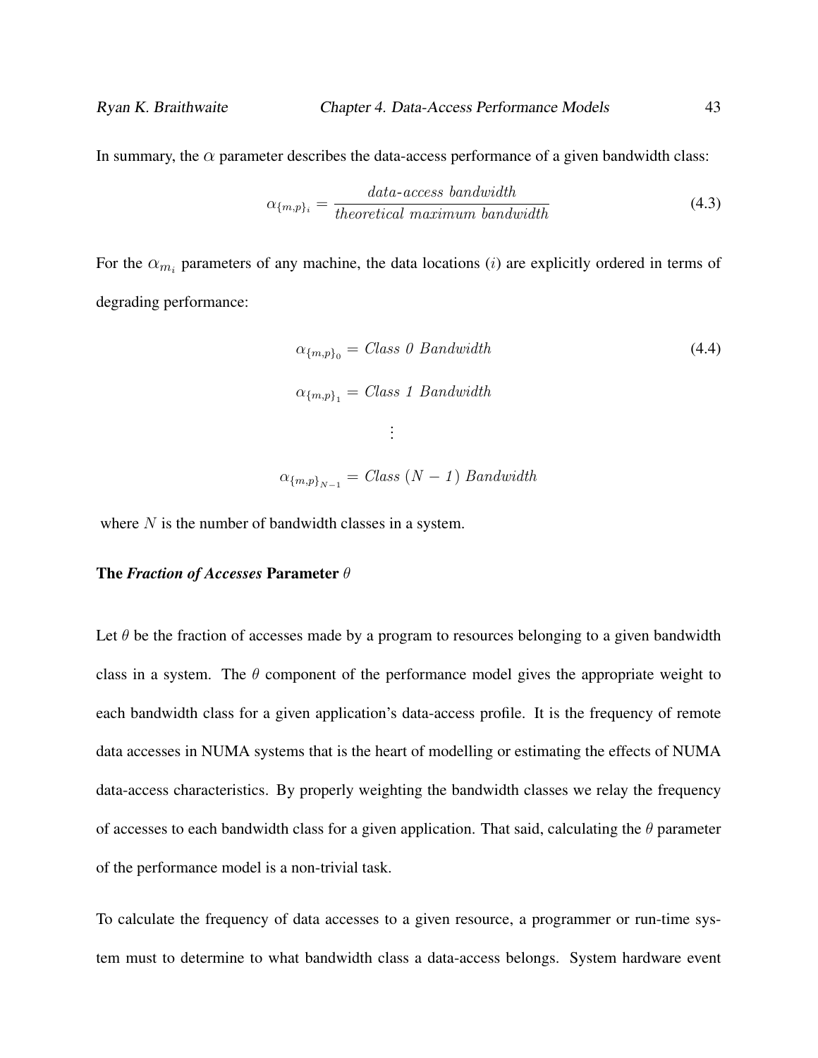In summary, the $\alpha$ parameter describes the data-access performance of a given bandwidth class:

$$\alpha_{\{m,p\}_i} = \frac{\textit{data-access bandwidth}}{\textit{theoretical maximum bandwidth}} \tag{4.3}$$

For the $\alpha_{m_i}$ parameters of any machine, the data locations ($i$) are explicitly ordered in terms of degrading performance:

$$\begin{aligned}
\alpha_{\{m,p\}_0} &= \textit{Class 0 Bandwidth} \\
\alpha_{\{m,p\}_1} &= \textit{Class 1 Bandwidth} \\
&\vdots \\
\alpha_{\{m,p\}_{N-1}} &= \textit{Class } (N-1) \textit{ Bandwidth}
\end{aligned} \tag{4.4}$$

where $N$ is the number of bandwidth classes in a system.

### The *Fraction of Accesses* Parameter $\theta$

Let $\theta$ be the fraction of accesses made by a program to resources belonging to a given bandwidth class in a system. The $\theta$ component of the performance model gives the appropriate weight to each bandwidth class for a given application's data-access profile. It is the frequency of remote data accesses in NUMA systems that is the heart of modelling or estimating the effects of NUMA data-access characteristics. By properly weighting the bandwidth classes we relay the frequency of accesses to each bandwidth class for a given application. That said, calculating the $\theta$ parameter of the performance model is a non-trivial task.

To calculate the frequency of data accesses to a given resource, a programmer or run-time system must to determine to what bandwidth class a data-access belongs. System hardware event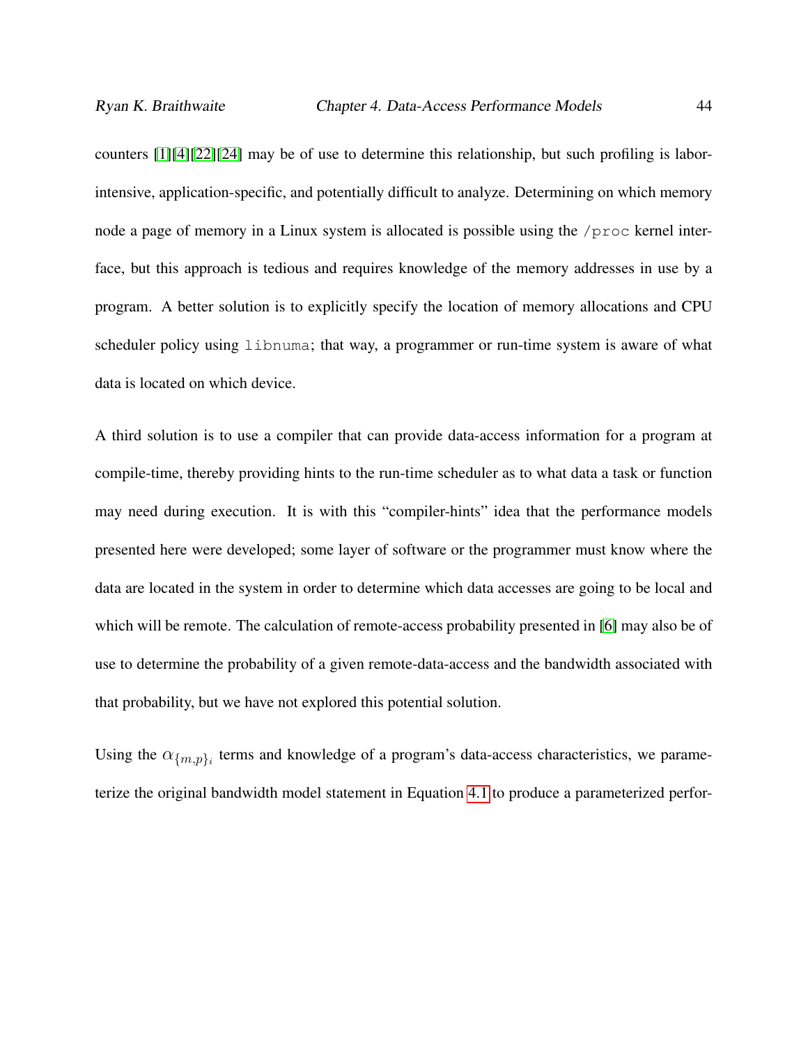counters [1][4][22][24] may be of use to determine this relationship, but such profiling is labor-intensive, application-specific, and potentially difficult to analyze. Determining on which memory node a page of memory in a Linux system is allocated is possible using the `/proc` kernel interface, but this approach is tedious and requires knowledge of the memory addresses in use by a program. A better solution is to explicitly specify the location of memory allocations and CPU scheduler policy using `libnuma`; that way, a programmer or run-time system is aware of what data is located on which device.

A third solution is to use a compiler that can provide data-access information for a program at compile-time, thereby providing hints to the run-time scheduler as to what data a task or function may need during execution. It is with this "compiler-hints" idea that the performance models presented here were developed; some layer of software or the programmer must know where the data are located in the system in order to determine which data accesses are going to be local and which will be remote. The calculation of remote-access probability presented in [6] may also be of use to determine the probability of a given remote-data-access and the bandwidth associated with that probability, but we have not explored this potential solution.

Using the $\alpha_{\{m,p\}_i}$ terms and knowledge of a program's data-access characteristics, we parameterize the original bandwidth model statement in Equation 4.1 to produce a parameterized perfor-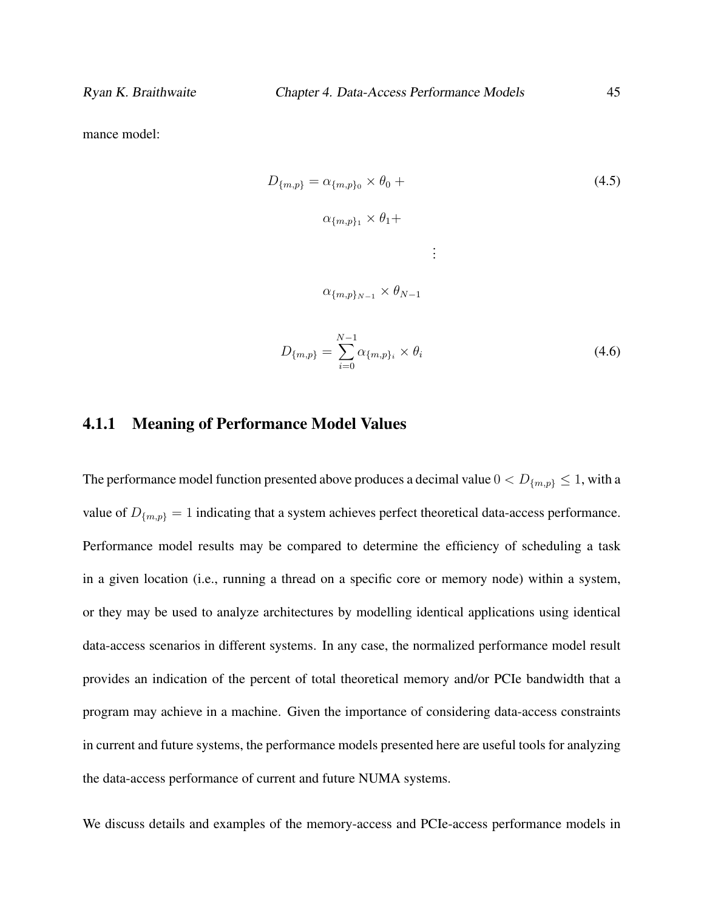mance model:

$$
\begin{aligned}
D_{\{m,p\}} = \alpha_{\{m,p\}_0} \times \theta_0 + \\
\alpha_{\{m,p\}_1} \times \theta_1 + \\
\vdots \\
\alpha_{\{m,p\}_{N-1}} \times \theta_{N-1}
\end{aligned} \tag{4.5}
$$

$$
D_{\{m,p\}} = \sum_{i=0}^{N-1} \alpha_{\{m,p\}_i} \times \theta_i \tag{4.6}
$$

### 4.1.1 Meaning of Performance Model Values

The performance model function presented above produces a decimal value $0 < D_{\{m,p\}} \leq 1$, with a value of $D_{\{m,p\}} = 1$ indicating that a system achieves perfect theoretical data-access performance. Performance model results may be compared to determine the efficiency of scheduling a task in a given location (i.e., running a thread on a specific core or memory node) within a system, or they may be used to analyze architectures by modelling identical applications using identical data-access scenarios in different systems. In any case, the normalized performance model result provides an indication of the percent of total theoretical memory and/or PCIe bandwidth that a program may achieve in a machine. Given the importance of considering data-access constraints in current and future systems, the performance models presented here are useful tools for analyzing the data-access performance of current and future NUMA systems.

We discuss details and examples of the memory-access and PCIe-access performance models in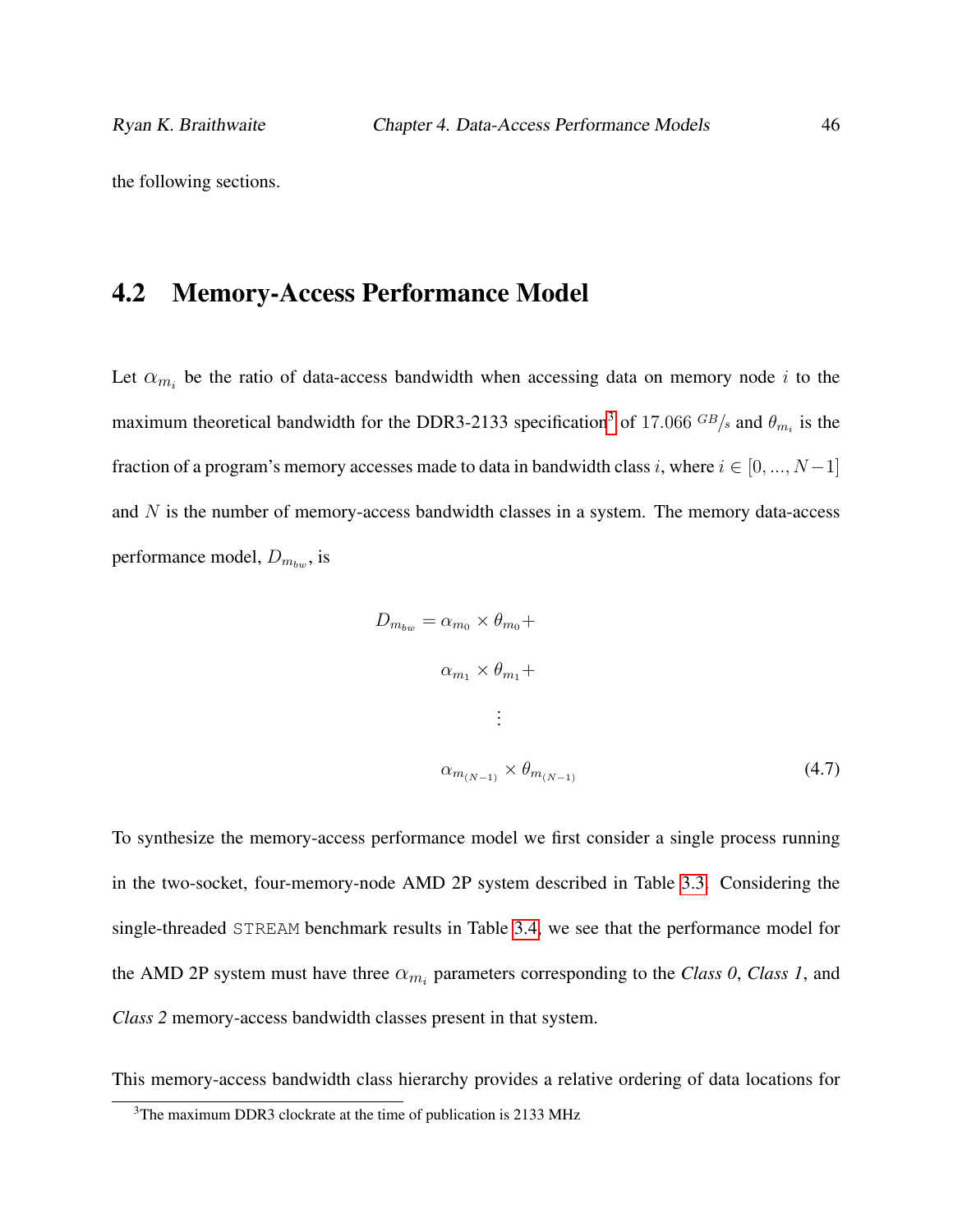the following sections.

## 4.2 Memory-Access Performance Model

Let $\alpha_{m_i}$ be the ratio of data-access bandwidth when accessing data on memory node $i$ to the maximum theoretical bandwidth for the DDR3-2133 specification[3] of $17.066\ ^{GB}/_{s}$ and $\theta_{m_i}$ is the fraction of a program's memory accesses made to data in bandwidth class $i$, where $i \in [0, ..., N-1]$ and $N$ is the number of memory-access bandwidth classes in a system. The memory data-access performance model, $D_{m_{bw}}$, is

$$
\begin{aligned}
D_{m_{bw}} = \alpha_{m_0} \times \theta_{m_0} + \\
\alpha_{m_1} \times \theta_{m_1} + \\
\vdots \\
\alpha_{m_{(N-1)}} \times \theta_{m_{(N-1)}}
\end{aligned}
\tag{4.7}
$$

To synthesize the memory-access performance model we first consider a single process running in the two-socket, four-memory-node AMD 2P system described in Table 3.3. Considering the single-threaded `STREAM` benchmark results in Table 3.4, we see that the performance model for the AMD 2P system must have three $\alpha_{m_i}$ parameters corresponding to the *Class 0*, *Class 1*, and *Class 2* memory-access bandwidth classes present in that system.

This memory-access bandwidth class hierarchy provides a relative ordering of data locations for

[3] The maximum DDR3 clockrate at the time of publication is 2133 MHz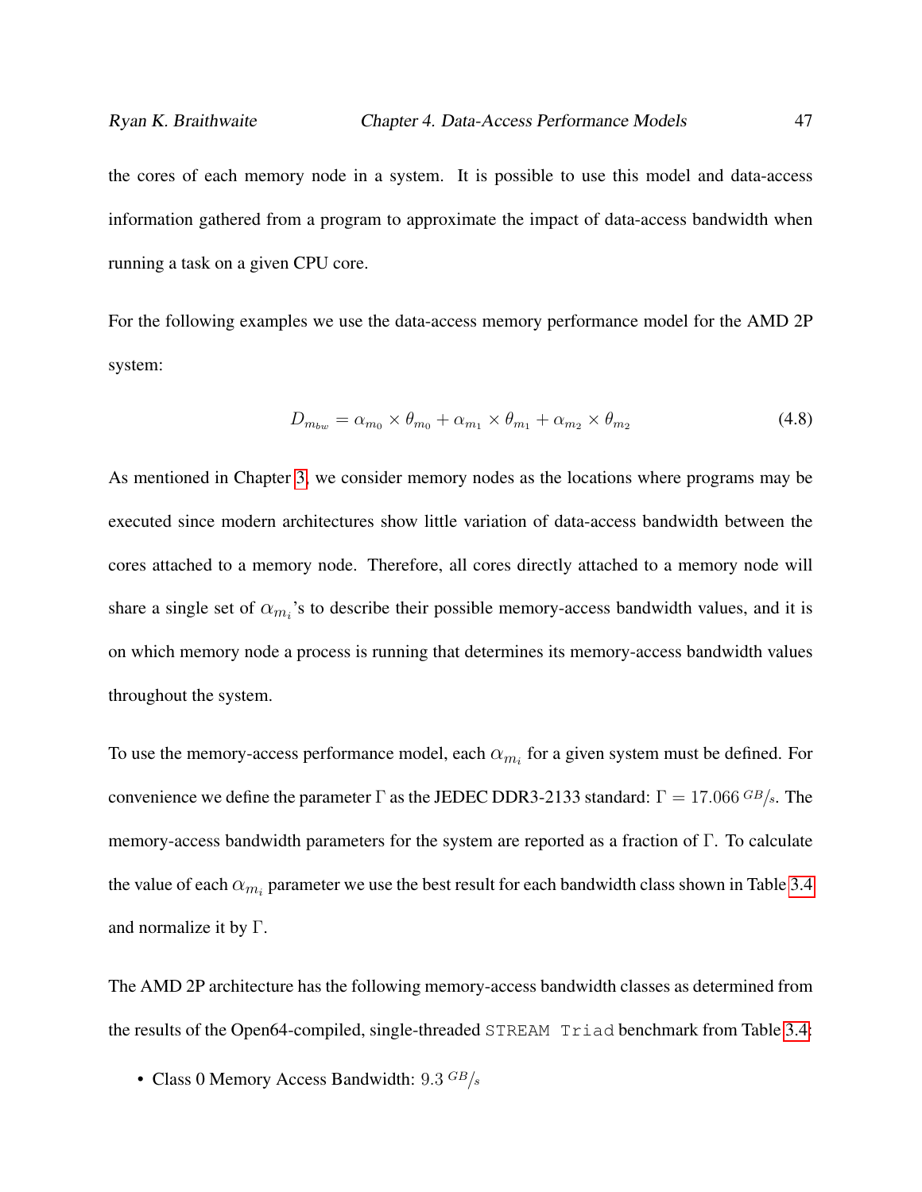the cores of each memory node in a system. It is possible to use this model and data-access information gathered from a program to approximate the impact of data-access bandwidth when running a task on a given CPU core.

For the following examples we use the data-access memory performance model for the AMD 2P system:

$$D_{m_{bw}} = \alpha_{m_0} \times \theta_{m_0} + \alpha_{m_1} \times \theta_{m_1} + \alpha_{m_2} \times \theta_{m_2} \tag{4.8}$$

As mentioned in Chapter 3, we consider memory nodes as the locations where programs may be executed since modern architectures show little variation of data-access bandwidth between the cores attached to a memory node. Therefore, all cores directly attached to a memory node will share a single set of $\alpha_{m_i}$'s to describe their possible memory-access bandwidth values, and it is on which memory node a process is running that determines its memory-access bandwidth values throughout the system.

To use the memory-access performance model, each $\alpha_{m_i}$ for a given system must be defined. For convenience we define the parameter $\Gamma$ as the JEDEC DDR3-2133 standard: $\Gamma = 17.066\ {}^{GB}/_{s}$. The memory-access bandwidth parameters for the system are reported as a fraction of $\Gamma$. To calculate the value of each $\alpha_{m_i}$ parameter we use the best result for each bandwidth class shown in Table 3.4 and normalize it by $\Gamma$.

The AMD 2P architecture has the following memory-access bandwidth classes as determined from the results of the Open64-compiled, single-threaded `STREAM Triad` benchmark from Table 3.4:

- Class 0 Memory Access Bandwidth: $9.3\ {}^{GB}/_{s}$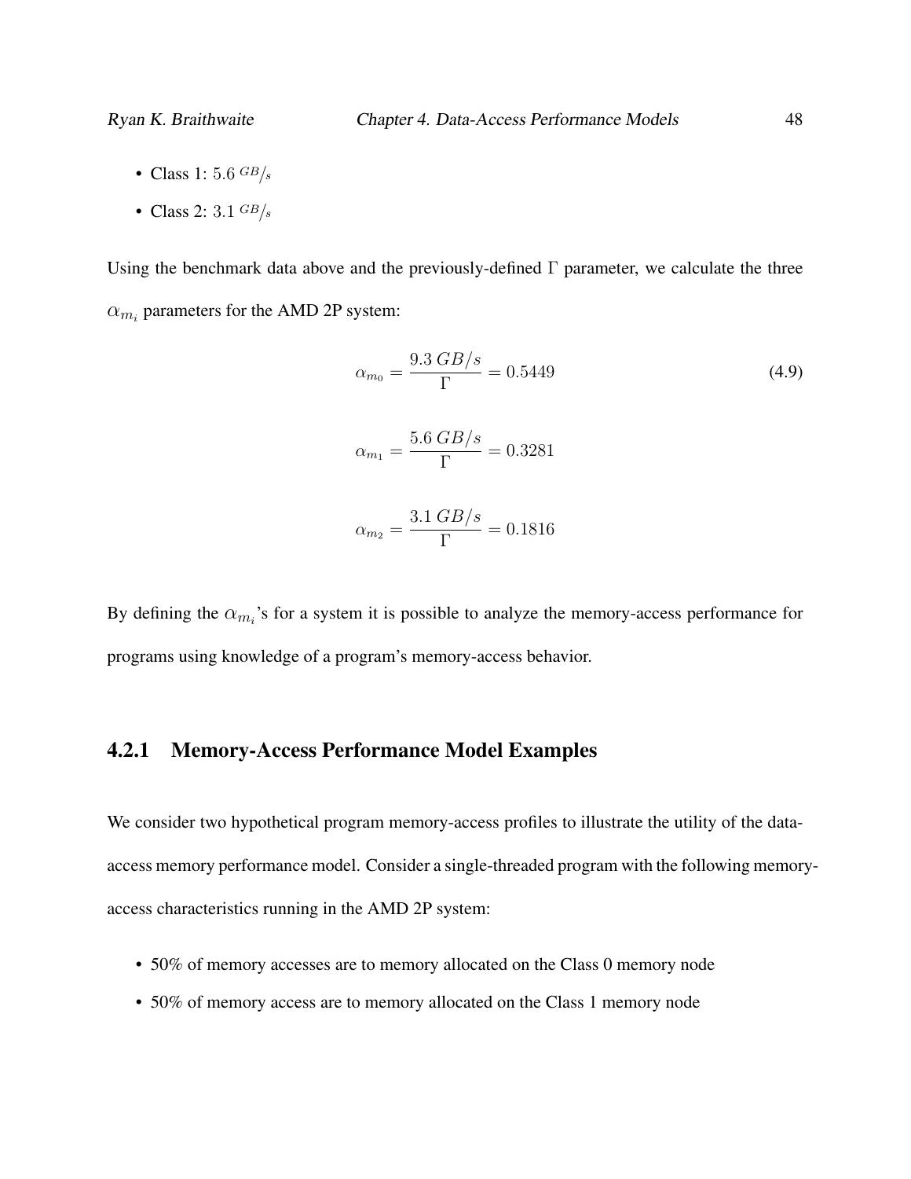- Class 1: $5.6\ ^{GB}/_{s}$
- Class 2: $3.1\ ^{GB}/_{s}$

Using the benchmark data above and the previously-defined $\Gamma$ parameter, we calculate the three $\alpha_{m_i}$ parameters for the AMD 2P system:

$$\alpha_{m_0} = \frac{9.3\, GB/s}{\Gamma} = 0.5449 \tag{4.9}$$

$$\alpha_{m_1} = \frac{5.6\, GB/s}{\Gamma} = 0.3281$$

$$\alpha_{m_2} = \frac{3.1\, GB/s}{\Gamma} = 0.1816$$

By defining the $\alpha_{m_i}$'s for a system it is possible to analyze the memory-access performance for programs using knowledge of a program's memory-access behavior.

### 4.2.1 Memory-Access Performance Model Examples

We consider two hypothetical program memory-access profiles to illustrate the utility of the data-access memory performance model. Consider a single-threaded program with the following memory-access characteristics running in the AMD 2P system:

- 50% of memory accesses are to memory allocated on the Class 0 memory node
- 50% of memory access are to memory allocated on the Class 1 memory node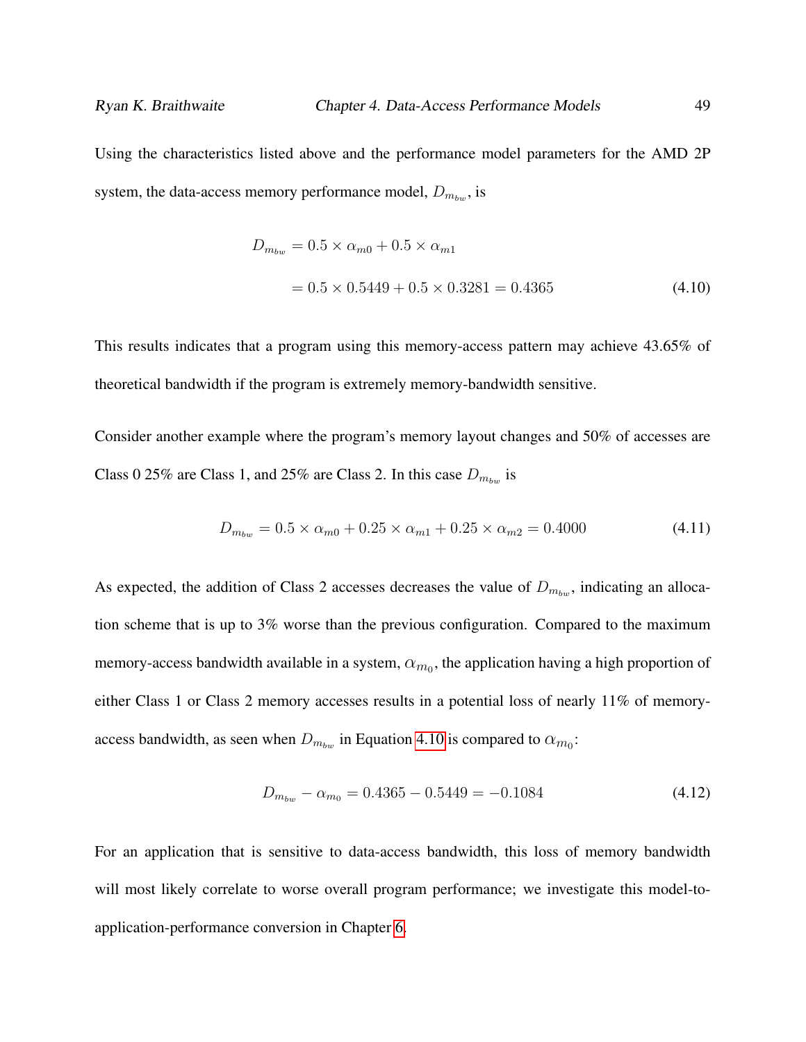Using the characteristics listed above and the performance model parameters for the AMD 2P system, the data-access memory performance model, $D_{m_{bw}}$, is

$$
\begin{aligned}
D_{m_{bw}} &= 0.5 \times \alpha_{m0} + 0.5 \times \alpha_{m1} \\
&= 0.5 \times 0.5449 + 0.5 \times 0.3281 = 0.4365
\end{aligned}
\tag{4.10}
$$

This results indicates that a program using this memory-access pattern may achieve 43.65% of theoretical bandwidth if the program is extremely memory-bandwidth sensitive.

Consider another example where the program's memory layout changes and 50% of accesses are Class 0 25% are Class 1, and 25% are Class 2. In this case $D_{m_{bw}}$ is

$$
D_{m_{bw}} = 0.5 \times \alpha_{m0} + 0.25 \times \alpha_{m1} + 0.25 \times \alpha_{m2} = 0.4000 \tag{4.11}
$$

As expected, the addition of Class 2 accesses decreases the value of $D_{m_{bw}}$, indicating an allocation scheme that is up to 3% worse than the previous configuration. Compared to the maximum memory-access bandwidth available in a system, $\alpha_{m_0}$, the application having a high proportion of either Class 1 or Class 2 memory accesses results in a potential loss of nearly 11% of memory-access bandwidth, as seen when $D_{m_{bw}}$ in Equation 4.10 is compared to $\alpha_{m_0}$:

$$
D_{m_{bw}} - \alpha_{m_0} = 0.4365 - 0.5449 = -0.1084 \tag{4.12}
$$

For an application that is sensitive to data-access bandwidth, this loss of memory bandwidth will most likely correlate to worse overall program performance; we investigate this model-to-application-performance conversion in Chapter 6.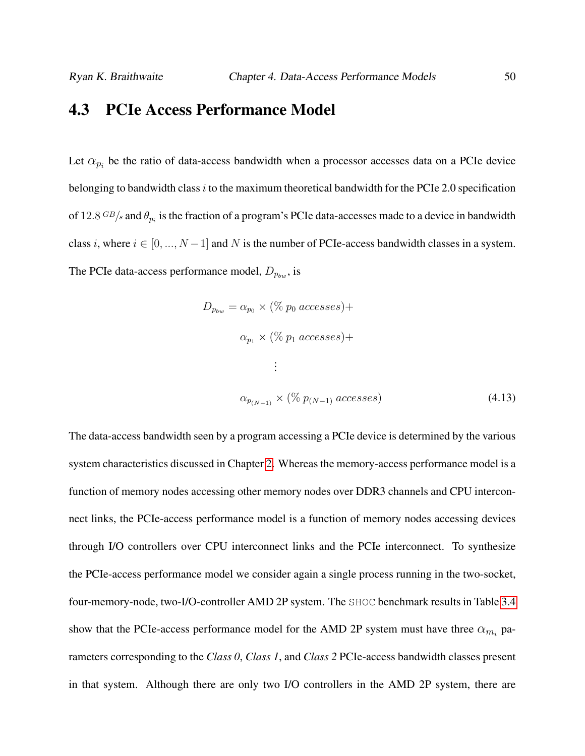## 4.3 PCIe Access Performance Model

Let $\alpha_{p_i}$ be the ratio of data-access bandwidth when a processor accesses data on a PCIe device belonging to bandwidth class $i$ to the maximum theoretical bandwidth for the PCIe 2.0 specification of $12.8\ ^{GB}/_{s}$ and $\theta_{p_i}$ is the fraction of a program's PCIe data-accesses made to a device in bandwidth class $i$, where $i \in [0, ..., N-1]$ and $N$ is the number of PCIe-access bandwidth classes in a system. The PCIe data-access performance model, $D_{p_{bw}}$, is

$$
\begin{aligned}
D_{p_{bw}} = \alpha_{p_0} \times (\%\ p_0\ accesses) + \\
\alpha_{p_1} \times (\%\ p_1\ accesses) + \\
\vdots \\
\alpha_{p_{(N-1)}} \times (\%\ p_{(N-1)}\ accesses)
\end{aligned}
\tag{4.13}
$$

The data-access bandwidth seen by a program accessing a PCIe device is determined by the various system characteristics discussed in Chapter 2. Whereas the memory-access performance model is a function of memory nodes accessing other memory nodes over DDR3 channels and CPU interconnect links, the PCIe-access performance model is a function of memory nodes accessing devices through I/O controllers over CPU interconnect links and the PCIe interconnect. To synthesize the PCIe-access performance model we consider again a single process running in the two-socket, four-memory-node, two-I/O-controller AMD 2P system. The `SHOC` benchmark results in Table 3.4 show that the PCIe-access performance model for the AMD 2P system must have three $\alpha_{m_i}$ parameters corresponding to the *Class 0*, *Class 1*, and *Class 2* PCIe-access bandwidth classes present in that system. Although there are only two I/O controllers in the AMD 2P system, there are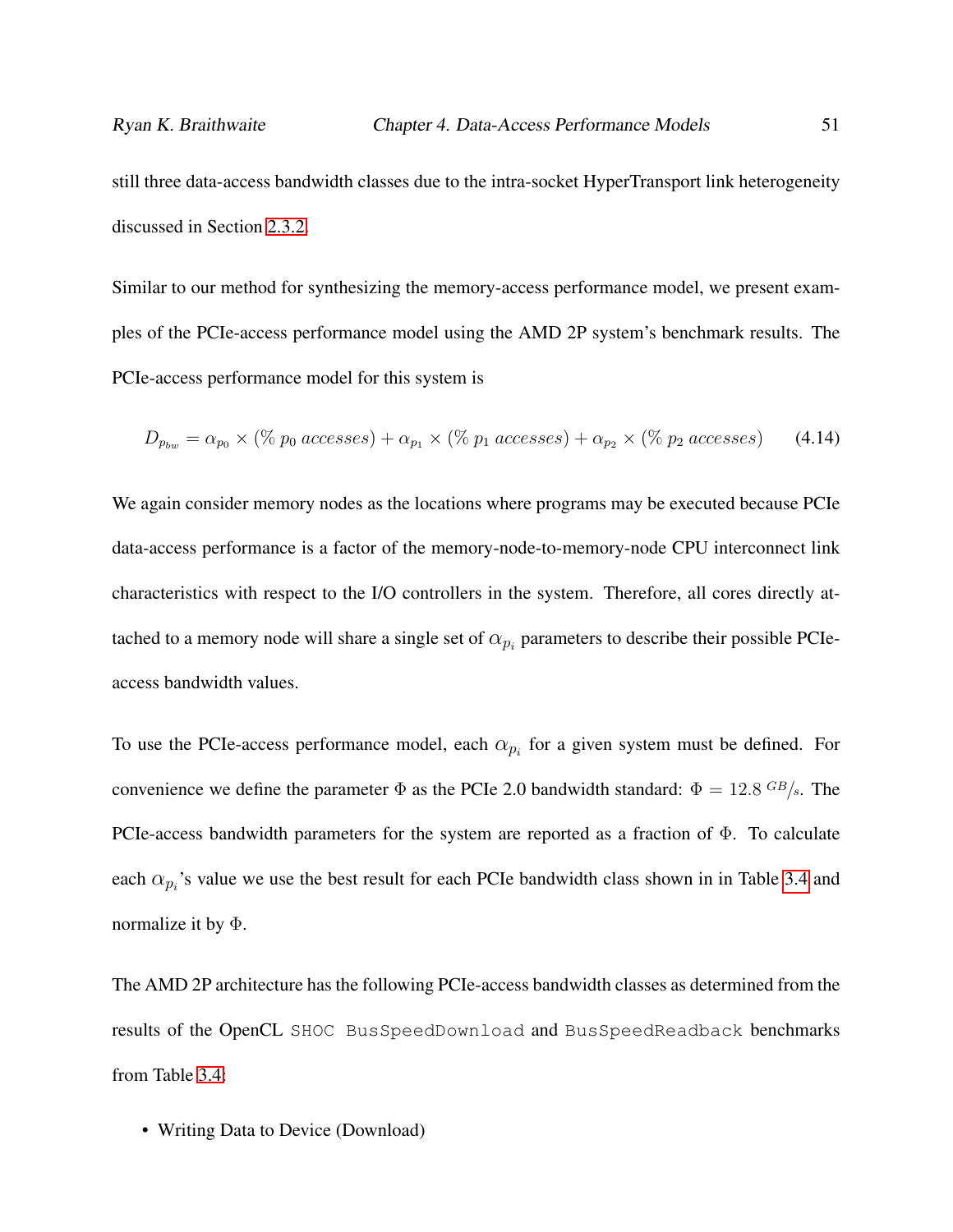still three data-access bandwidth classes due to the intra-socket HyperTransport link heterogeneity discussed in Section 2.3.2.

Similar to our method for synthesizing the memory-access performance model, we present examples of the PCIe-access performance model using the AMD 2P system's benchmark results. The PCIe-access performance model for this system is

$$D_{p_{bw}} = \alpha_{p_0} \times (\%\ p_0\ accesses) + \alpha_{p_1} \times (\%\ p_1\ accesses) + \alpha_{p_2} \times (\%\ p_2\ accesses) \tag{4.14}$$

We again consider memory nodes as the locations where programs may be executed because PCIe data-access performance is a factor of the memory-node-to-memory-node CPU interconnect link characteristics with respect to the I/O controllers in the system. Therefore, all cores directly attached to a memory node will share a single set of $\alpha_{p_i}$ parameters to describe their possible PCIe-access bandwidth values.

To use the PCIe-access performance model, each $\alpha_{p_i}$ for a given system must be defined. For convenience we define the parameter $\Phi$ as the PCIe 2.0 bandwidth standard: $\Phi = 12.8\ {}^{GB}/_{s}$. The PCIe-access bandwidth parameters for the system are reported as a fraction of $\Phi$. To calculate each $\alpha_{p_i}$'s value we use the best result for each PCIe bandwidth class shown in in Table 3.4 and normalize it by $\Phi$.

The AMD 2P architecture has the following PCIe-access bandwidth classes as determined from the results of the OpenCL `SHOC BusSpeedDownload` and `BusSpeedReadback` benchmarks from Table 3.4:

- Writing Data to Device (Download)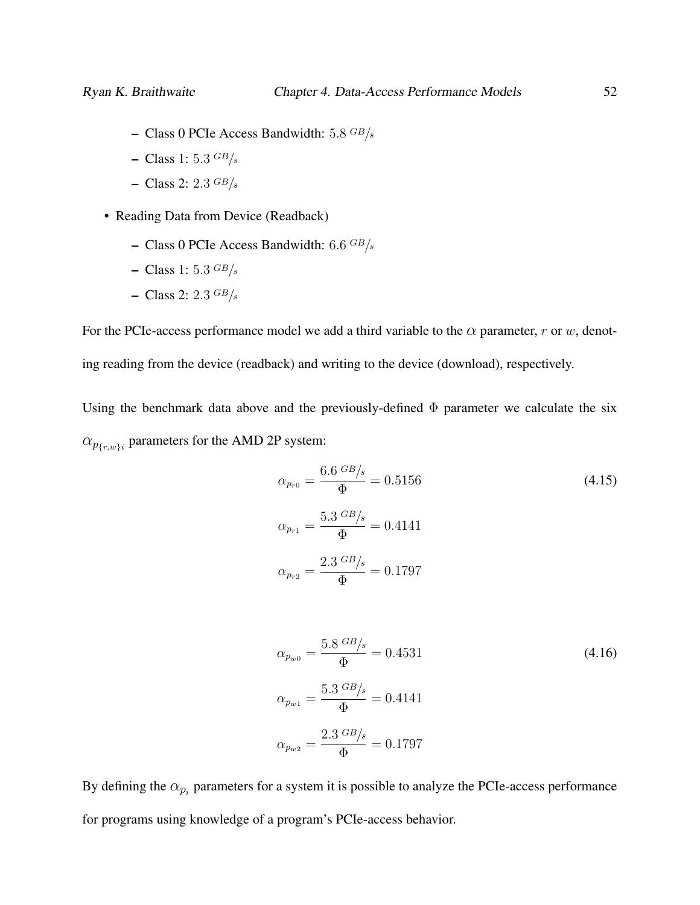- Class 0 PCIe Access Bandwidth: $5.8\ ^{GB}/_{s}$
  - Class 1: $5.3\ ^{GB}/_{s}$
  - Class 2: $2.3\ ^{GB}/_{s}$

- Reading Data from Device (Readback)
  - Class 0 PCIe Access Bandwidth: $6.6\ ^{GB}/_{s}$
  - Class 1: $5.3\ ^{GB}/_{s}$
  - Class 2: $2.3\ ^{GB}/_{s}$

For the PCIe-access performance model we add a third variable to the $\alpha$ parameter, $r$ or $w$, denoting reading from the device (readback) and writing to the device (download), respectively.

Using the benchmark data above and the previously-defined $\Phi$ parameter we calculate the six $\alpha_{p_{\{r,w\}i}}$ parameters for the AMD 2P system:

$$
\begin{aligned}
\alpha_{p_{r0}} &= \frac{6.6\ ^{GB}/_{s}}{\Phi} = 0.5156 \\
\alpha_{p_{r1}} &= \frac{5.3\ ^{GB}/_{s}}{\Phi} = 0.4141 \\
\alpha_{p_{r2}} &= \frac{2.3\ ^{GB}/_{s}}{\Phi} = 0.1797
\end{aligned}
\tag{4.15}
$$

$$
\begin{aligned}
\alpha_{p_{w0}} &= \frac{5.8\ ^{GB}/_{s}}{\Phi} = 0.4531 \\
\alpha_{p_{w1}} &= \frac{5.3\ ^{GB}/_{s}}{\Phi} = 0.4141 \\
\alpha_{p_{w2}} &= \frac{2.3\ ^{GB}/_{s}}{\Phi} = 0.1797
\end{aligned}
\tag{4.16}
$$

By defining the $\alpha_{p_i}$ parameters for a system it is possible to analyze the PCIe-access performance for programs using knowledge of a program's PCIe-access behavior.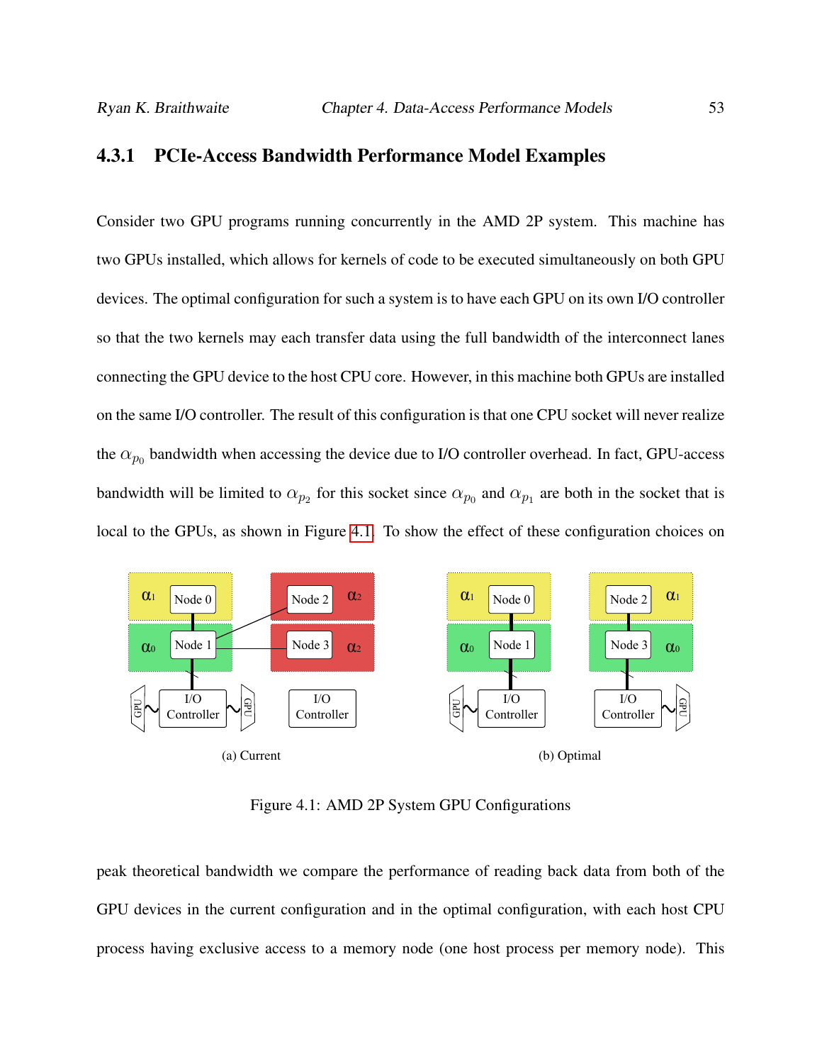### 4.3.1 PCIe-Access Bandwidth Performance Model Examples

Consider two GPU programs running concurrently in the AMD 2P system. This machine has two GPUs installed, which allows for kernels of code to be executed simultaneously on both GPU devices. The optimal configuration for such a system is to have each GPU on its own I/O controller so that the two kernels may each transfer data using the full bandwidth of the interconnect lanes connecting the GPU device to the host CPU core. However, in this machine both GPUs are installed on the same I/O controller. The result of this configuration is that one CPU socket will never realize the $\alpha_{p_0}$ bandwidth when accessing the device due to I/O controller overhead. In fact, GPU-access bandwidth will be limited to $\alpha_{p_2}$ for this socket since $\alpha_{p_0}$ and $\alpha_{p_1}$ are both in the socket that is local to the GPUs, as shown in Figure 4.1. To show the effect of these configuration choices on

(a) Current

(b) Optimal

Figure 4.1: AMD 2P System GPU Configurations

peak theoretical bandwidth we compare the performance of reading back data from both of the GPU devices in the current configuration and in the optimal configuration, with each host CPU process having exclusive access to a memory node (one host process per memory node). This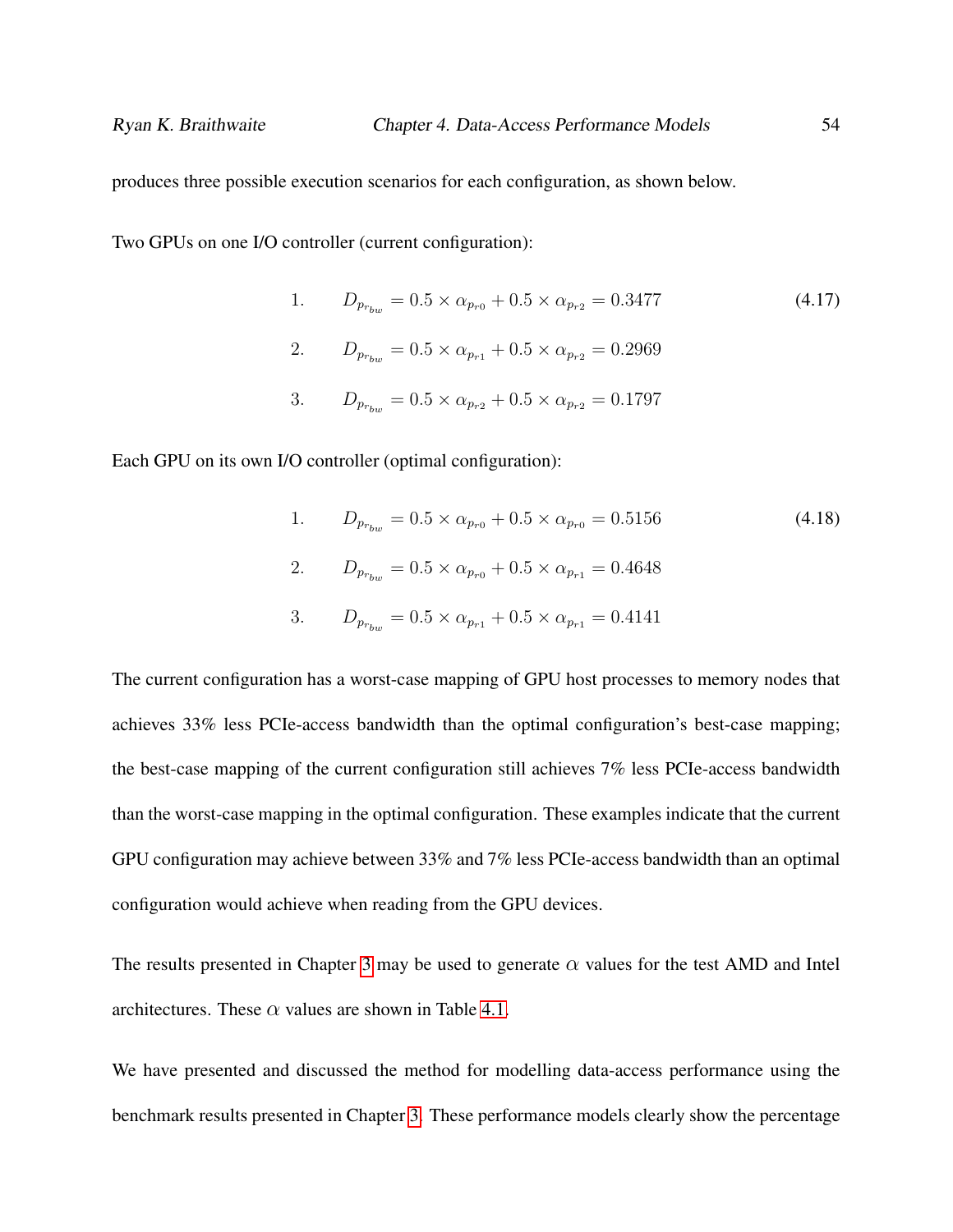produces three possible execution scenarios for each configuration, as shown below.

Two GPUs on one I/O controller (current configuration):

$$
\begin{aligned}
&1. \qquad D_{p_{r_{bw}}} = 0.5 \times \alpha_{p_{r0}} + 0.5 \times \alpha_{p_{r2}} = 0.3477 \\
&2. \qquad D_{p_{r_{bw}}} = 0.5 \times \alpha_{p_{r1}} + 0.5 \times \alpha_{p_{r2}} = 0.2969 \\
&3. \qquad D_{p_{r_{bw}}} = 0.5 \times \alpha_{p_{r2}} + 0.5 \times \alpha_{p_{r2}} = 0.1797
\end{aligned}
\tag{4.17}
$$

Each GPU on its own I/O controller (optimal configuration):

$$
\begin{aligned}
&1. \qquad D_{p_{r_{bw}}} = 0.5 \times \alpha_{p_{r0}} + 0.5 \times \alpha_{p_{r0}} = 0.5156 \\
&2. \qquad D_{p_{r_{bw}}} = 0.5 \times \alpha_{p_{r0}} + 0.5 \times \alpha_{p_{r1}} = 0.4648 \\
&3. \qquad D_{p_{r_{bw}}} = 0.5 \times \alpha_{p_{r1}} + 0.5 \times \alpha_{p_{r1}} = 0.4141
\end{aligned}
\tag{4.18}
$$

The current configuration has a worst-case mapping of GPU host processes to memory nodes that achieves 33% less PCIe-access bandwidth than the optimal configuration's best-case mapping; the best-case mapping of the current configuration still achieves 7% less PCIe-access bandwidth than the worst-case mapping in the optimal configuration. These examples indicate that the current GPU configuration may achieve between 33% and 7% less PCIe-access bandwidth than an optimal configuration would achieve when reading from the GPU devices.

The results presented in Chapter 3 may be used to generate $\alpha$ values for the test AMD and Intel architectures. These $\alpha$ values are shown in Table 4.1.

We have presented and discussed the method for modelling data-access performance using the benchmark results presented in Chapter 3. These performance models clearly show the percentage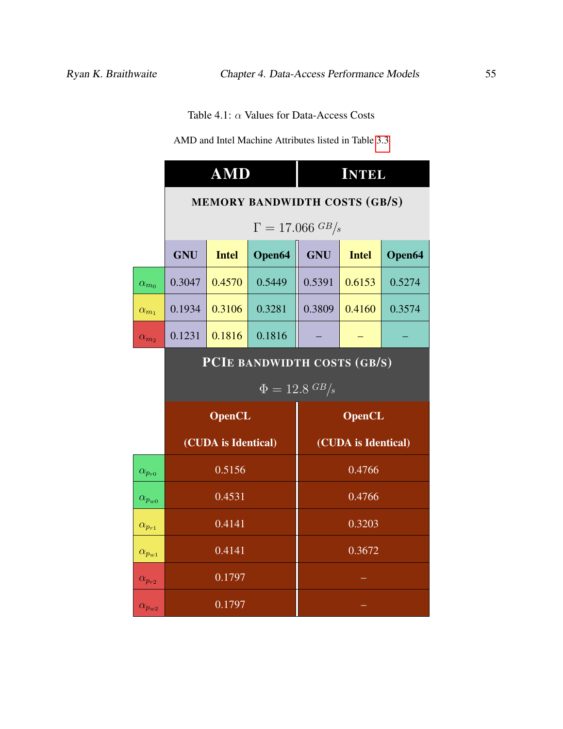Table 4.1: $\alpha$ Values for Data-Access Costs

AMD and Intel Machine Attributes listed in Table 3.3

| | AMD | | | INTEL | | |
|---|---|---|---|---|---|---|
| | MEMORY BANDWIDTH COSTS (GB/S) $\Gamma = 17.066\ ^{GB}/_{s}$ | | | | | |
| | **GNU** | **Intel** | **Open64** | **GNU** | **Intel** | **Open64** |
| $\alpha_{m_0}$ | 0.3047 | 0.4570 | 0.5449 | 0.5391 | 0.6153 | 0.5274 |
| $\alpha_{m_1}$ | 0.1934 | 0.3106 | 0.3281 | 0.3809 | 0.4160 | 0.3574 |
| $\alpha_{m_2}$ | 0.1231 | 0.1816 | 0.1816 | – | – | – |
| | PCIE BANDWIDTH COSTS (GB/S) $\Phi = 12.8\ ^{GB}/_{s}$ | | | | | |
| | **OpenCL (CUDA is Identical)** | | | **OpenCL (CUDA is Identical)** | | |
| $\alpha_{p_{r0}}$ | 0.5156 | | | 0.4766 | | |
| $\alpha_{p_{w0}}$ | 0.4531 | | | 0.4766 | | |
| $\alpha_{p_{r1}}$ | 0.4141 | | | 0.3203 | | |
| $\alpha_{p_{w1}}$ | 0.4141 | | | 0.3672 | | |
| $\alpha_{p_{r2}}$ | 0.1797 | | | – | | |
| $\alpha_{p_{w2}}$ | 0.1797 | | | – | | |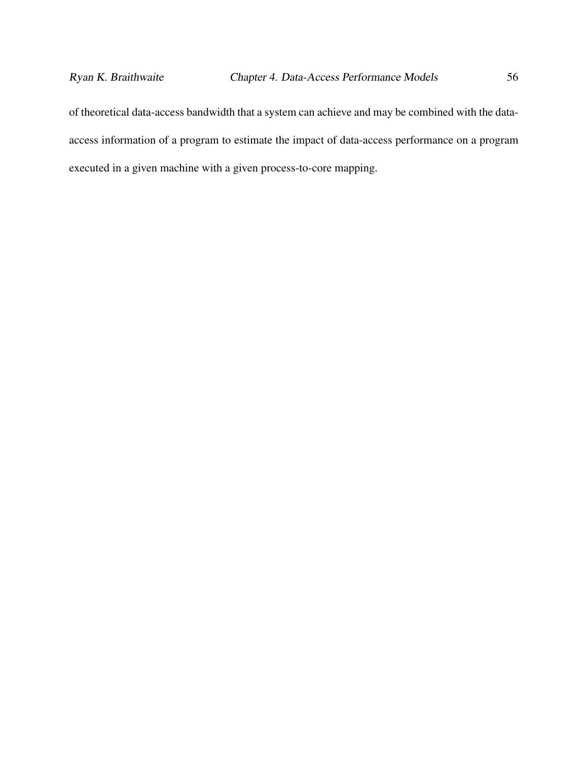of theoretical data-access bandwidth that a system can achieve and may be combined with the data-access information of a program to estimate the impact of data-access performance on a program executed in a given machine with a given process-to-core mapping.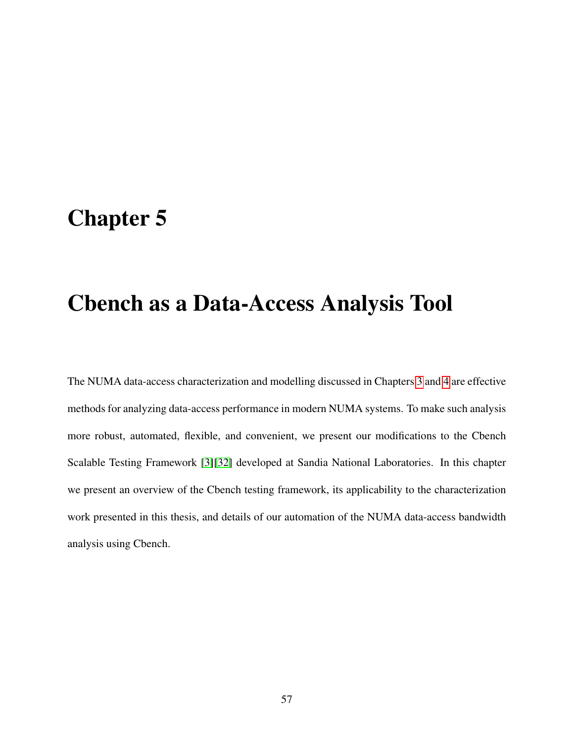# Chapter 5

# Cbench as a Data-Access Analysis Tool

The NUMA data-access characterization and modelling discussed in Chapters 3 and 4 are effective methods for analyzing data-access performance in modern NUMA systems. To make such analysis more robust, automated, flexible, and convenient, we present our modifications to the Cbench Scalable Testing Framework [3][32] developed at Sandia National Laboratories. In this chapter we present an overview of the Cbench testing framework, its applicability to the characterization work presented in this thesis, and details of our automation of the NUMA data-access bandwidth analysis using Cbench.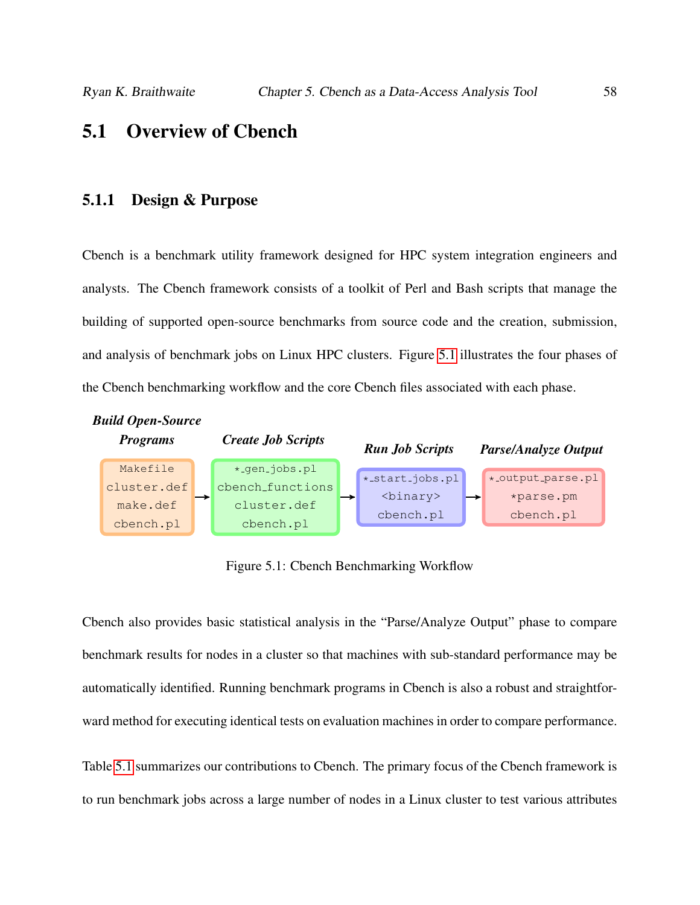## 5.1 Overview of Cbench

### 5.1.1 Design & Purpose

Cbench is a benchmark utility framework designed for HPC system integration engineers and analysts. The Cbench framework consists of a toolkit of Perl and Bash scripts that manage the building of supported open-source benchmarks from source code and the creation, submission, and analysis of benchmark jobs on Linux HPC clusters. Figure 5.1 illustrates the four phases of the Cbench benchmarking workflow and the core Cbench files associated with each phase.

| ***Build Open-Source Programs*** | → | ***Create Job Scripts*** | → | ***Run Job Scripts*** | → | ***Parse/Analyze Output*** |
|---|---|---|---|---|---|---|
| `Makefile` | | `*_gen_jobs.pl` | | `*_start_jobs.pl` | | `*_output_parse.pl` |
| `cluster.def` | | `cbench_functions` | | `<binary>` | | `*parse.pm` |
| `make.def` | | `cluster.def` | | `cbench.pl` | | `cbench.pl` |
| `cbench.pl` | | `cbench.pl` | | | | |

Figure 5.1: Cbench Benchmarking Workflow

Cbench also provides basic statistical analysis in the "Parse/Analyze Output" phase to compare benchmark results for nodes in a cluster so that machines with sub-standard performance may be automatically identified. Running benchmark programs in Cbench is also a robust and straightforward method for executing identical tests on evaluation machines in order to compare performance.

Table 5.1 summarizes our contributions to Cbench. The primary focus of the Cbench framework is to run benchmark jobs across a large number of nodes in a Linux cluster to test various attributes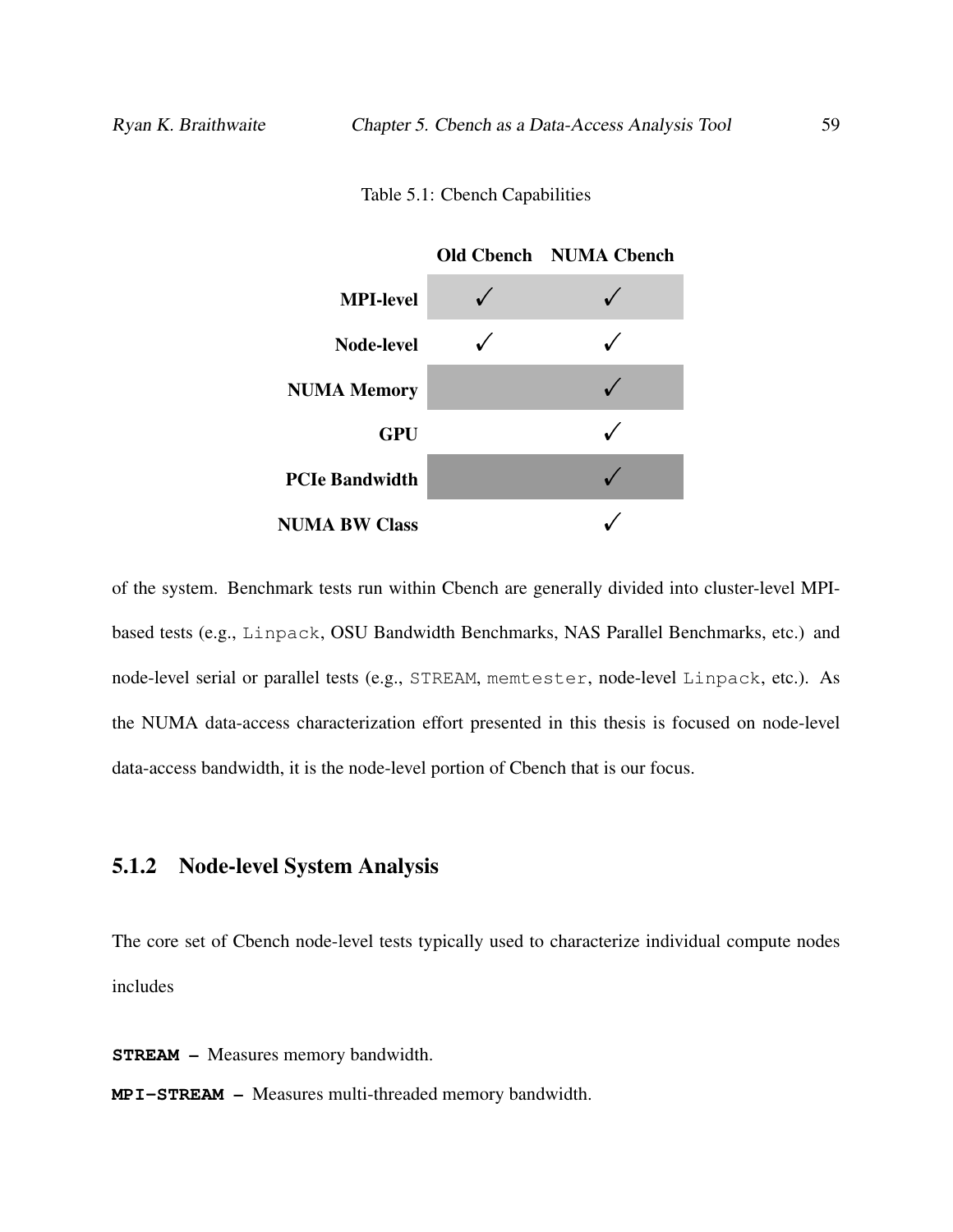Table 5.1: Cbench Capabilities

| | Old Cbench | NUMA Cbench |
|---|---|---|
| **MPI-level** | ✓ | ✓ |
| **Node-level** | ✓ | ✓ |
| **NUMA Memory** | | ✓ |
| **GPU** | | ✓ |
| **PCIe Bandwidth** | | ✓ |
| **NUMA BW Class** | | ✓ |

of the system. Benchmark tests run within Cbench are generally divided into cluster-level MPI-based tests (e.g., `Linpack`, OSU Bandwidth Benchmarks, NAS Parallel Benchmarks, etc.) and node-level serial or parallel tests (e.g., `STREAM`, `memtester`, node-level `Linpack`, etc.). As the NUMA data-access characterization effort presented in this thesis is focused on node-level data-access bandwidth, it is the node-level portion of Cbench that is our focus.

### 5.1.2 Node-level System Analysis

The core set of Cbench node-level tests typically used to characterize individual compute nodes includes

**`STREAM` –** Measures memory bandwidth.

**`MPI-STREAM` –** Measures multi-threaded memory bandwidth.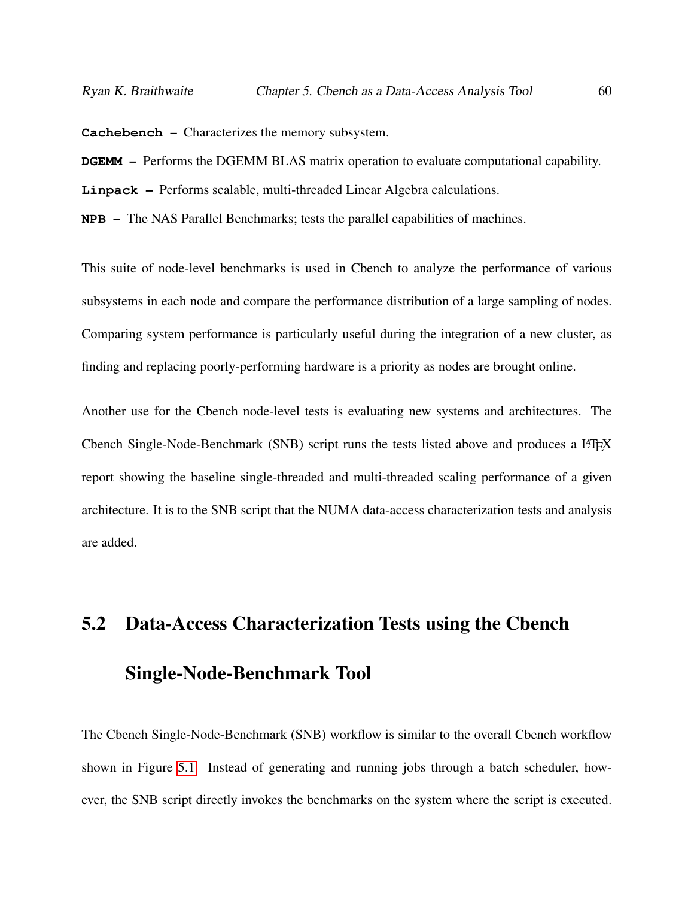**Cachebench** – Characterizes the memory subsystem.

**DGEMM** – Performs the DGEMM BLAS matrix operation to evaluate computational capability.

**Linpack** – Performs scalable, multi-threaded Linear Algebra calculations.

**NPB** – The NAS Parallel Benchmarks; tests the parallel capabilities of machines.

This suite of node-level benchmarks is used in Cbench to analyze the performance of various subsystems in each node and compare the performance distribution of a large sampling of nodes. Comparing system performance is particularly useful during the integration of a new cluster, as finding and replacing poorly-performing hardware is a priority as nodes are brought online.

Another use for the Cbench node-level tests is evaluating new systems and architectures. The Cbench Single-Node-Benchmark (SNB) script runs the tests listed above and produces a LaTeX report showing the baseline single-threaded and multi-threaded scaling performance of a given architecture. It is to the SNB script that the NUMA data-access characterization tests and analysis are added.

## 5.2 Data-Access Characterization Tests using the Cbench Single-Node-Benchmark Tool

The Cbench Single-Node-Benchmark (SNB) workflow is similar to the overall Cbench workflow shown in Figure 5.1. Instead of generating and running jobs through a batch scheduler, however, the SNB script directly invokes the benchmarks on the system where the script is executed.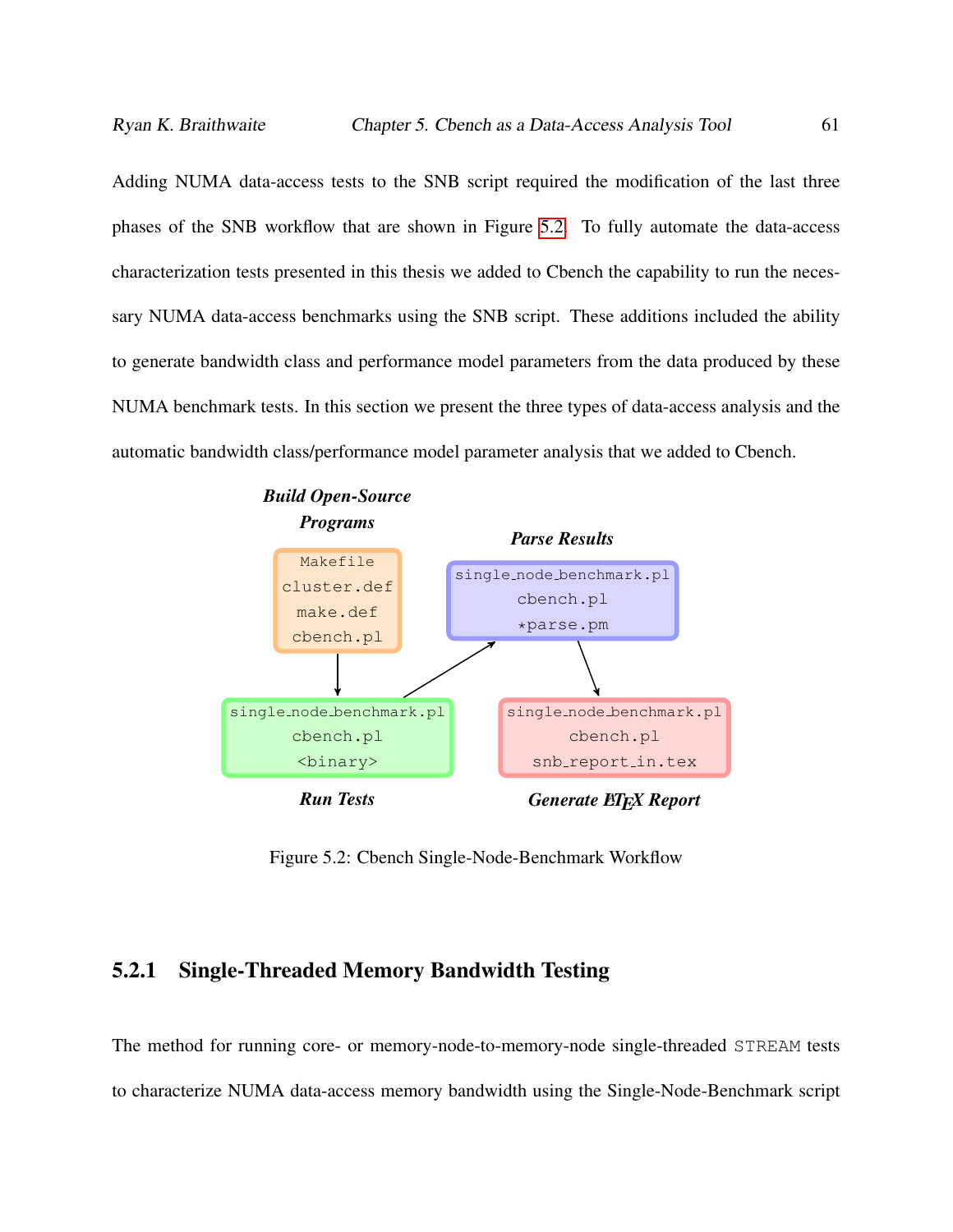Adding NUMA data-access tests to the SNB script required the modification of the last three phases of the SNB workflow that are shown in Figure 5.2. To fully automate the data-access characterization tests presented in this thesis we added to Cbench the capability to run the necessary NUMA data-access benchmarks using the SNB script. These additions included the ability to generate bandwidth class and performance model parameters from the data produced by these NUMA benchmark tests. In this section we present the three types of data-access analysis and the automatic bandwidth class/performance model parameter analysis that we added to Cbench.

***Build Open-Source Programs***

```
Makefile
cluster.def
make.def
cbench.pl
```

***Parse Results***

```
single_node_benchmark.pl
cbench.pl
*parse.pm
```

***Run Tests***

```
single_node_benchmark.pl
cbench.pl
<binary>
```

***Generate LaTeX Report***

```
single_node_benchmark.pl
cbench.pl
snb_report_in.tex
```

Figure 5.2: Cbench Single-Node-Benchmark Workflow

### 5.2.1 Single-Threaded Memory Bandwidth Testing

The method for running core- or memory-node-to-memory-node single-threaded `STREAM` tests to characterize NUMA data-access memory bandwidth using the Single-Node-Benchmark script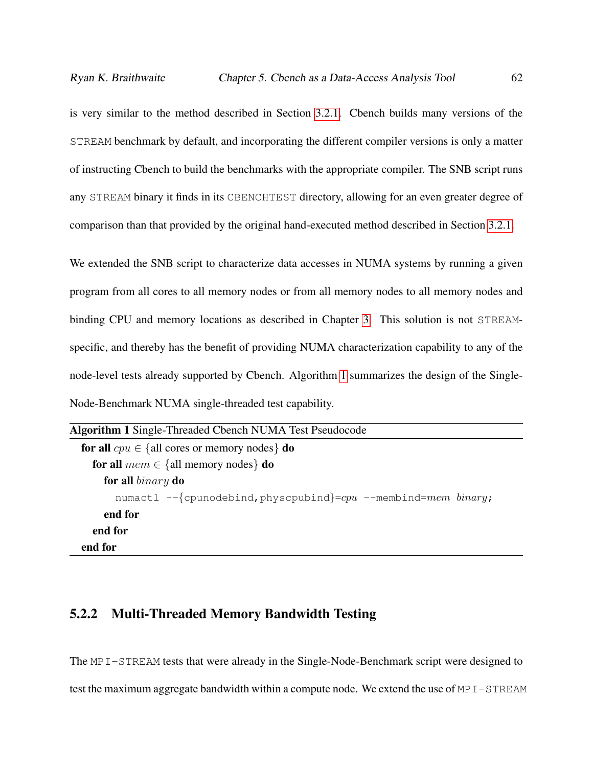is very similar to the method described in Section 3.2.1. Cbench builds many versions of the `STREAM` benchmark by default, and incorporating the different compiler versions is only a matter of instructing Cbench to build the benchmarks with the appropriate compiler. The SNB script runs any `STREAM` binary it finds in its `CBENCHTEST` directory, allowing for an even greater degree of comparison than that provided by the original hand-executed method described in Section 3.2.1.

We extended the SNB script to characterize data accesses in NUMA systems by running a given program from all cores to all memory nodes or from all memory nodes to all memory nodes and binding CPU and memory locations as described in Chapter 3. This solution is not `STREAM`-specific, and thereby has the benefit of providing NUMA characterization capability to any of the node-level tests already supported by Cbench. Algorithm 1 summarizes the design of the Single-Node-Benchmark NUMA single-threaded test capability.

**Algorithm 1** Single-Threaded Cbench NUMA Test Pseudocode

```
for all cpu ∈ {all cores or memory nodes} do
  for all mem ∈ {all memory nodes} do
    for all binary do
      numactl --{cpunodebind,physcpubind}=cpu --membind=mem binary;
    end for
  end for
end for
```

### 5.2.2 Multi-Threaded Memory Bandwidth Testing

The `MPI-STREAM` tests that were already in the Single-Node-Benchmark script were designed to test the maximum aggregate bandwidth within a compute node. We extend the use of `MPI-STREAM`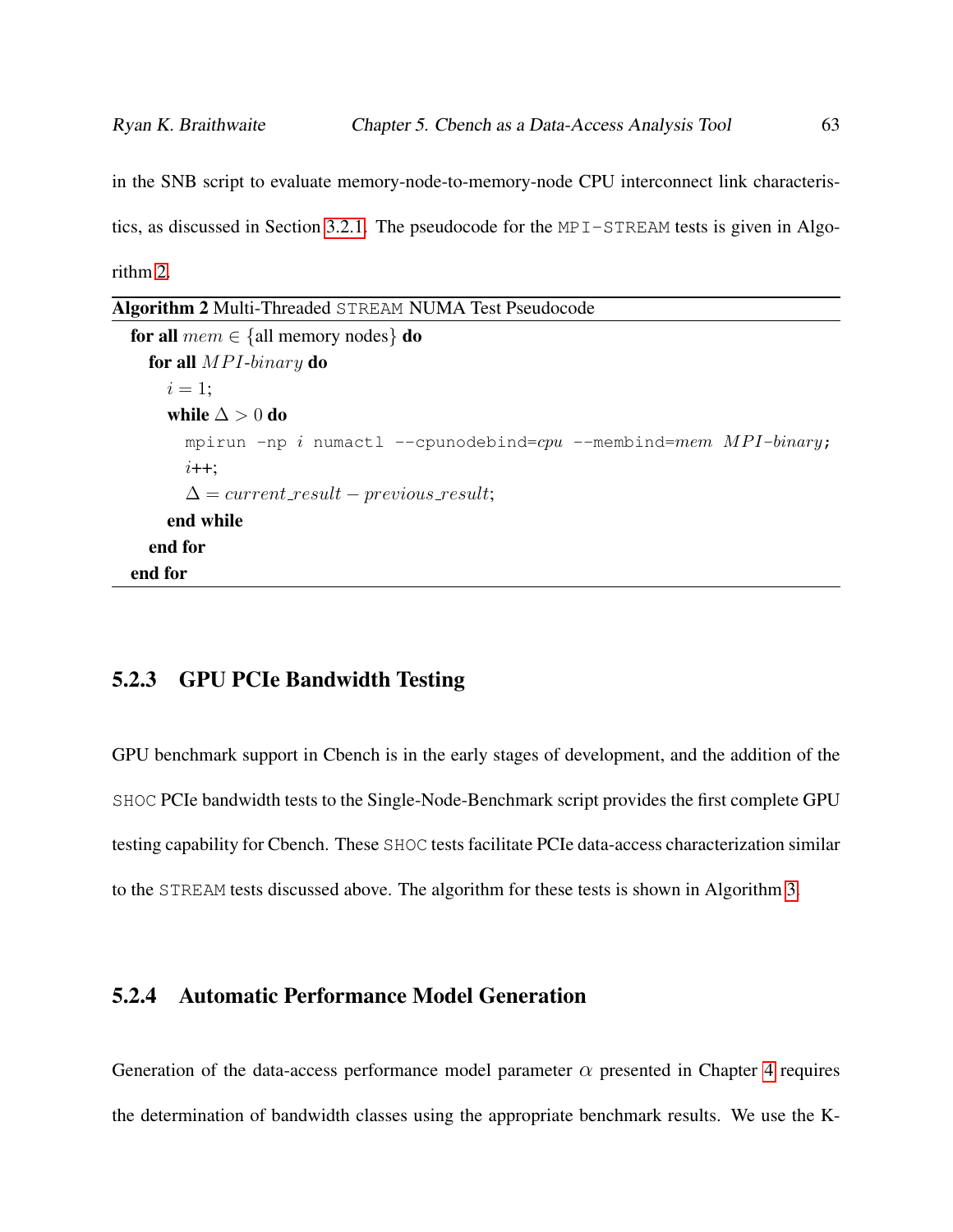in the SNB script to evaluate memory-node-to-memory-node CPU interconnect link characteristics, as discussed in Section 3.2.1. The pseudocode for the MPI-STREAM tests is given in Algorithm 2.

**Algorithm 2** Multi-Threaded STREAM NUMA Test Pseudocode

```
for all mem ∈ {all memory nodes} do
    for all MPI-binary do
        i = 1;
        while Δ > 0 do
            mpirun -np i numactl --cpunodebind=cpu --membind=mem MPI-binary;
            i++;
            Δ = current_result − previous_result;
        end while
    end for
end for
```

### 5.2.3 GPU PCIe Bandwidth Testing

GPU benchmark support in Cbench is in the early stages of development, and the addition of the SHOC PCIe bandwidth tests to the Single-Node-Benchmark script provides the first complete GPU testing capability for Cbench. These SHOC tests facilitate PCIe data-access characterization similar to the STREAM tests discussed above. The algorithm for these tests is shown in Algorithm 3.

### 5.2.4 Automatic Performance Model Generation

Generation of the data-access performance model parameter $\alpha$ presented in Chapter 4 requires the determination of bandwidth classes using the appropriate benchmark results. We use the K-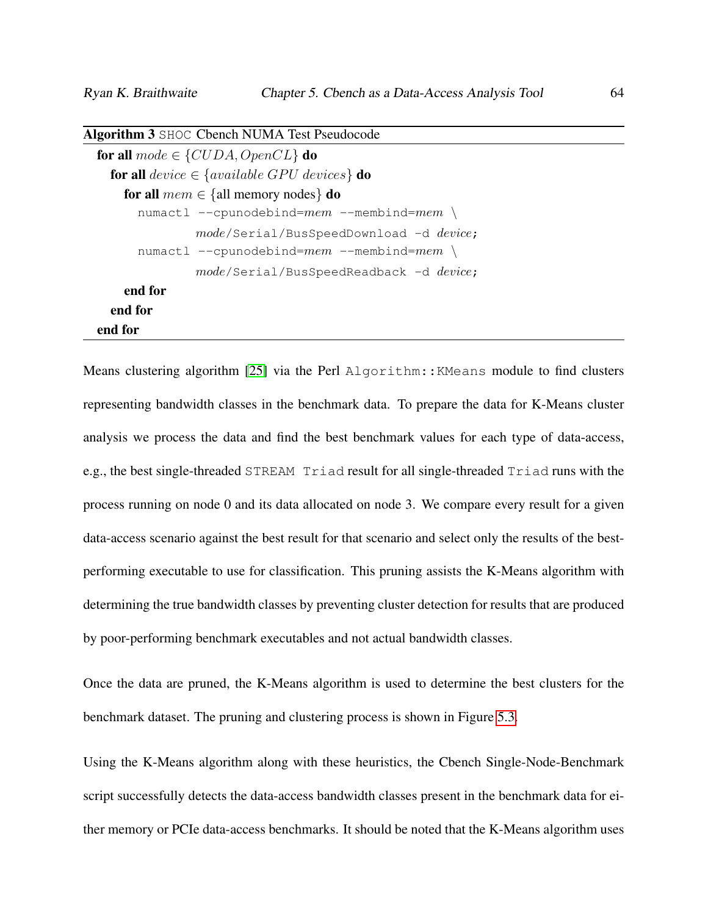**Algorithm 3** SHOC Cbench NUMA Test Pseudocode

```
for all mode ∈ {CUDA, OpenCL} do
  for all device ∈ {available GPU devices} do
    for all mem ∈ {all memory nodes} do
      numactl --cpunodebind=mem --membind=mem \
              mode/Serial/BusSpeedDownload -d device;
      numactl --cpunodebind=mem --membind=mem \
              mode/Serial/BusSpeedReadback -d device;
    end for
  end for
end for
```

Means clustering algorithm [25] via the Perl `Algorithm::KMeans` module to find clusters representing bandwidth classes in the benchmark data. To prepare the data for K-Means cluster analysis we process the data and find the best benchmark values for each type of data-access, e.g., the best single-threaded `STREAM Triad` result for all single-threaded `Triad` runs with the process running on node 0 and its data allocated on node 3. We compare every result for a given data-access scenario against the best result for that scenario and select only the results of the best-performing executable to use for classification. This pruning assists the K-Means algorithm with determining the true bandwidth classes by preventing cluster detection for results that are produced by poor-performing benchmark executables and not actual bandwidth classes.

Once the data are pruned, the K-Means algorithm is used to determine the best clusters for the benchmark dataset. The pruning and clustering process is shown in Figure 5.3.

Using the K-Means algorithm along with these heuristics, the Cbench Single-Node-Benchmark script successfully detects the data-access bandwidth classes present in the benchmark data for either memory or PCIe data-access benchmarks. It should be noted that the K-Means algorithm uses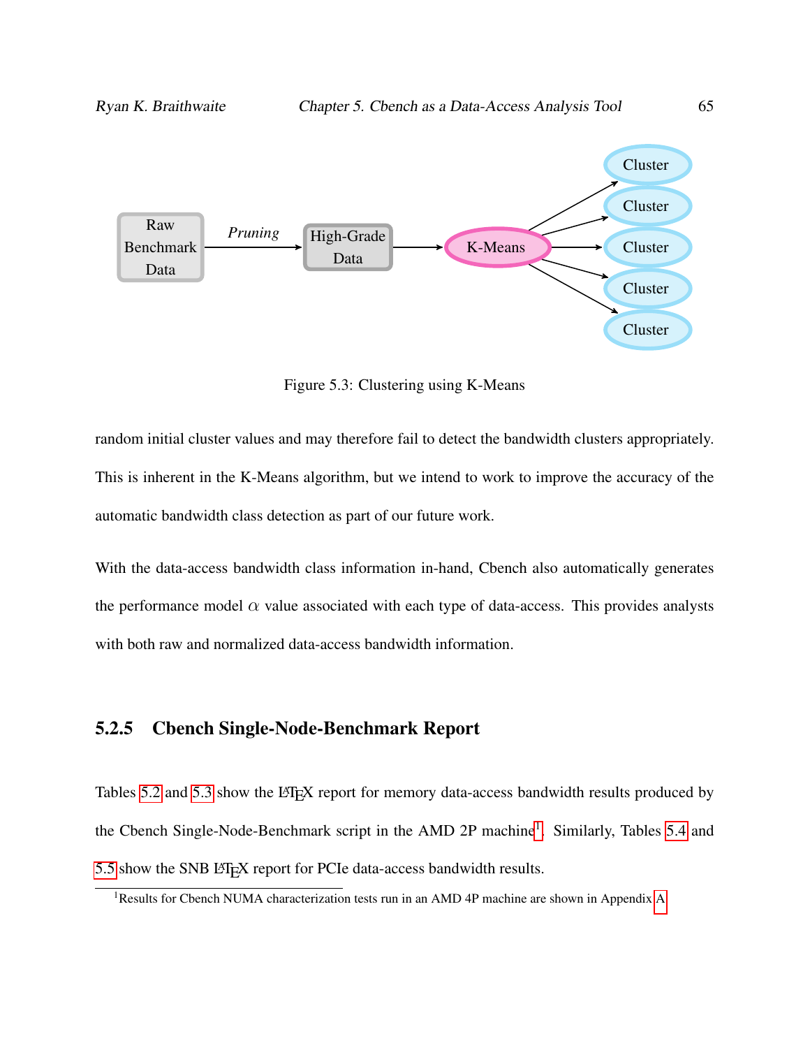Figure 5.3: Clustering using K-Means

random initial cluster values and may therefore fail to detect the bandwidth clusters appropriately. This is inherent in the K-Means algorithm, but we intend to work to improve the accuracy of the automatic bandwidth class detection as part of our future work.

With the data-access bandwidth class information in-hand, Cbench also automatically generates the performance model $\alpha$ value associated with each type of data-access. This provides analysts with both raw and normalized data-access bandwidth information.

### 5.2.5 Cbench Single-Node-Benchmark Report

Tables 5.2 and 5.3 show the LaTeX report for memory data-access bandwidth results produced by the Cbench Single-Node-Benchmark script in the AMD 2P machine[1]. Similarly, Tables 5.4 and 5.5 show the SNB LaTeX report for PCIe data-access bandwidth results.

[1]Results for Cbench NUMA characterization tests run in an AMD 4P machine are shown in Appendix A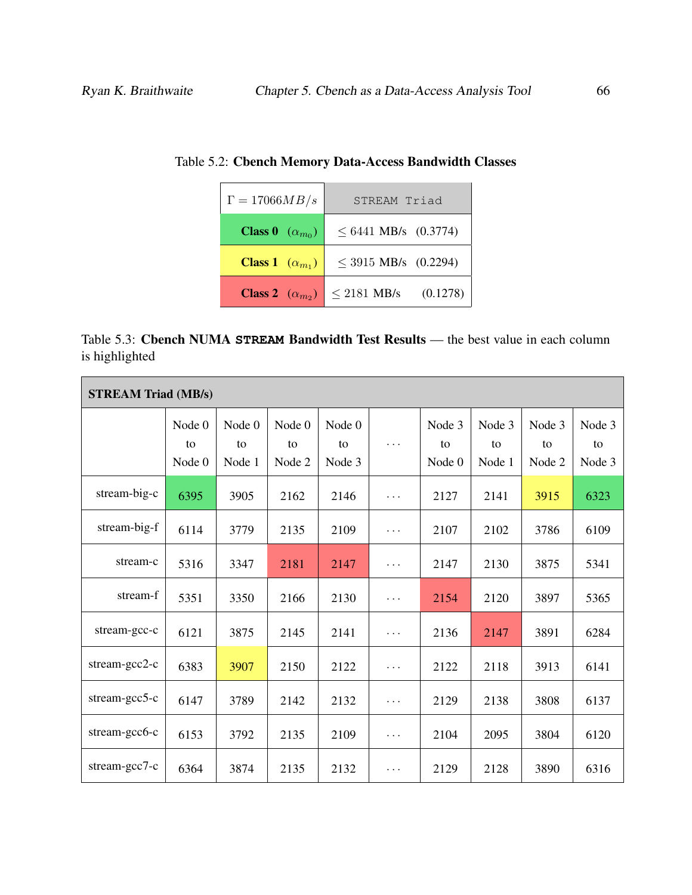Table 5.2: **Cbench Memory Data-Access Bandwidth Classes**

| $\Gamma = 17066 MB/s$ | STREAM Triad |
|---|---|
| **Class 0** ($\alpha_{m_0}$) | $\leq$ 6441 MB/s (0.3774) |
| **Class 1** ($\alpha_{m_1}$) | $\leq$ 3915 MB/s (0.2294) |
| **Class 2** ($\alpha_{m_2}$) | $\leq$ 2181 MB/s (0.1278) |

Table 5.3: **Cbench NUMA STREAM Bandwidth Test Results** — the best value in each column is highlighted

| **STREAM Triad (MB/s)** | | | | | | | | | |
|---|---|---|---|---|---|---|---|---|---|
| | Node 0 to Node 0 | Node 0 to Node 1 | Node 0 to Node 2 | Node 0 to Node 3 | ··· | Node 3 to Node 0 | Node 3 to Node 1 | Node 3 to Node 2 | Node 3 to Node 3 |
| stream-big-c | 6395 | 3905 | 2162 | 2146 | ··· | 2127 | 2141 | 3915 | 6323 |
| stream-big-f | 6114 | 3779 | 2135 | 2109 | ··· | 2107 | 2102 | 3786 | 6109 |
| stream-c | 5316 | 3347 | 2181 | 2147 | ··· | 2147 | 2130 | 3875 | 5341 |
| stream-f | 5351 | 3350 | 2166 | 2130 | ··· | 2154 | 2120 | 3897 | 5365 |
| stream-gcc-c | 6121 | 3875 | 2145 | 2141 | ··· | 2136 | 2147 | 3891 | 6284 |
| stream-gcc2-c | 6383 | 3907 | 2150 | 2122 | ··· | 2122 | 2118 | 3913 | 6141 |
| stream-gcc5-c | 6147 | 3789 | 2142 | 2132 | ··· | 2129 | 2138 | 3808 | 6137 |
| stream-gcc6-c | 6153 | 3792 | 2135 | 2109 | ··· | 2104 | 2095 | 3804 | 6120 |
| stream-gcc7-c | 6364 | 3874 | 2135 | 2132 | ··· | 2129 | 2128 | 3890 | 6316 |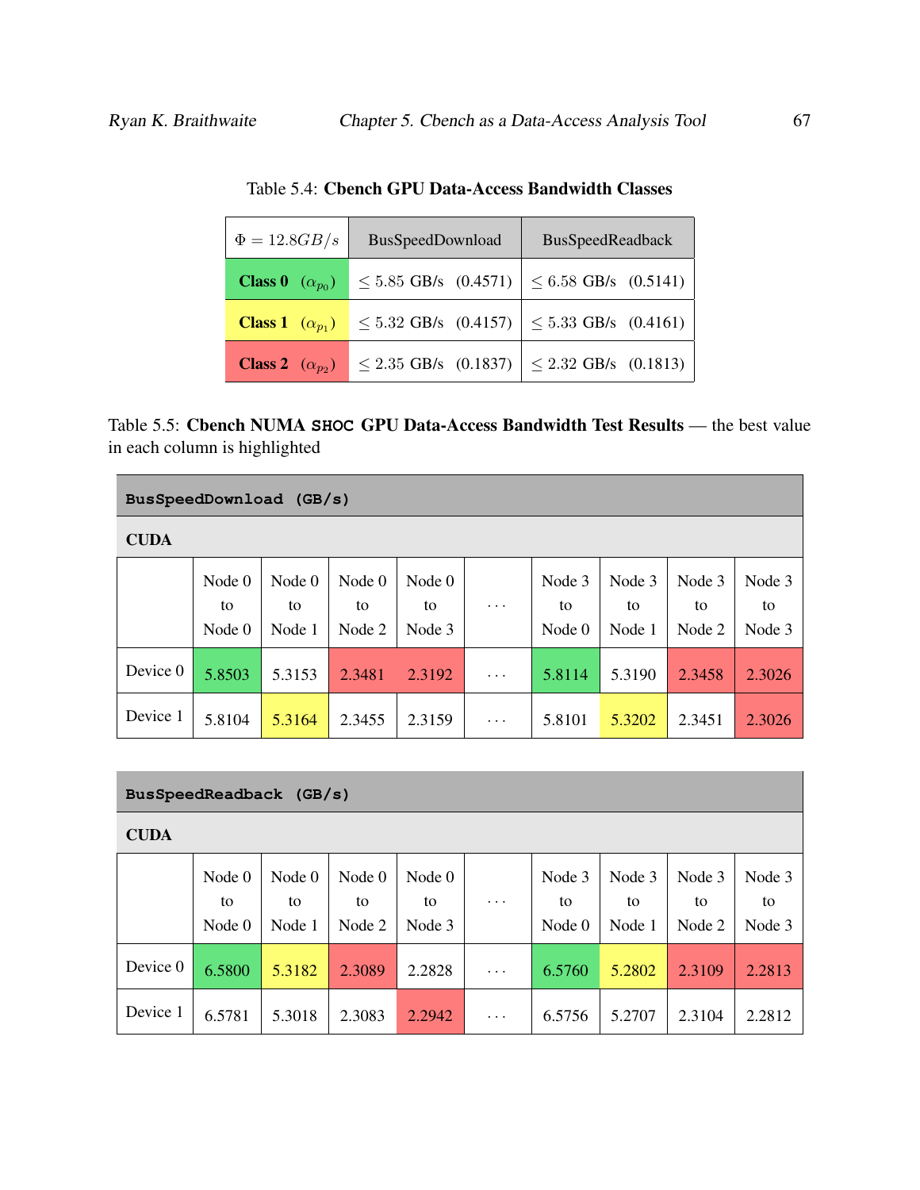Table 5.4: **Cbench GPU Data-Access Bandwidth Classes**

| $\Phi = 12.8GB/s$ | BusSpeedDownload | BusSpeedReadback |
|---|---|---|
| **Class 0** ($\alpha_{p_0}$) | $\leq$ 5.85 GB/s (0.4571) | $\leq$ 6.58 GB/s (0.5141) |
| **Class 1** ($\alpha_{p_1}$) | $\leq$ 5.32 GB/s (0.4157) | $\leq$ 5.33 GB/s (0.4161) |
| **Class 2** ($\alpha_{p_2}$) | $\leq$ 2.35 GB/s (0.1837) | $\leq$ 2.32 GB/s (0.1813) |

Table 5.5: **Cbench NUMA `SHOC` GPU Data-Access Bandwidth Test Results** — the best value in each column is highlighted

**`BusSpeedDownload (GB/s)`**

**CUDA**

| | Node 0 to Node 0 | Node 0 to Node 1 | Node 0 to Node 2 | Node 0 to Node 3 | ··· | Node 3 to Node 0 | Node 3 to Node 1 | Node 3 to Node 2 | Node 3 to Node 3 |
|---|---|---|---|---|---|---|---|---|---|
| Device 0 | 5.8503 | 5.3153 | 2.3481 | 2.3192 | ··· | 5.8114 | 5.3190 | 2.3458 | 2.3026 |
| Device 1 | 5.8104 | 5.3164 | 2.3455 | 2.3159 | ··· | 5.8101 | 5.3202 | 2.3451 | 2.3026 |

**`BusSpeedReadback (GB/s)`**

**CUDA**

| | Node 0 to Node 0 | Node 0 to Node 1 | Node 0 to Node 2 | Node 0 to Node 3 | ··· | Node 3 to Node 0 | Node 3 to Node 1 | Node 3 to Node 2 | Node 3 to Node 3 |
|---|---|---|---|---|---|---|---|---|---|
| Device 0 | 6.5800 | 5.3182 | 2.3089 | 2.2828 | ··· | 6.5760 | 5.2802 | 2.3109 | 2.2813 |
| Device 1 | 6.5781 | 5.3018 | 2.3083 | 2.2942 | ··· | 6.5756 | 5.2707 | 2.3104 | 2.2812 |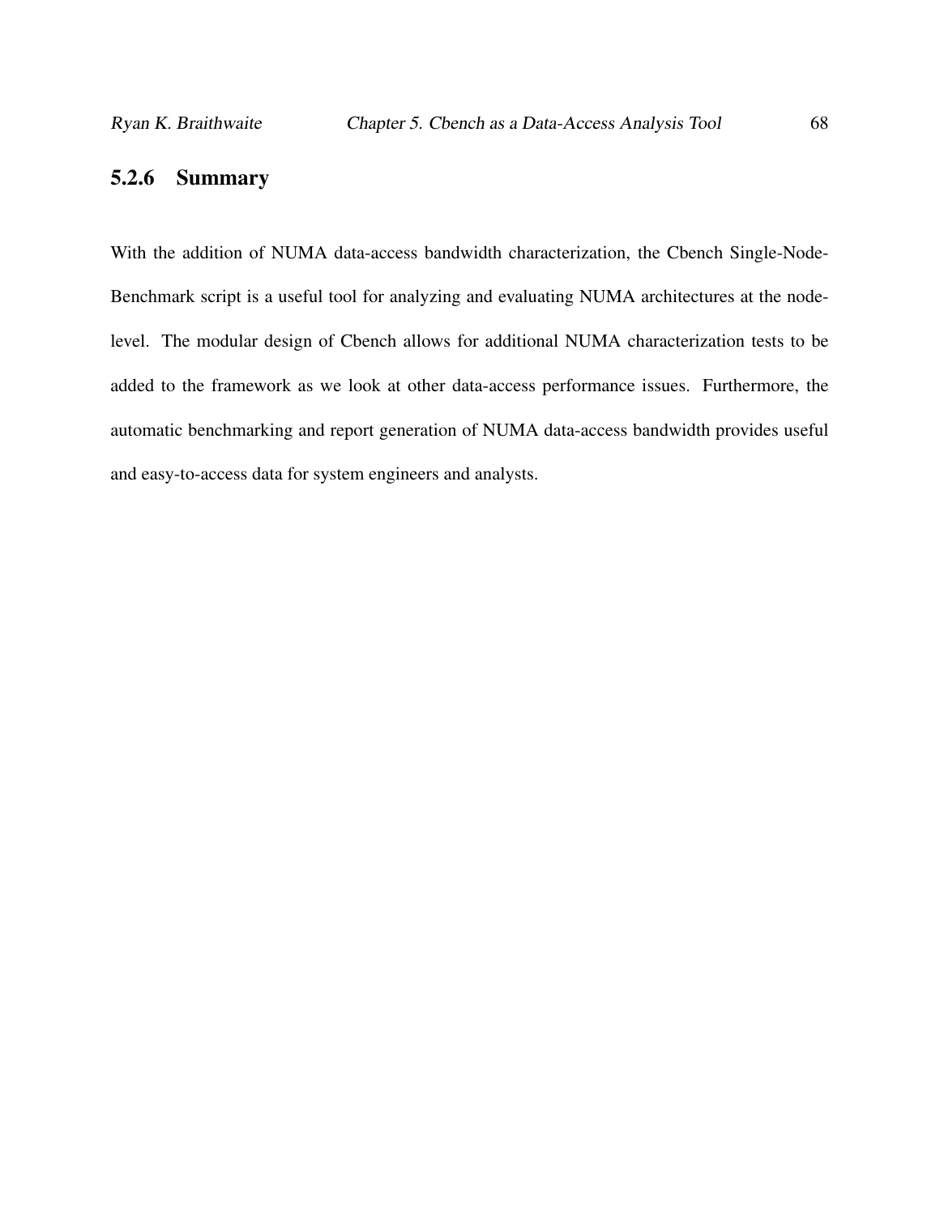### 5.2.6 Summary

With the addition of NUMA data-access bandwidth characterization, the Cbench Single-Node-Benchmark script is a useful tool for analyzing and evaluating NUMA architectures at the node-level. The modular design of Cbench allows for additional NUMA characterization tests to be added to the framework as we look at other data-access performance issues. Furthermore, the automatic benchmarking and report generation of NUMA data-access bandwidth provides useful and easy-to-access data for system engineers and analysts.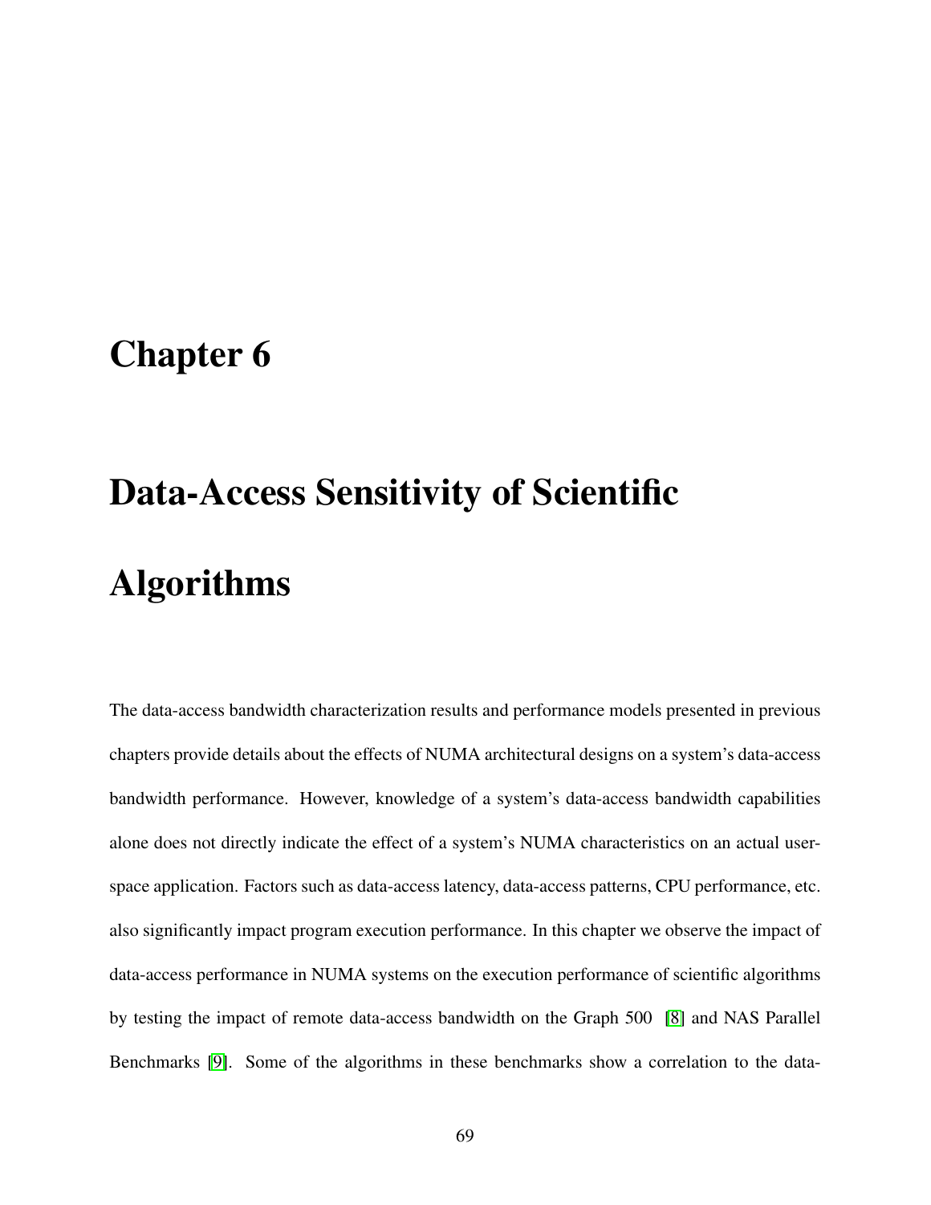# Chapter 6

# Data-Access Sensitivity of Scientific Algorithms

The data-access bandwidth characterization results and performance models presented in previous chapters provide details about the effects of NUMA architectural designs on a system's data-access bandwidth performance. However, knowledge of a system's data-access bandwidth capabilities alone does not directly indicate the effect of a system's NUMA characteristics on an actual user-space application. Factors such as data-access latency, data-access patterns, CPU performance, etc. also significantly impact program execution performance. In this chapter we observe the impact of data-access performance in NUMA systems on the execution performance of scientific algorithms by testing the impact of remote data-access bandwidth on the Graph 500 [8] and NAS Parallel Benchmarks [9]. Some of the algorithms in these benchmarks show a correlation to the data-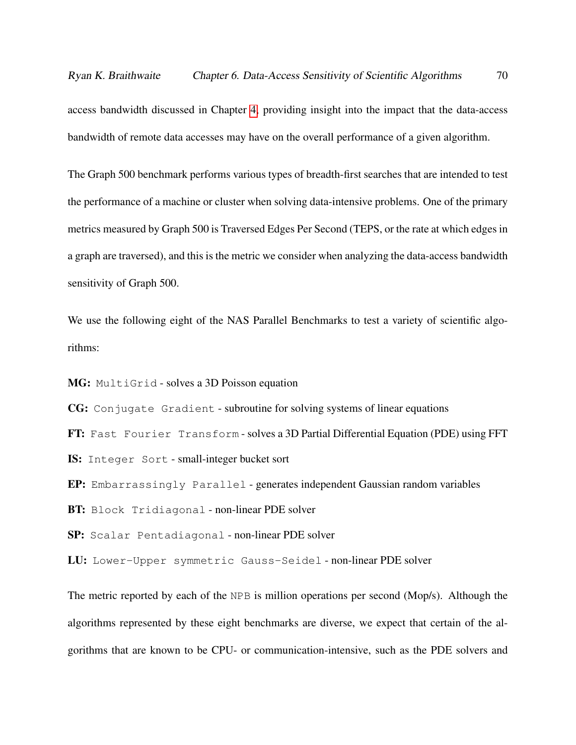access bandwidth discussed in Chapter 4, providing insight into the impact that the data-access bandwidth of remote data accesses may have on the overall performance of a given algorithm.

The Graph 500 benchmark performs various types of breadth-first searches that are intended to test the performance of a machine or cluster when solving data-intensive problems. One of the primary metrics measured by Graph 500 is Traversed Edges Per Second (TEPS, or the rate at which edges in a graph are traversed), and this is the metric we consider when analyzing the data-access bandwidth sensitivity of Graph 500.

We use the following eight of the NAS Parallel Benchmarks to test a variety of scientific algorithms:

**MG:** `MultiGrid` - solves a 3D Poisson equation

**CG:** `Conjugate Gradient` - subroutine for solving systems of linear equations

**FT:** `Fast Fourier Transform` - solves a 3D Partial Differential Equation (PDE) using FFT

**IS:** `Integer Sort` - small-integer bucket sort

**EP:** `Embarrassingly Parallel` - generates independent Gaussian random variables

**BT:** `Block Tridiagonal` - non-linear PDE solver

**SP:** `Scalar Pentadiagonal` - non-linear PDE solver

**LU:** `Lower-Upper symmetric Gauss-Seidel` - non-linear PDE solver

The metric reported by each of the `NPB` is million operations per second (Mop/s). Although the algorithms represented by these eight benchmarks are diverse, we expect that certain of the algorithms that are known to be CPU- or communication-intensive, such as the PDE solvers and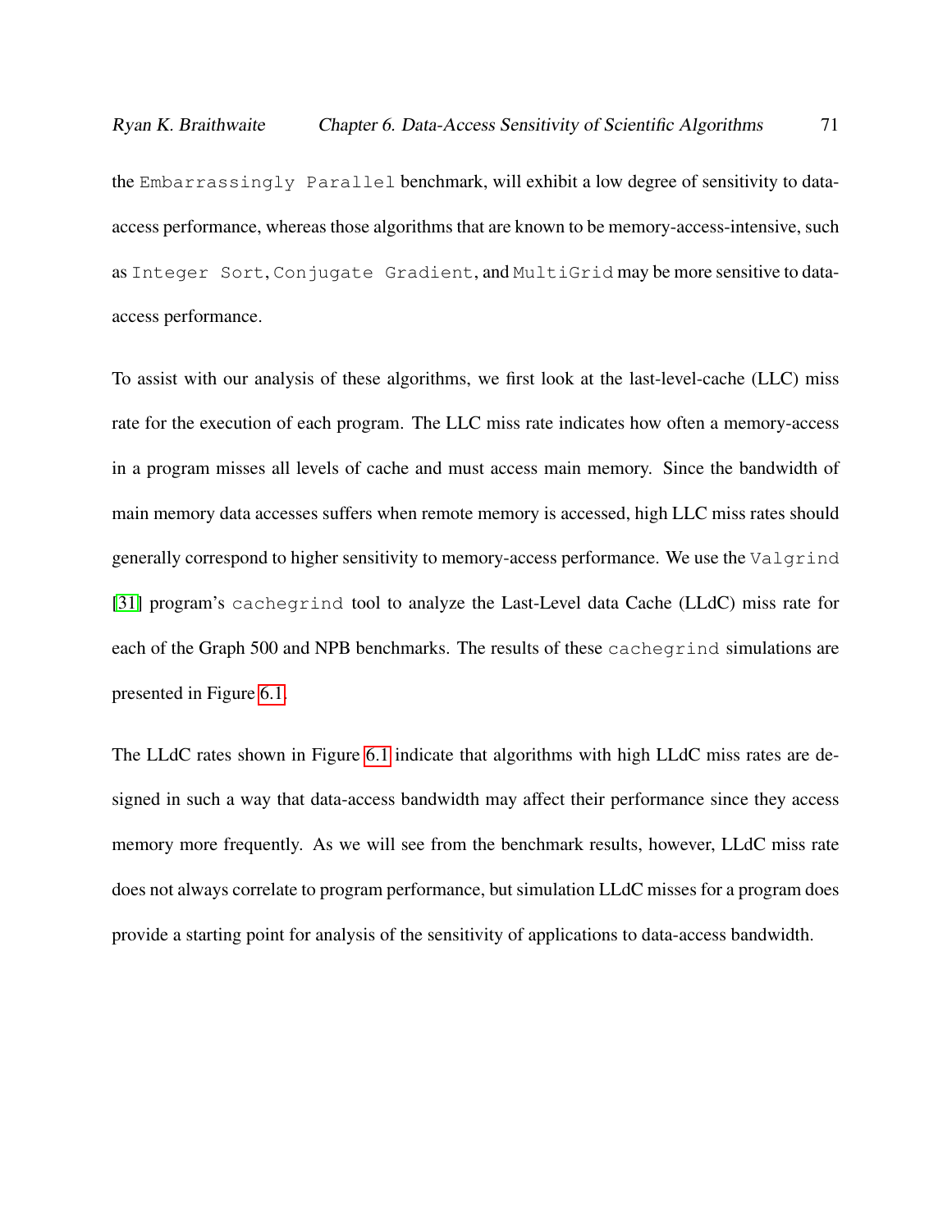the `Embarrassingly Parallel` benchmark, will exhibit a low degree of sensitivity to data-access performance, whereas those algorithms that are known to be memory-access-intensive, such as `Integer Sort`, `Conjugate Gradient`, and `MultiGrid` may be more sensitive to data-access performance.

To assist with our analysis of these algorithms, we first look at the last-level-cache (LLC) miss rate for the execution of each program. The LLC miss rate indicates how often a memory-access in a program misses all levels of cache and must access main memory. Since the bandwidth of main memory data accesses suffers when remote memory is accessed, high LLC miss rates should generally correspond to higher sensitivity to memory-access performance. We use the `Valgrind` [31] program's `cachegrind` tool to analyze the Last-Level data Cache (LLdC) miss rate for each of the Graph 500 and NPB benchmarks. The results of these `cachegrind` simulations are presented in Figure 6.1.

The LLdC rates shown in Figure 6.1 indicate that algorithms with high LLdC miss rates are designed in such a way that data-access bandwidth may affect their performance since they access memory more frequently. As we will see from the benchmark results, however, LLdC miss rate does not always correlate to program performance, but simulation LLdC misses for a program does provide a starting point for analysis of the sensitivity of applications to data-access bandwidth.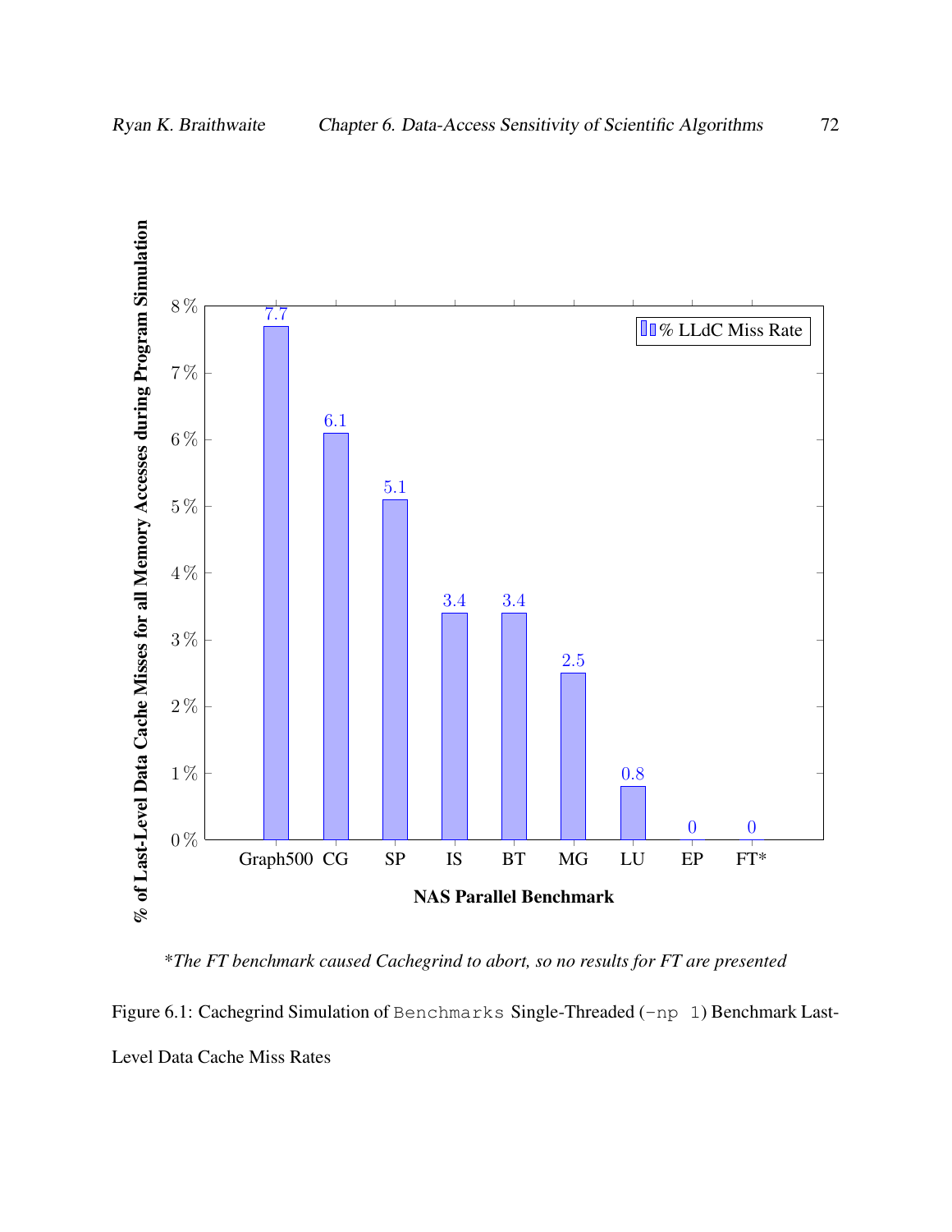*\*The FT benchmark caused Cachegrind to abort, so no results for FT are presented*

Figure 6.1: Cachegrind Simulation of `Benchmarks` Single-Threaded (`-np 1`) Benchmark Last-Level Data Cache Miss Rates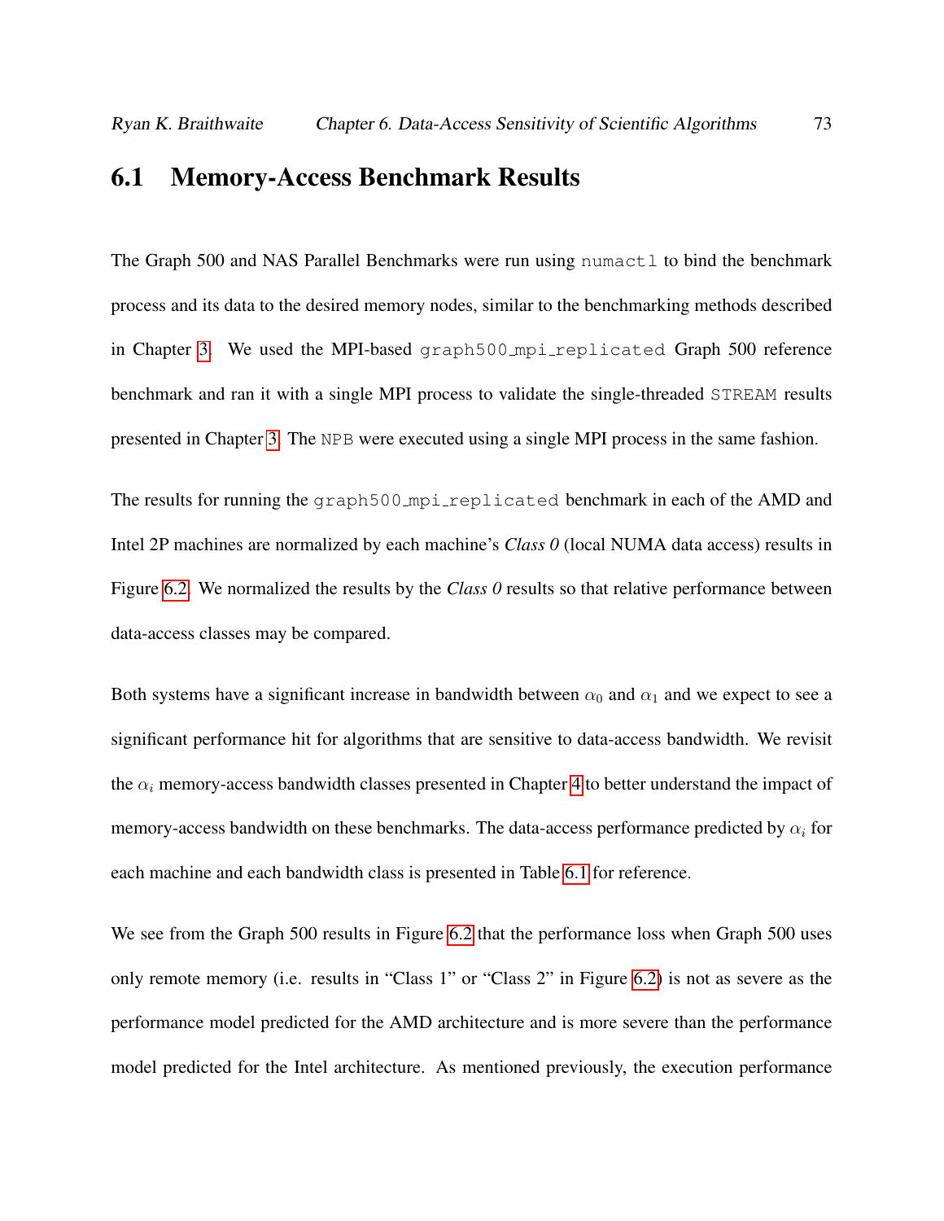## 6.1 Memory-Access Benchmark Results

The Graph 500 and NAS Parallel Benchmarks were run using `numactl` to bind the benchmark process and its data to the desired memory nodes, similar to the benchmarking methods described in Chapter 3. We used the MPI-based `graph500_mpi_replicated` Graph 500 reference benchmark and ran it with a single MPI process to validate the single-threaded `STREAM` results presented in Chapter 3. The `NPB` were executed using a single MPI process in the same fashion.

The results for running the `graph500_mpi_replicated` benchmark in each of the AMD and Intel 2P machines are normalized by each machine's *Class 0* (local NUMA data access) results in Figure 6.2. We normalized the results by the *Class 0* results so that relative performance between data-access classes may be compared.

Both systems have a significant increase in bandwidth between $\alpha_0$ and $\alpha_1$ and we expect to see a significant performance hit for algorithms that are sensitive to data-access bandwidth. We revisit the $\alpha_i$ memory-access bandwidth classes presented in Chapter 4 to better understand the impact of memory-access bandwidth on these benchmarks. The data-access performance predicted by $\alpha_i$ for each machine and each bandwidth class is presented in Table 6.1 for reference.

We see from the Graph 500 results in Figure 6.2 that the performance loss when Graph 500 uses only remote memory (i.e. results in "Class 1" or "Class 2" in Figure 6.2) is not as severe as the performance model predicted for the AMD architecture and is more severe than the performance model predicted for the Intel architecture. As mentioned previously, the execution performance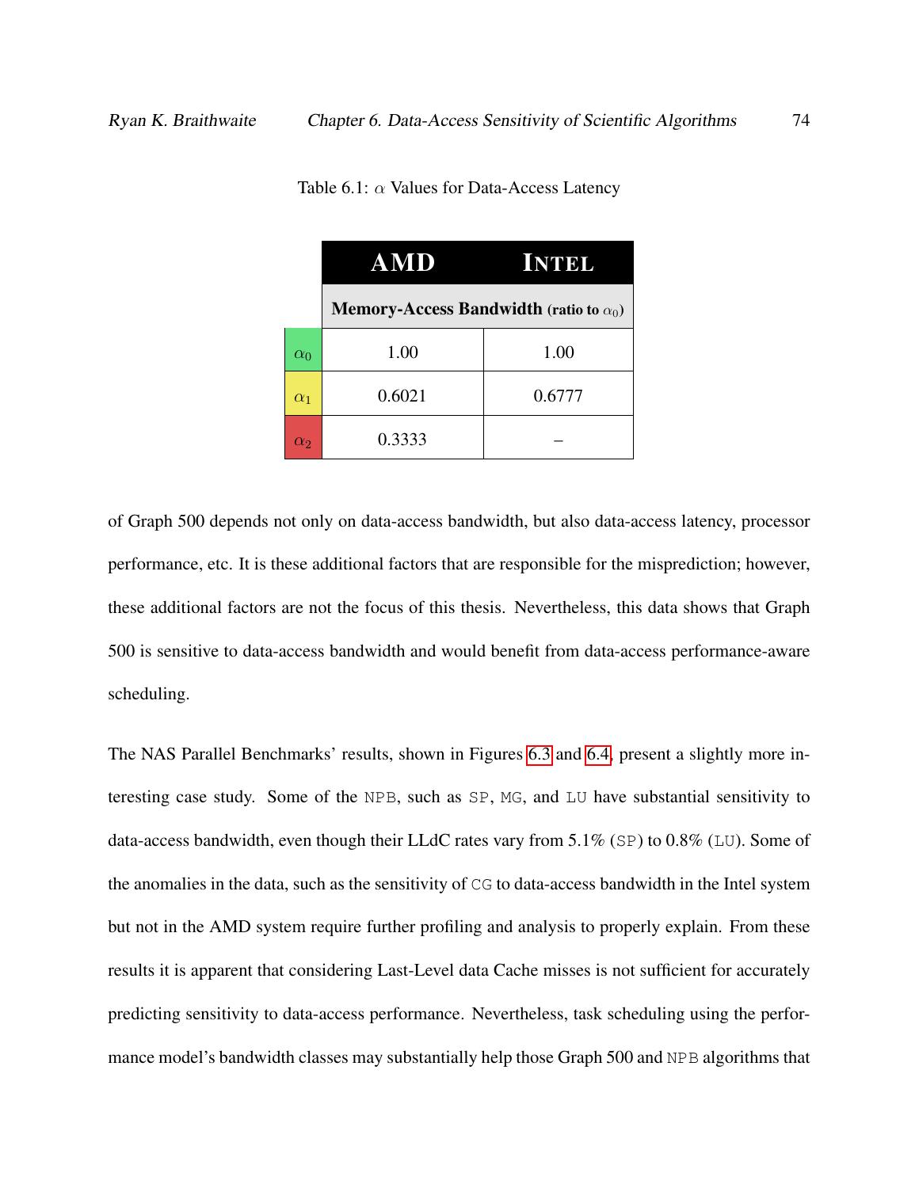Table 6.1: $\alpha$ Values for Data-Access Latency

| | AMD | INTEL |
|---|---|---|
| | Memory-Access Bandwidth (ratio to $\alpha_0$) | |
| $\alpha_0$ | 1.00 | 1.00 |
| $\alpha_1$ | 0.6021 | 0.6777 |
| $\alpha_2$ | 0.3333 | – |

of Graph 500 depends not only on data-access bandwidth, but also data-access latency, processor performance, etc. It is these additional factors that are responsible for the misprediction; however, these additional factors are not the focus of this thesis. Nevertheless, this data shows that Graph 500 is sensitive to data-access bandwidth and would benefit from data-access performance-aware scheduling.

The NAS Parallel Benchmarks' results, shown in Figures 6.3 and 6.4, present a slightly more interesting case study. Some of the `NPB`, such as `SP`, `MG`, and `LU` have substantial sensitivity to data-access bandwidth, even though their LLdC rates vary from 5.1% (`SP`) to 0.8% (`LU`). Some of the anomalies in the data, such as the sensitivity of `CG` to data-access bandwidth in the Intel system but not in the AMD system require further profiling and analysis to properly explain. From these results it is apparent that considering Last-Level data Cache misses is not sufficient for accurately predicting sensitivity to data-access performance. Nevertheless, task scheduling using the performance model's bandwidth classes may substantially help those Graph 500 and `NPB` algorithms that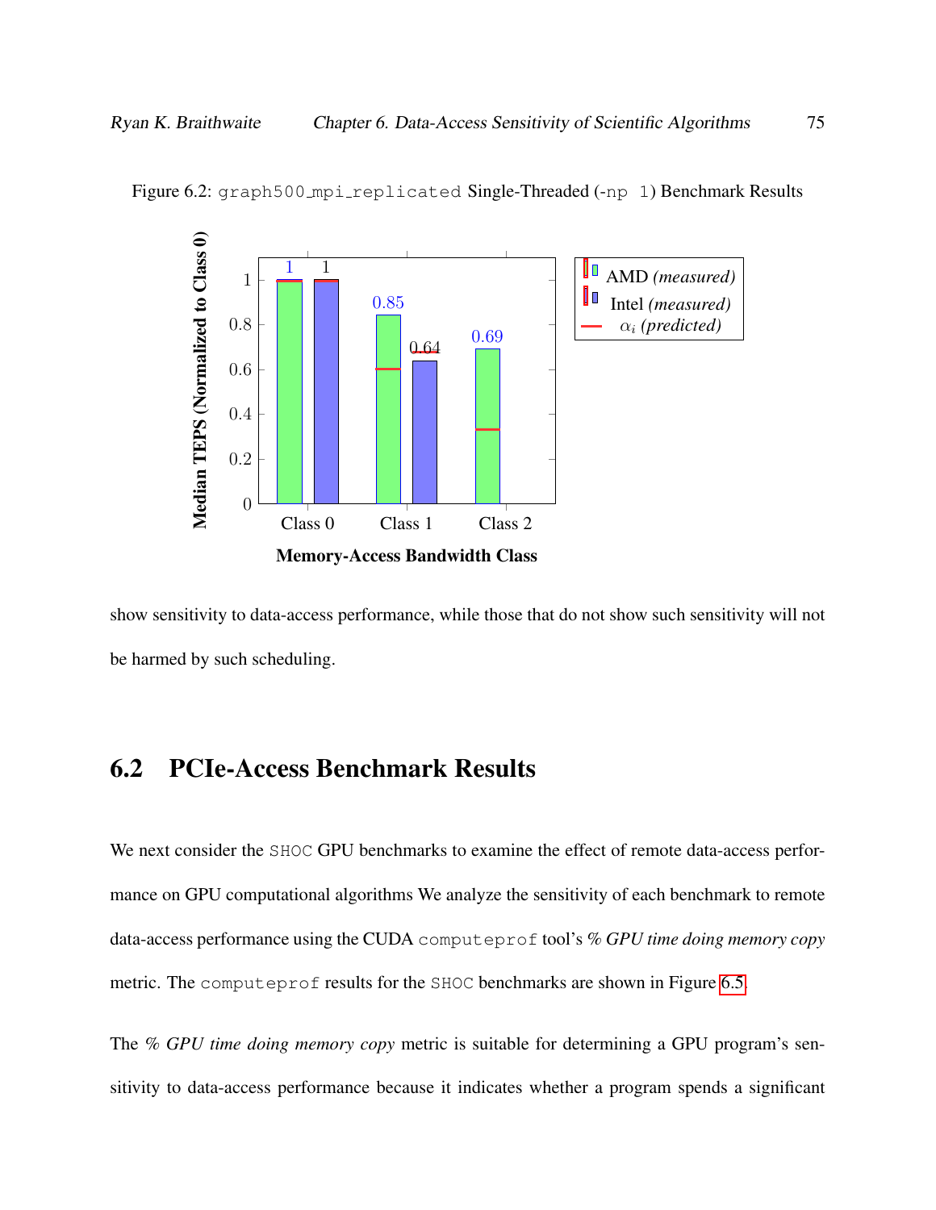Figure 6.2: `graph500_mpi_replicated` Single-Threaded (`-np 1`) Benchmark Results

show sensitivity to data-access performance, while those that do not show such sensitivity will not be harmed by such scheduling.

## 6.2 PCIe-Access Benchmark Results

We next consider the `SHOC` GPU benchmarks to examine the effect of remote data-access performance on GPU computational algorithms We analyze the sensitivity of each benchmark to remote data-access performance using the CUDA `computeprof` tool's *% GPU time doing memory copy* metric. The `computeprof` results for the `SHOC` benchmarks are shown in Figure 6.5.

The *% GPU time doing memory copy* metric is suitable for determining a GPU program's sensitivity to data-access performance because it indicates whether a program spends a significant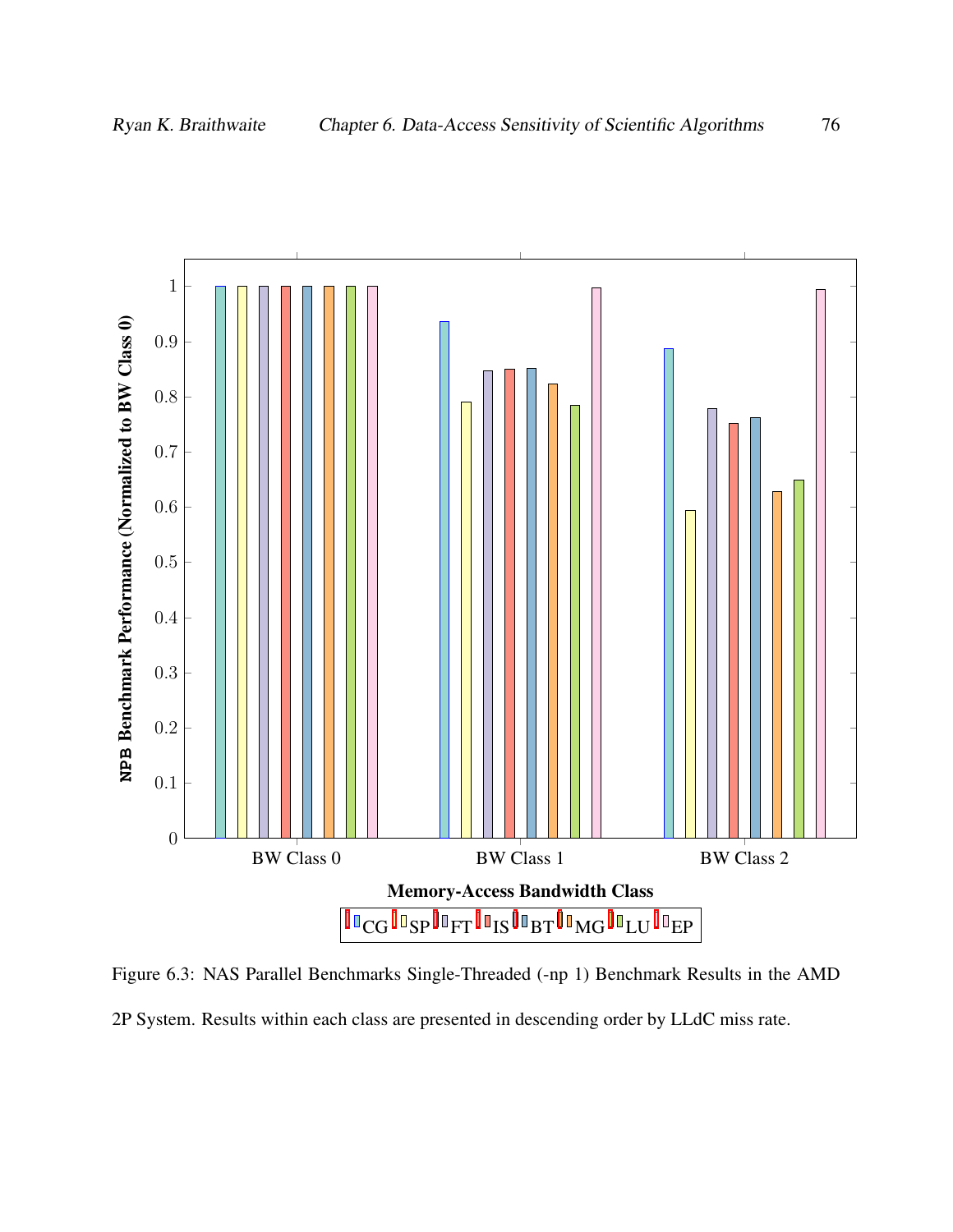Figure 6.3: NAS Parallel Benchmarks Single-Threaded (-np 1) Benchmark Results in the AMD 2P System. Results within each class are presented in descending order by LLdC miss rate.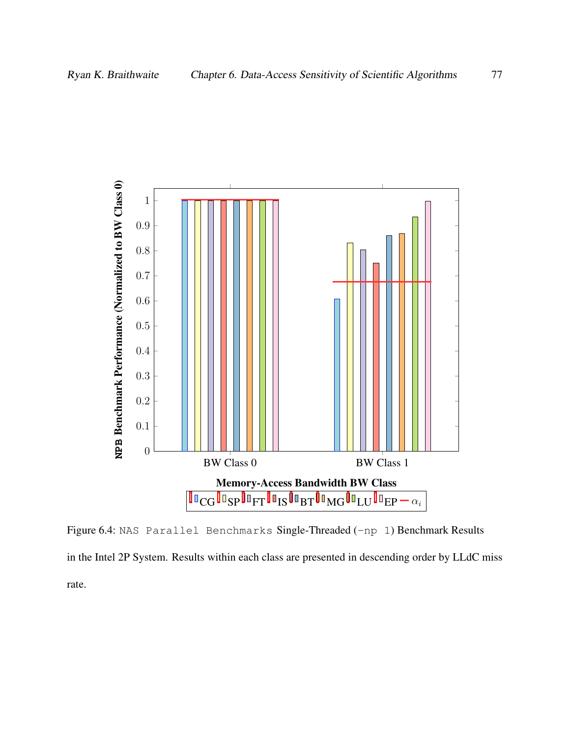Figure 6.4: `NAS Parallel Benchmarks` Single-Threaded (`-np 1`) Benchmark Results in the Intel 2P System. Results within each class are presented in descending order by LLdC miss rate.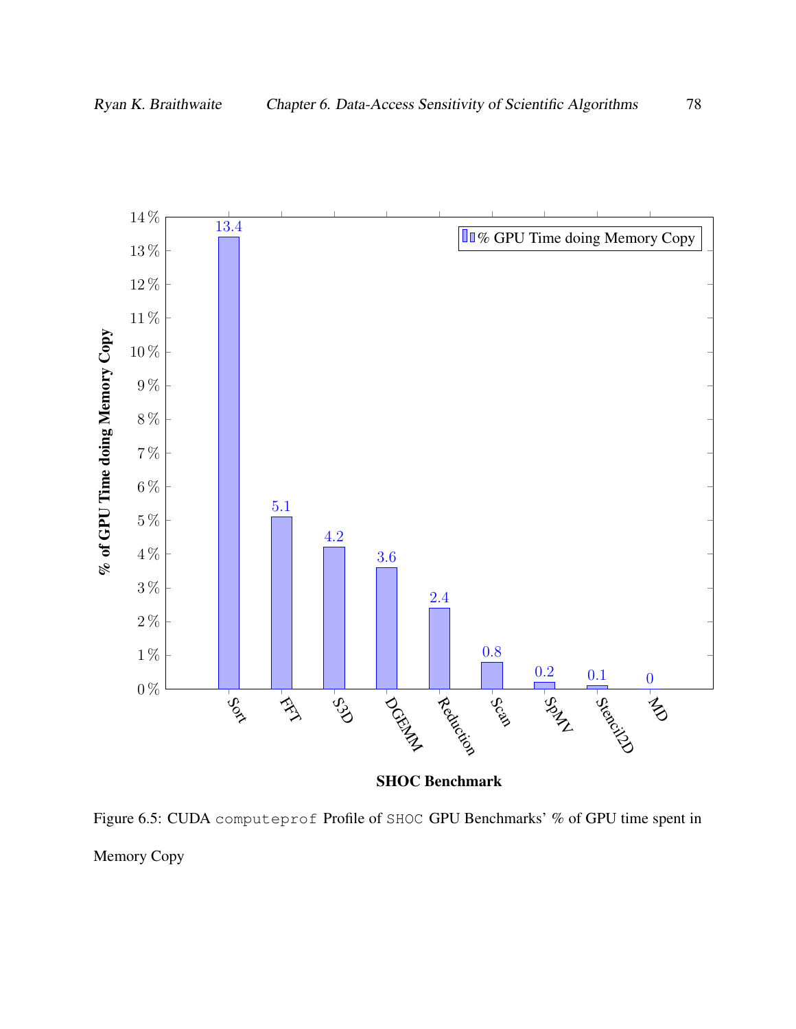| SHOC Benchmark | % GPU Time doing Memory Copy |
| --- | --- |
| Sort | 13.4 |
| FFT | 5.1 |
| S3D | 4.2 |
| DGEMM | 3.6 |
| Reduction | 2.4 |
| Scan | 0.8 |
| SpMV | 0.2 |
| Stencil2D | 0.1 |
| MD | 0 |

Figure 6.5: CUDA `computeprof` Profile of `SHOC` GPU Benchmarks' % of GPU time spent in Memory Copy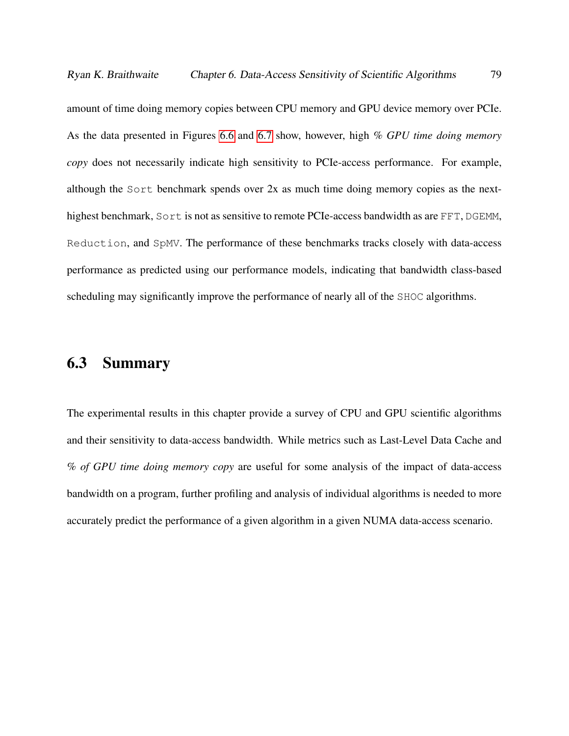amount of time doing memory copies between CPU memory and GPU device memory over PCIe. As the data presented in Figures 6.6 and 6.7 show, however, high *% GPU time doing memory copy* does not necessarily indicate high sensitivity to PCIe-access performance. For example, although the `Sort` benchmark spends over 2x as much time doing memory copies as the next-highest benchmark, `Sort` is not as sensitive to remote PCIe-access bandwidth as are `FFT`, `DGEMM`, `Reduction`, and `SpMV`. The performance of these benchmarks tracks closely with data-access performance as predicted using our performance models, indicating that bandwidth class-based scheduling may significantly improve the performance of nearly all of the `SHOC` algorithms.

## 6.3 Summary

The experimental results in this chapter provide a survey of CPU and GPU scientific algorithms and their sensitivity to data-access bandwidth. While metrics such as Last-Level Data Cache and *% of GPU time doing memory copy* are useful for some analysis of the impact of data-access bandwidth on a program, further profiling and analysis of individual algorithms is needed to more accurately predict the performance of a given algorithm in a given NUMA data-access scenario.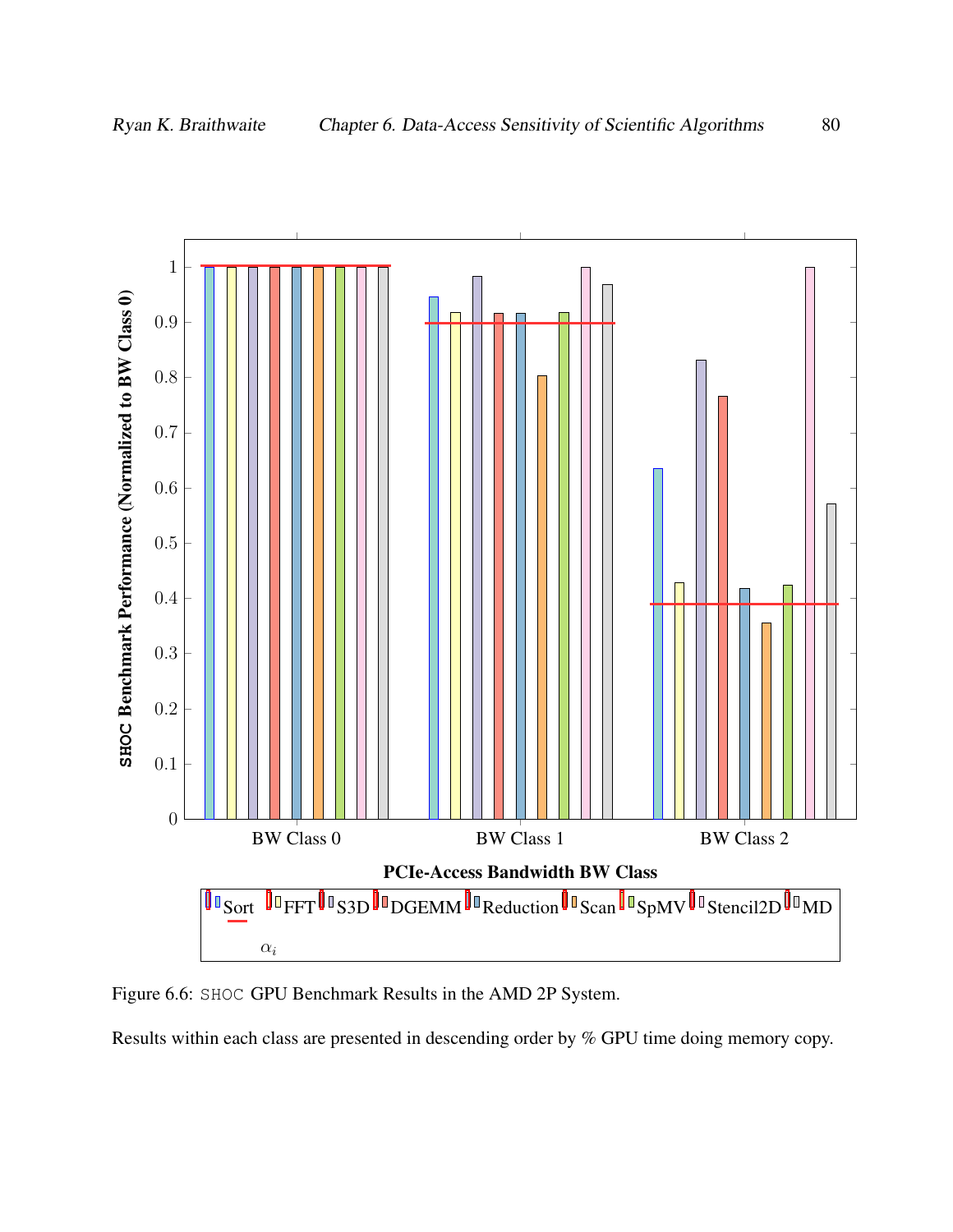Figure 6.6: SHOC GPU Benchmark Results in the AMD 2P System.

Results within each class are presented in descending order by % GPU time doing memory copy.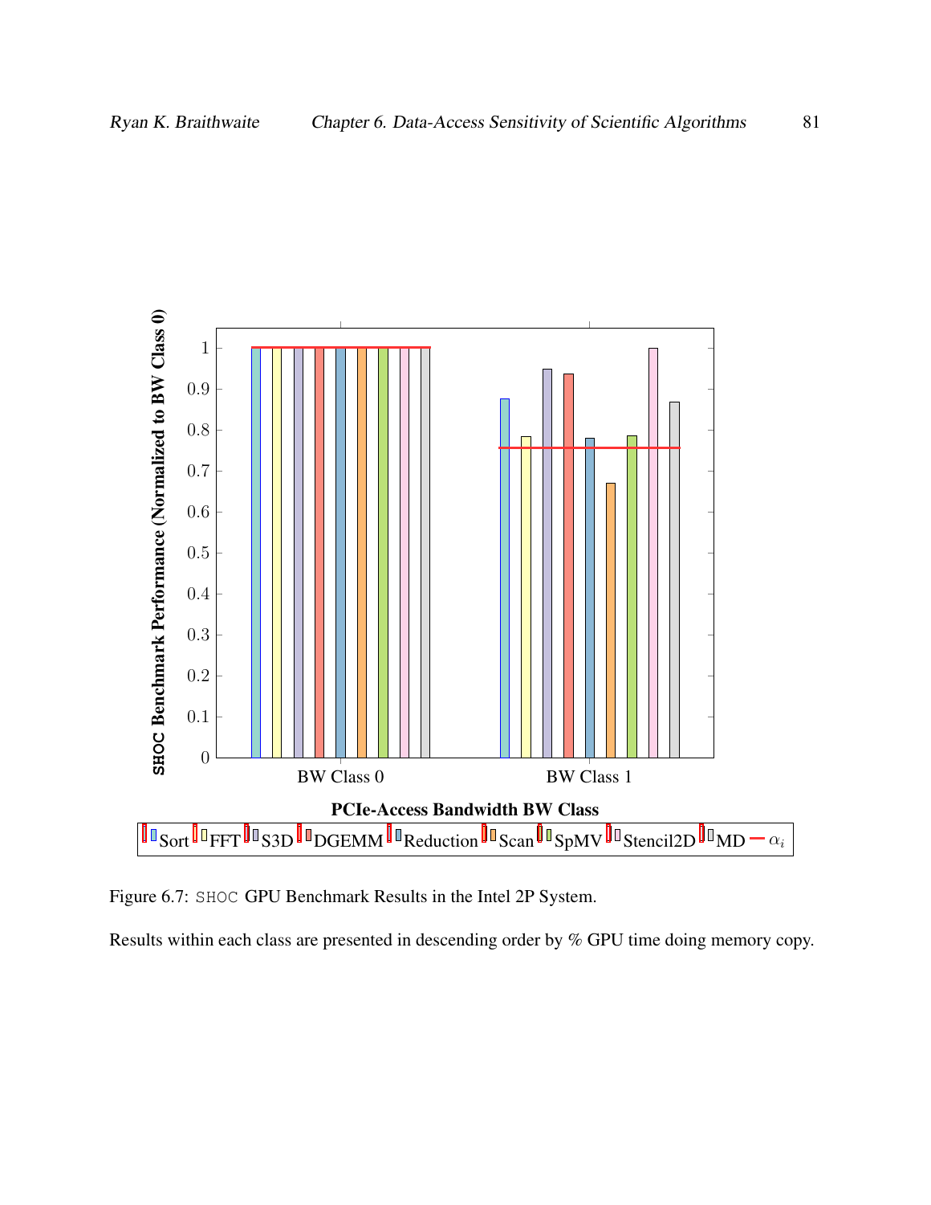Figure 6.7: SHOC GPU Benchmark Results in the Intel 2P System.

Results within each class are presented in descending order by % GPU time doing memory copy.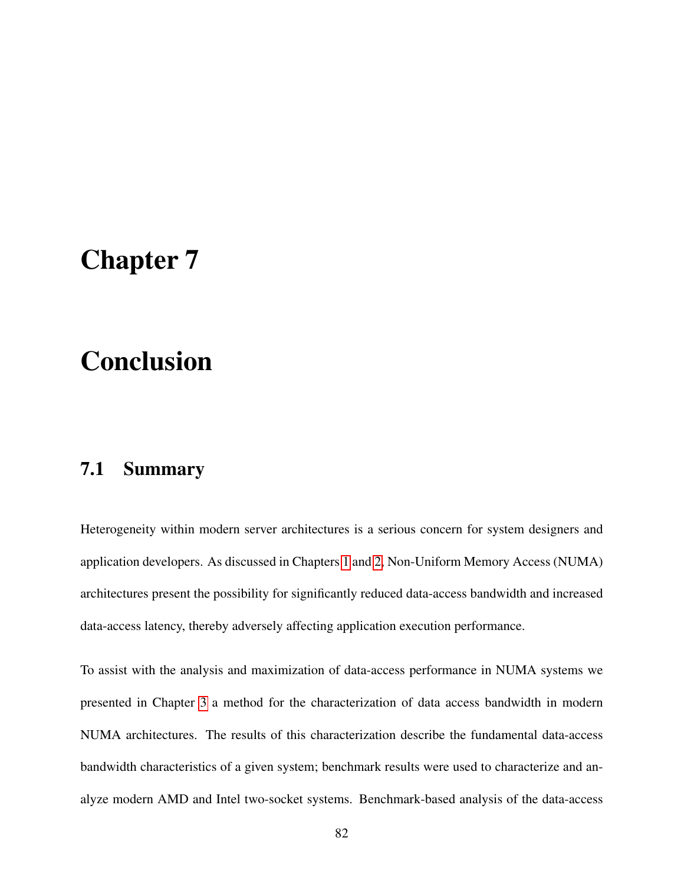# Chapter 7

# Conclusion

## 7.1 Summary

Heterogeneity within modern server architectures is a serious concern for system designers and application developers. As discussed in Chapters 1 and 2, Non-Uniform Memory Access (NUMA) architectures present the possibility for significantly reduced data-access bandwidth and increased data-access latency, thereby adversely affecting application execution performance.

To assist with the analysis and maximization of data-access performance in NUMA systems we presented in Chapter 3 a method for the characterization of data access bandwidth in modern NUMA architectures. The results of this characterization describe the fundamental data-access bandwidth characteristics of a given system; benchmark results were used to characterize and analyze modern AMD and Intel two-socket systems. Benchmark-based analysis of the data-access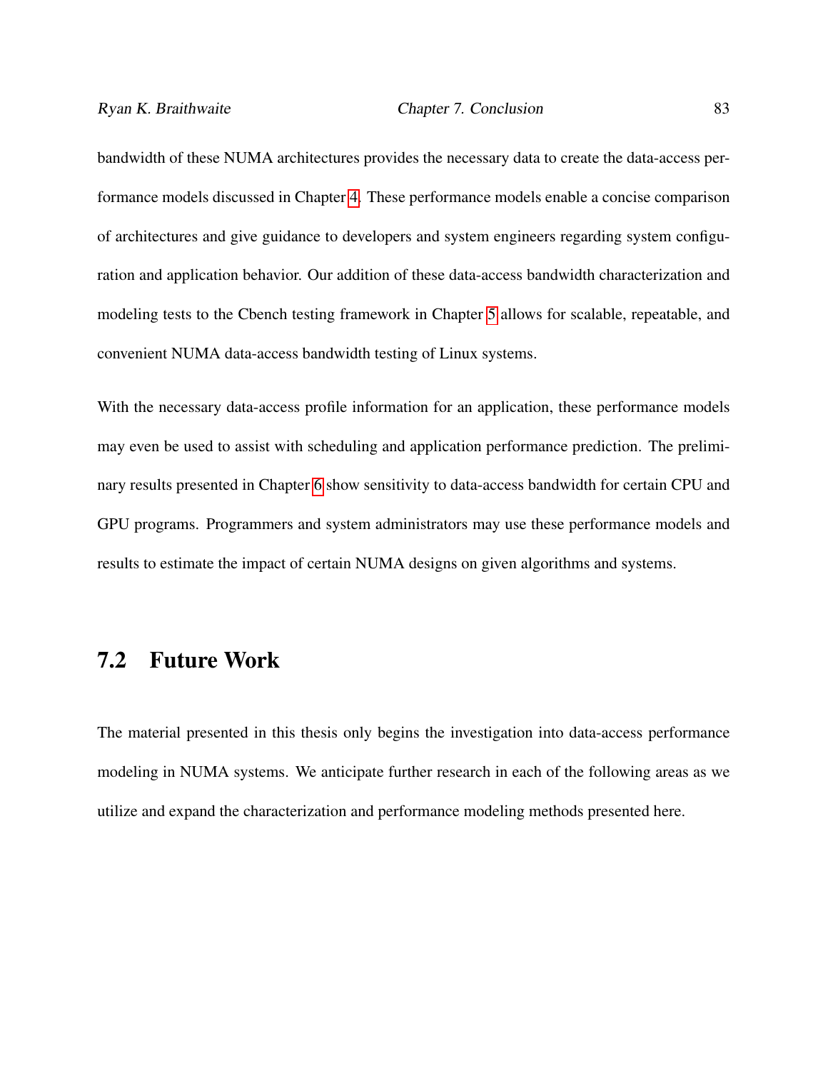bandwidth of these NUMA architectures provides the necessary data to create the data-access performance models discussed in Chapter 4. These performance models enable a concise comparison of architectures and give guidance to developers and system engineers regarding system configuration and application behavior. Our addition of these data-access bandwidth characterization and modeling tests to the Cbench testing framework in Chapter 5 allows for scalable, repeatable, and convenient NUMA data-access bandwidth testing of Linux systems.

With the necessary data-access profile information for an application, these performance models may even be used to assist with scheduling and application performance prediction. The preliminary results presented in Chapter 6 show sensitivity to data-access bandwidth for certain CPU and GPU programs. Programmers and system administrators may use these performance models and results to estimate the impact of certain NUMA designs on given algorithms and systems.

## 7.2 Future Work

The material presented in this thesis only begins the investigation into data-access performance modeling in NUMA systems. We anticipate further research in each of the following areas as we utilize and expand the characterization and performance modeling methods presented here.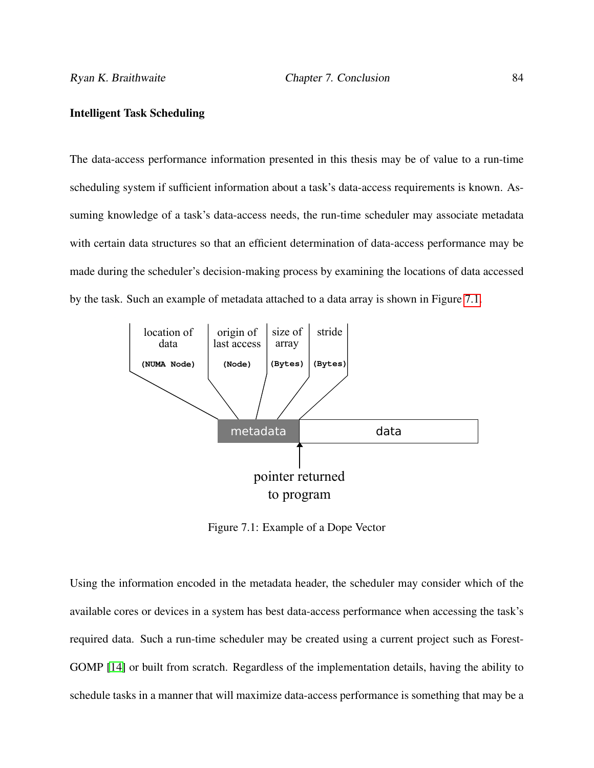**Intelligent Task Scheduling**

The data-access performance information presented in this thesis may be of value to a run-time scheduling system if sufficient information about a task's data-access requirements is known. Assuming knowledge of a task's data-access needs, the run-time scheduler may associate metadata with certain data structures so that an efficient determination of data-access performance may be made during the scheduler's decision-making process by examining the locations of data accessed by the task. Such an example of metadata attached to a data array is shown in Figure 7.1.

Figure 7.1: Example of a Dope Vector

Using the information encoded in the metadata header, the scheduler may consider which of the available cores or devices in a system has best data-access performance when accessing the task's required data. Such a run-time scheduler may be created using a current project such as ForestGOMP [14] or built from scratch. Regardless of the implementation details, having the ability to schedule tasks in a manner that will maximize data-access performance is something that may be a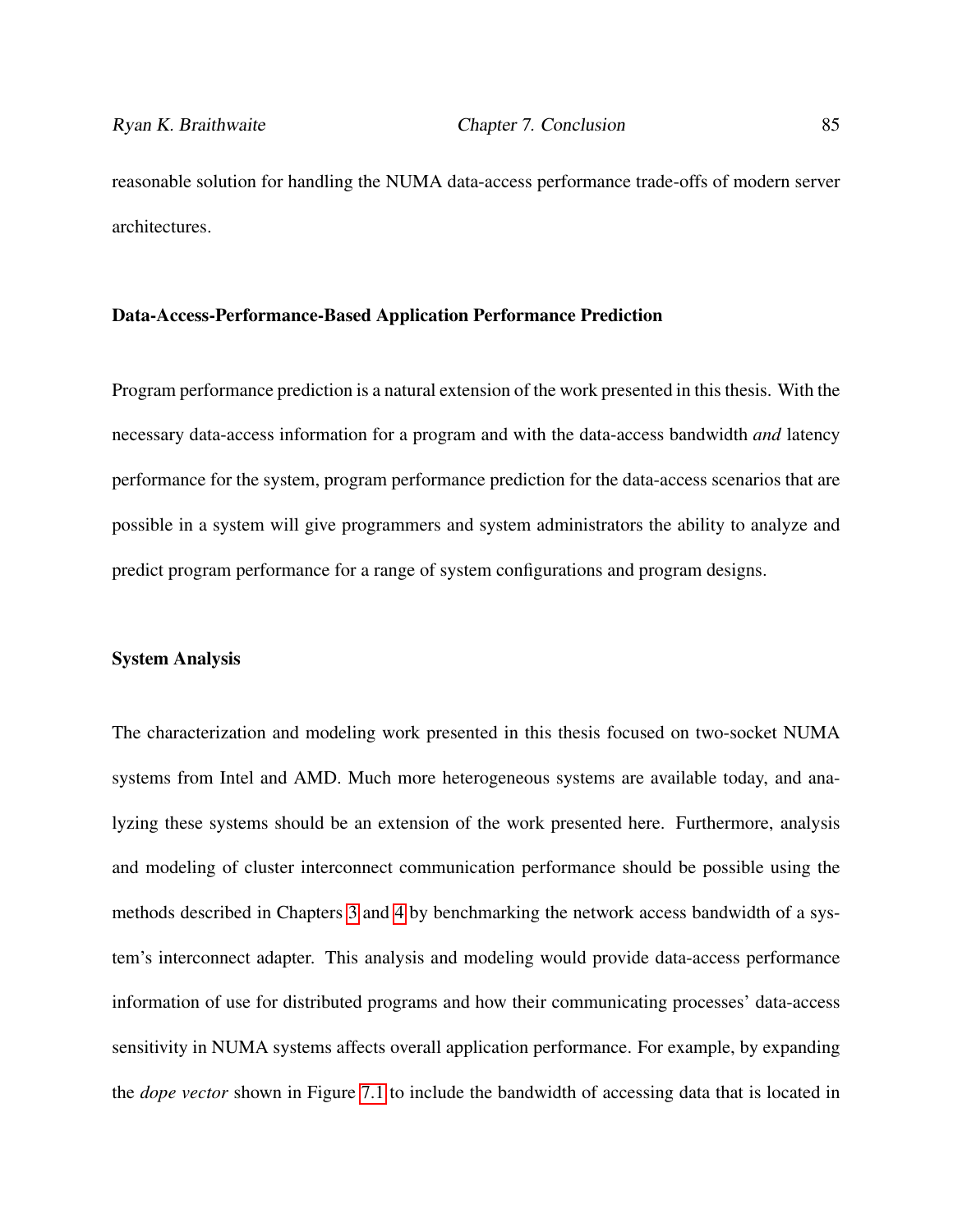reasonable solution for handling the NUMA data-access performance trade-offs of modern server architectures.

### Data-Access-Performance-Based Application Performance Prediction

Program performance prediction is a natural extension of the work presented in this thesis. With the necessary data-access information for a program and with the data-access bandwidth *and* latency performance for the system, program performance prediction for the data-access scenarios that are possible in a system will give programmers and system administrators the ability to analyze and predict program performance for a range of system configurations and program designs.

### System Analysis

The characterization and modeling work presented in this thesis focused on two-socket NUMA systems from Intel and AMD. Much more heterogeneous systems are available today, and analyzing these systems should be an extension of the work presented here. Furthermore, analysis and modeling of cluster interconnect communication performance should be possible using the methods described in Chapters 3 and 4 by benchmarking the network access bandwidth of a system's interconnect adapter. This analysis and modeling would provide data-access performance information of use for distributed programs and how their communicating processes' data-access sensitivity in NUMA systems affects overall application performance. For example, by expanding the *dope vector* shown in Figure 7.1 to include the bandwidth of accessing data that is located in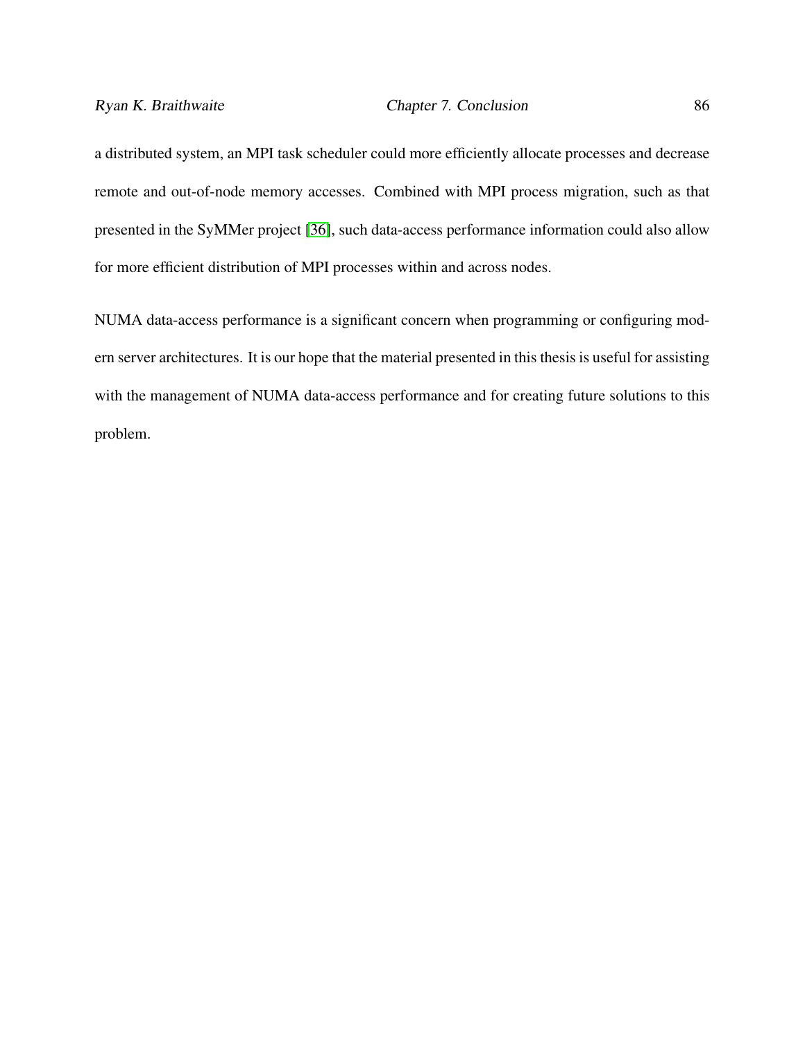a distributed system, an MPI task scheduler could more efficiently allocate processes and decrease remote and out-of-node memory accesses. Combined with MPI process migration, such as that presented in the SyMMer project [36], such data-access performance information could also allow for more efficient distribution of MPI processes within and across nodes.

NUMA data-access performance is a significant concern when programming or configuring modern server architectures. It is our hope that the material presented in this thesis is useful for assisting with the management of NUMA data-access performance and for creating future solutions to this problem.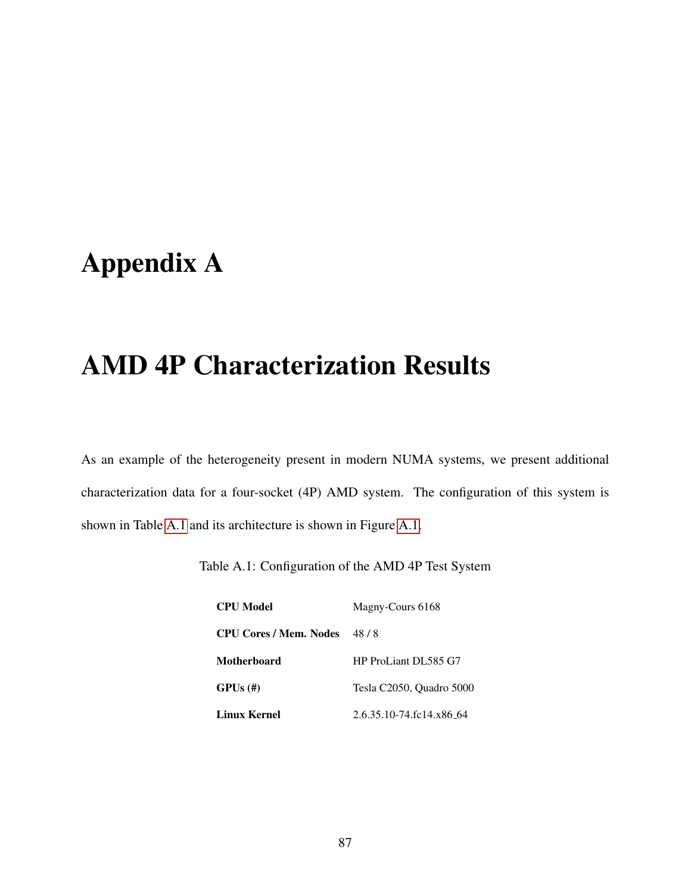# Appendix A

# AMD 4P Characterization Results

As an example of the heterogeneity present in modern NUMA systems, we present additional characterization data for a four-socket (4P) AMD system. The configuration of this system is shown in Table A.1 and its architecture is shown in Figure A.1.

Table A.1: Configuration of the AMD 4P Test System

| | |
|---|---|
| **CPU Model** | Magny-Cours 6168 |
| **CPU Cores / Mem. Nodes** | 48 / 8 |
| **Motherboard** | HP ProLiant DL585 G7 |
| **GPUs (#)** | Tesla C2050, Quadro 5000 |
| **Linux Kernel** | 2.6.35.10-74.fc14.x86_64 |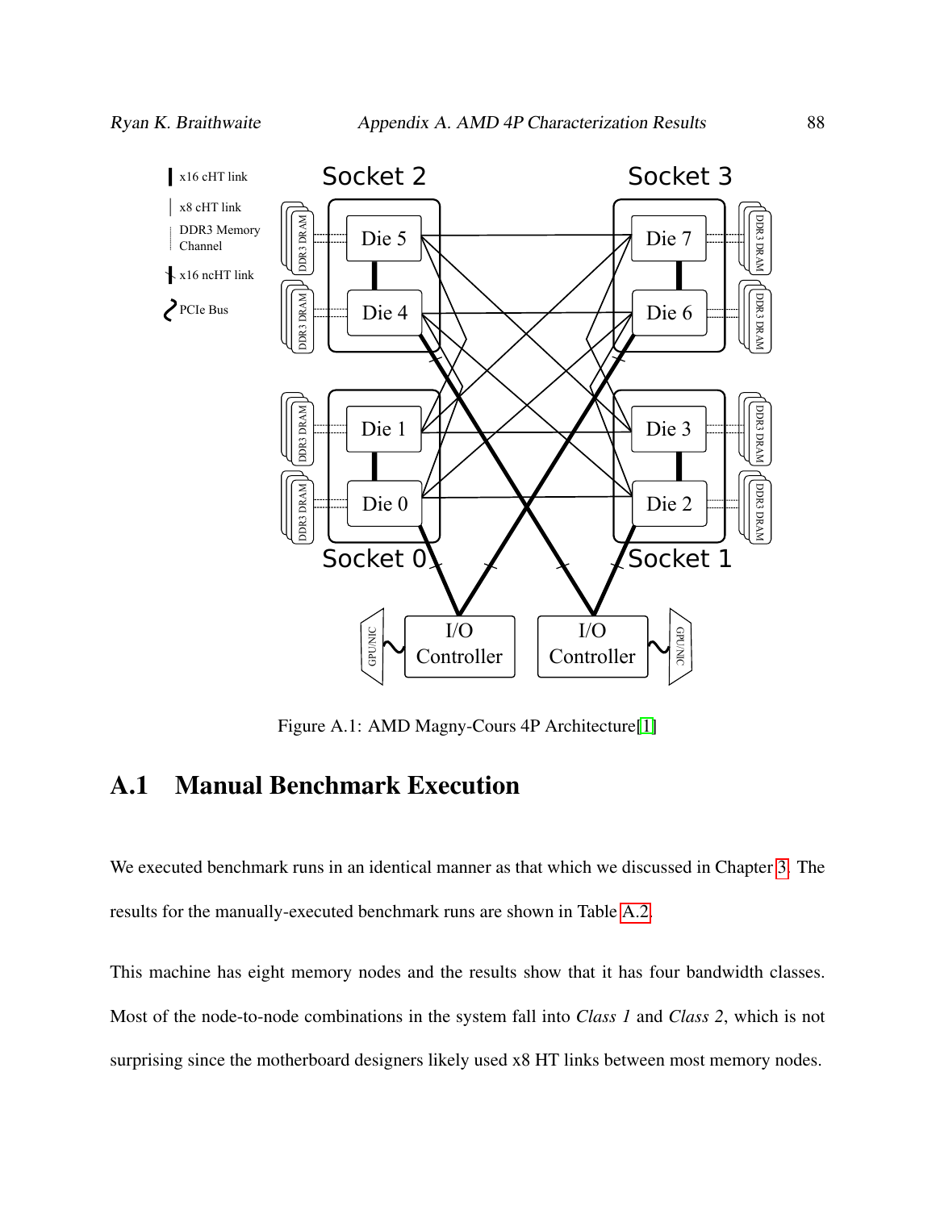Figure A.1: AMD Magny-Cours 4P Architecture[1]

## A.1 Manual Benchmark Execution

We executed benchmark runs in an identical manner as that which we discussed in Chapter 3. The results for the manually-executed benchmark runs are shown in Table A.2.

This machine has eight memory nodes and the results show that it has four bandwidth classes. Most of the node-to-node combinations in the system fall into *Class 1* and *Class 2*, which is not surprising since the motherboard designers likely used x8 HT links between most memory nodes.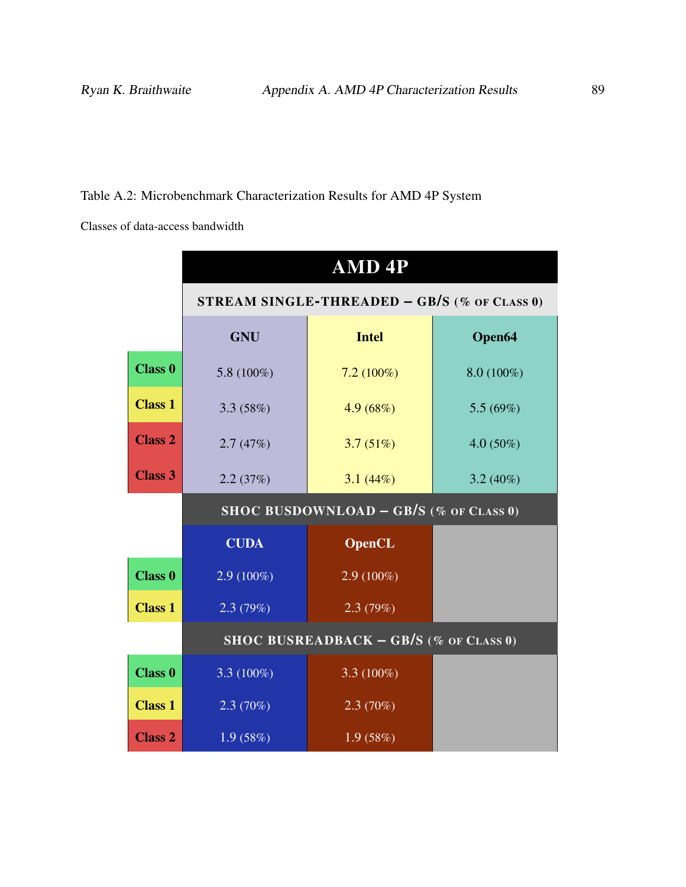Table A.2: Microbenchmark Characterization Results for AMD 4P System

Classes of data-access bandwidth

| | AMD 4P | | |
|---|---|---|---|
| | **STREAM SINGLE-THREADED – GB/S (% OF CLASS 0)** | | |
| | **GNU** | **Intel** | **Open64** |
| **Class 0** | 5.8 (100%) | 7.2 (100%) | 8.0 (100%) |
| **Class 1** | 3.3 (58%) | 4.9 (68%) | 5.5 (69%) |
| **Class 2** | 2.7 (47%) | 3.7 (51%) | 4.0 (50%) |
| **Class 3** | 2.2 (37%) | 3.1 (44%) | 3.2 (40%) |
| | **SHOC BUSDOWNLOAD – GB/S (% OF CLASS 0)** | | |
| | **CUDA** | **OpenCL** | |
| **Class 0** | 2.9 (100%) | 2.9 (100%) | |
| **Class 1** | 2.3 (79%) | 2.3 (79%) | |
| | **SHOC BUSREADBACK – GB/S (% OF CLASS 0)** | | |
| **Class 0** | 3.3 (100%) | 3.3 (100%) | |
| **Class 1** | 2.3 (70%) | 2.3 (70%) | |
| **Class 2** | 1.9 (58%) | 1.9 (58%) | |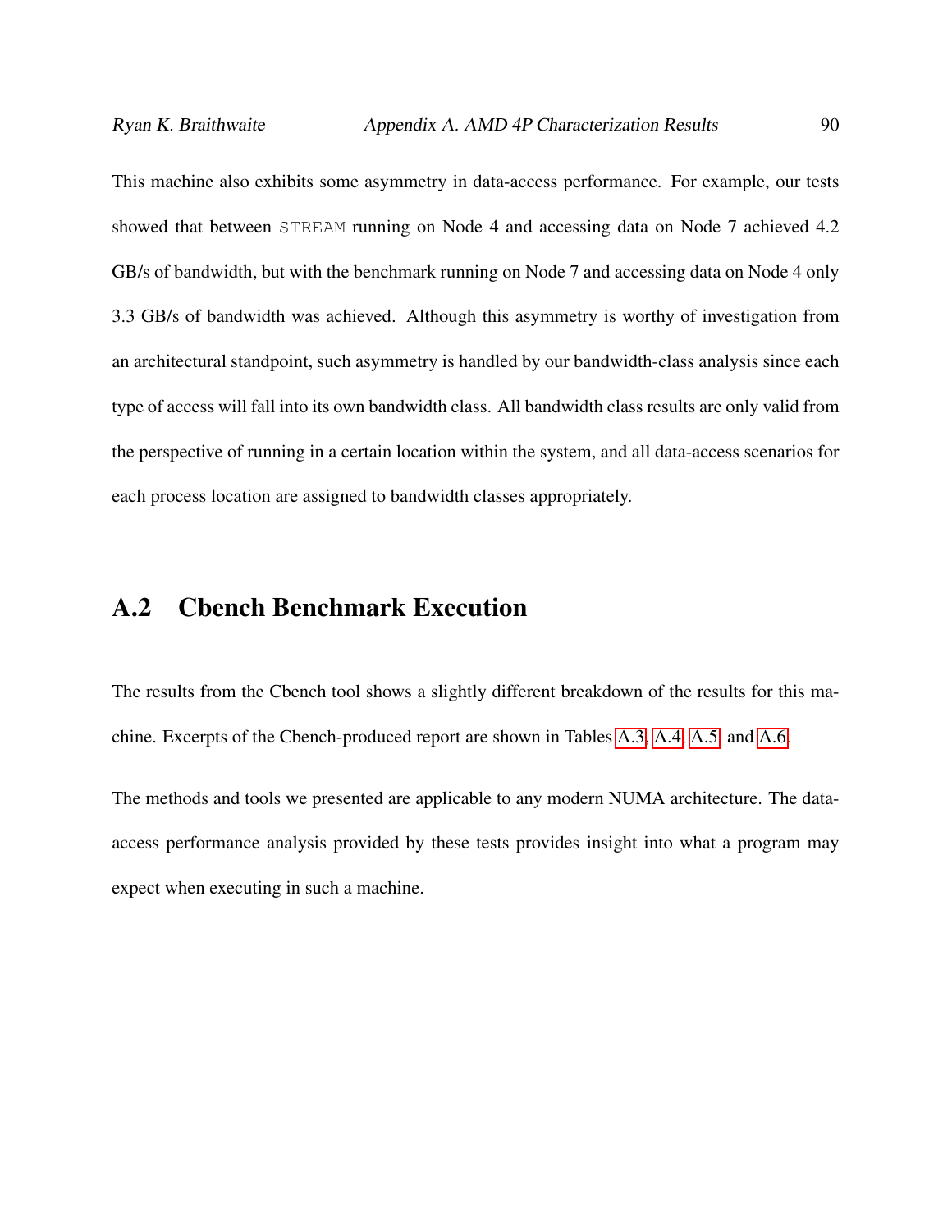This machine also exhibits some asymmetry in data-access performance. For example, our tests showed that between `STREAM` running on Node 4 and accessing data on Node 7 achieved 4.2 GB/s of bandwidth, but with the benchmark running on Node 7 and accessing data on Node 4 only 3.3 GB/s of bandwidth was achieved. Although this asymmetry is worthy of investigation from an architectural standpoint, such asymmetry is handled by our bandwidth-class analysis since each type of access will fall into its own bandwidth class. All bandwidth class results are only valid from the perspective of running in a certain location within the system, and all data-access scenarios for each process location are assigned to bandwidth classes appropriately.

## A.2 Cbench Benchmark Execution

The results from the Cbench tool shows a slightly different breakdown of the results for this machine. Excerpts of the Cbench-produced report are shown in Tables A.3, A.4, A.5, and A.6.

The methods and tools we presented are applicable to any modern NUMA architecture. The data-access performance analysis provided by these tests provides insight into what a program may expect when executing in such a machine.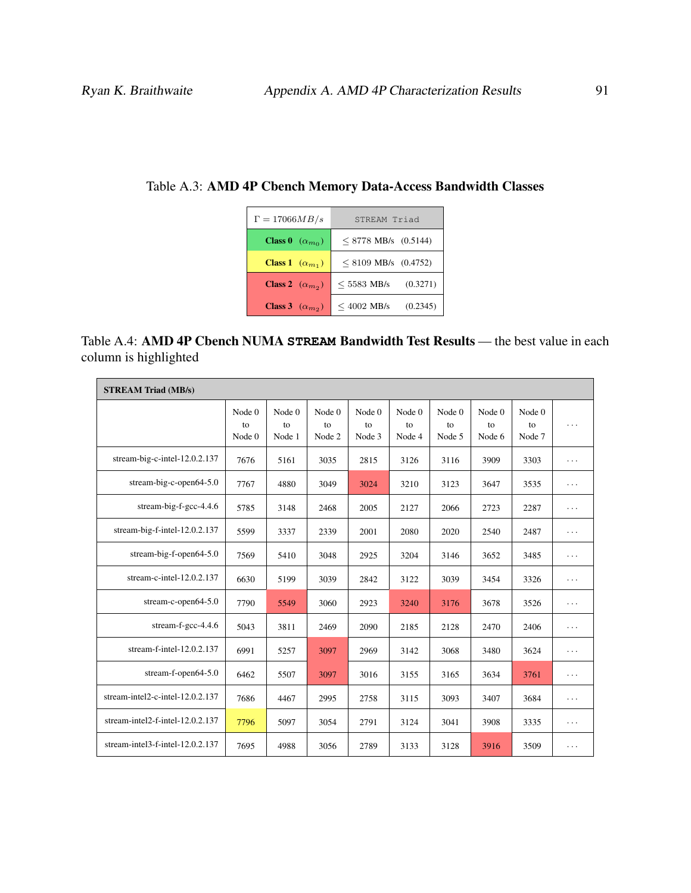Table A.3: **AMD 4P Cbench Memory Data-Access Bandwidth Classes**

| $\Gamma = 17066 MB/s$ | STREAM Triad |
|---|---|
| **Class 0** $(\alpha_{m_0})$ | $\leq$ 8778 MB/s (0.5144) |
| **Class 1** $(\alpha_{m_1})$ | $\leq$ 8109 MB/s (0.4752) |
| **Class 2** $(\alpha_{m_2})$ | $\leq$ 5583 MB/s (0.3271) |
| **Class 3** $(\alpha_{m_2})$ | $\leq$ 4002 MB/s (0.2345) |

Table A.4: **AMD 4P Cbench NUMA STREAM Bandwidth Test Results** — the best value in each column is highlighted

| **STREAM Triad (MB/s)** | | | | | | | | | |
|---|---|---|---|---|---|---|---|---|---|
| | Node 0 to Node 0 | Node 0 to Node 1 | Node 0 to Node 2 | Node 0 to Node 3 | Node 0 to Node 4 | Node 0 to Node 5 | Node 0 to Node 6 | Node 0 to Node 7 | ... |
| stream-big-c-intel-12.0.2.137 | 7676 | 5161 | 3035 | 2815 | 3126 | 3116 | 3909 | 3303 | ... |
| stream-big-c-open64-5.0 | 7767 | 4880 | 3049 | 3024 | 3210 | 3123 | 3647 | 3535 | ... |
| stream-big-f-gcc-4.4.6 | 5785 | 3148 | 2468 | 2005 | 2127 | 2066 | 2723 | 2287 | ... |
| stream-big-f-intel-12.0.2.137 | 5599 | 3337 | 2339 | 2001 | 2080 | 2020 | 2540 | 2487 | ... |
| stream-big-f-open64-5.0 | 7569 | 5410 | 3048 | 2925 | 3204 | 3146 | 3652 | 3485 | ... |
| stream-c-intel-12.0.2.137 | 6630 | 5199 | 3039 | 2842 | 3122 | 3039 | 3454 | 3326 | ... |
| stream-c-open64-5.0 | 7790 | 5549 | 3060 | 2923 | 3240 | 3176 | 3678 | 3526 | ... |
| stream-f-gcc-4.4.6 | 5043 | 3811 | 2469 | 2090 | 2185 | 2128 | 2470 | 2406 | ... |
| stream-f-intel-12.0.2.137 | 6991 | 5257 | 3097 | 2969 | 3142 | 3068 | 3480 | 3624 | ... |
| stream-f-open64-5.0 | 6462 | 5507 | 3097 | 3016 | 3155 | 3165 | 3634 | 3761 | ... |
| stream-intel2-c-intel-12.0.2.137 | 7686 | 4467 | 2995 | 2758 | 3115 | 3093 | 3407 | 3684 | ... |
| stream-intel2-f-intel-12.0.2.137 | 7796 | 5097 | 3054 | 2791 | 3124 | 3041 | 3908 | 3335 | ... |
| stream-intel3-f-intel-12.0.2.137 | 7695 | 4988 | 3056 | 2789 | 3133 | 3128 | 3916 | 3509 | ... |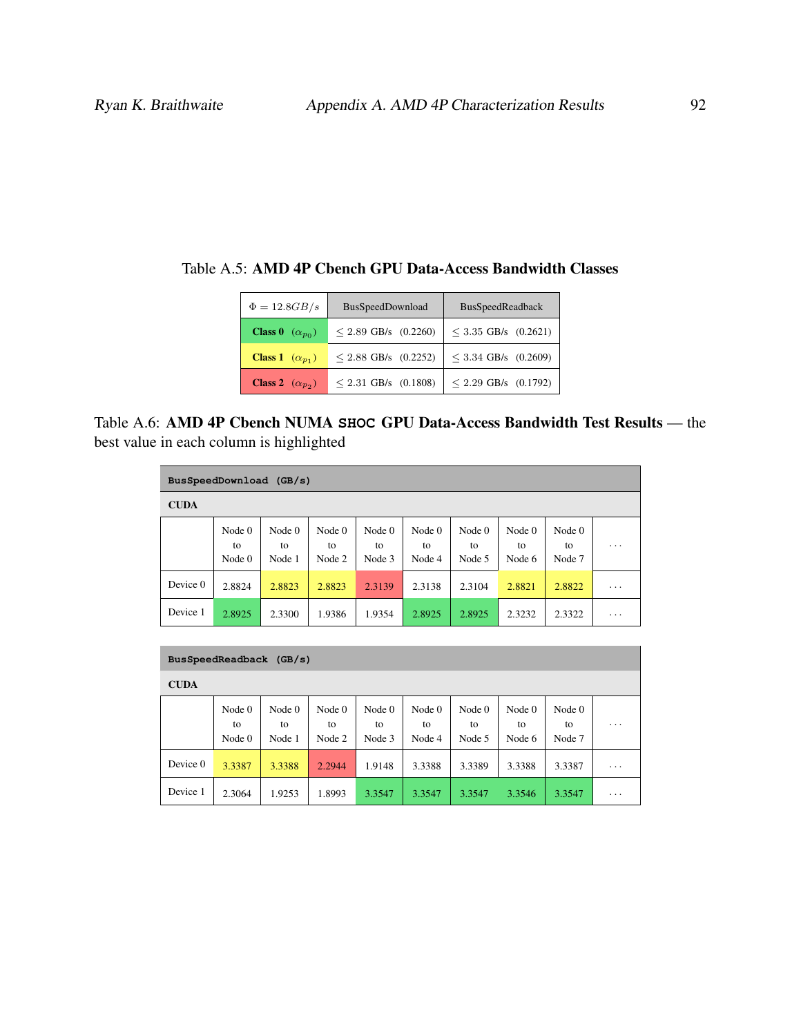Table A.5: **AMD 4P Cbench GPU Data-Access Bandwidth Classes**

| $\Phi = 12.8GB/s$ | BusSpeedDownload | BusSpeedReadback |
|---|---|---|
| **Class 0** $(\alpha_{p_0})$ | $\leq$ 2.89 GB/s (0.2260) | $\leq$ 3.35 GB/s (0.2621) |
| **Class 1** $(\alpha_{p_1})$ | $\leq$ 2.88 GB/s (0.2252) | $\leq$ 3.34 GB/s (0.2609) |
| **Class 2** $(\alpha_{p_2})$ | $\leq$ 2.31 GB/s (0.1808) | $\leq$ 2.29 GB/s (0.1792) |

Table A.6: **AMD 4P Cbench NUMA SHOC GPU Data-Access Bandwidth Test Results** — the best value in each column is highlighted

**BusSpeedDownload (GB/s)**

**CUDA**

| | Node 0 to Node 0 | Node 0 to Node 1 | Node 0 to Node 2 | Node 0 to Node 3 | Node 0 to Node 4 | Node 0 to Node 5 | Node 0 to Node 6 | Node 0 to Node 7 | ... |
|---|---|---|---|---|---|---|---|---|---|
| Device 0 | 2.8824 | 2.8823 | 2.8823 | 2.3139 | 2.3138 | 2.3104 | 2.8821 | 2.8822 | ... |
| Device 1 | 2.8925 | 2.3300 | 1.9386 | 1.9354 | 2.8925 | 2.8925 | 2.3232 | 2.3322 | ... |

**BusSpeedReadback (GB/s)**

**CUDA**

| | Node 0 to Node 0 | Node 0 to Node 1 | Node 0 to Node 2 | Node 0 to Node 3 | Node 0 to Node 4 | Node 0 to Node 5 | Node 0 to Node 6 | Node 0 to Node 7 | ... |
|---|---|---|---|---|---|---|---|---|---|
| Device 0 | 3.3387 | 3.3388 | 2.2944 | 1.9148 | 3.3388 | 3.3389 | 3.3388 | 3.3387 | ... |
| Device 1 | 2.3064 | 1.9253 | 1.8993 | 3.3547 | 3.3547 | 3.3547 | 3.3546 | 3.3547 | ... |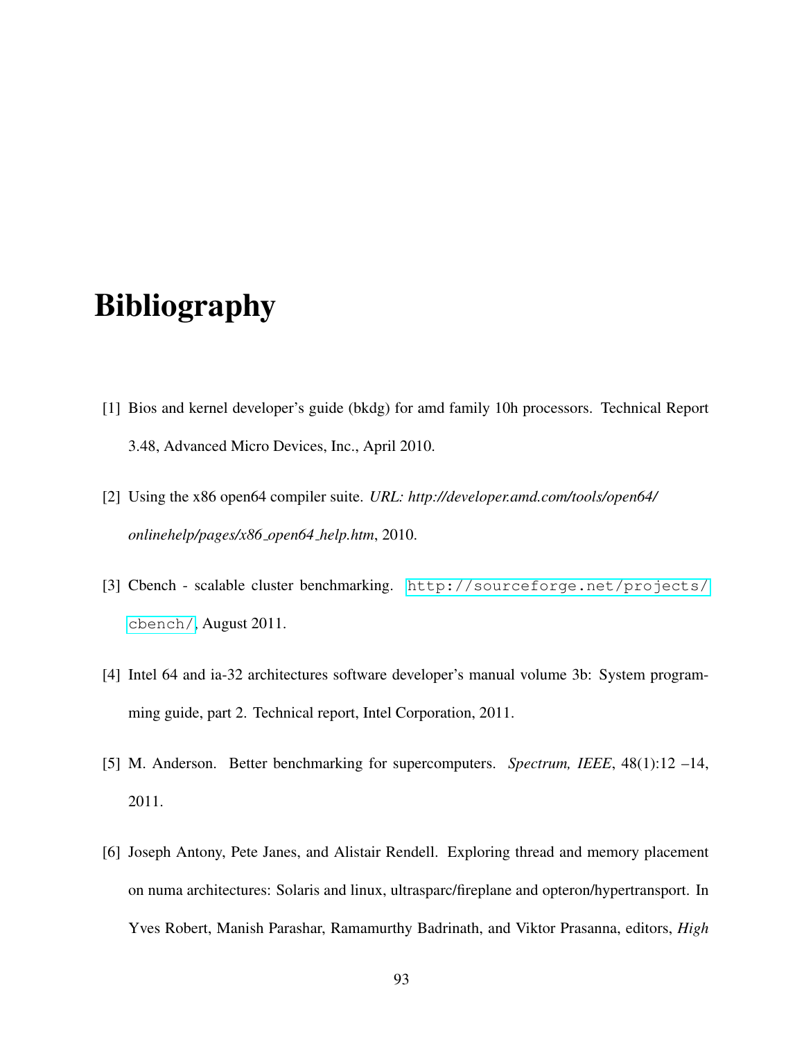# Bibliography

[1] Bios and kernel developer's guide (bkdg) for amd family 10h processors. Technical Report 3.48, Advanced Micro Devices, Inc., April 2010.

[2] Using the x86 open64 compiler suite. *URL: http://developer.amd.com/tools/open64/onlinehelp/pages/x86_open64_help.htm*, 2010.

[3] Cbench - scalable cluster benchmarking. http://sourceforge.net/projects/cbench/, August 2011.

[4] Intel 64 and ia-32 architectures software developer's manual volume 3b: System programming guide, part 2. Technical report, Intel Corporation, 2011.

[5] M. Anderson. Better benchmarking for supercomputers. *Spectrum, IEEE*, 48(1):12 –14, 2011.

[6] Joseph Antony, Pete Janes, and Alistair Rendell. Exploring thread and memory placement on numa architectures: Solaris and linux, ultrasparc/fireplane and opteron/hypertransport. In Yves Robert, Manish Parashar, Ramamurthy Badrinath, and Viktor Prasanna, editors, *High*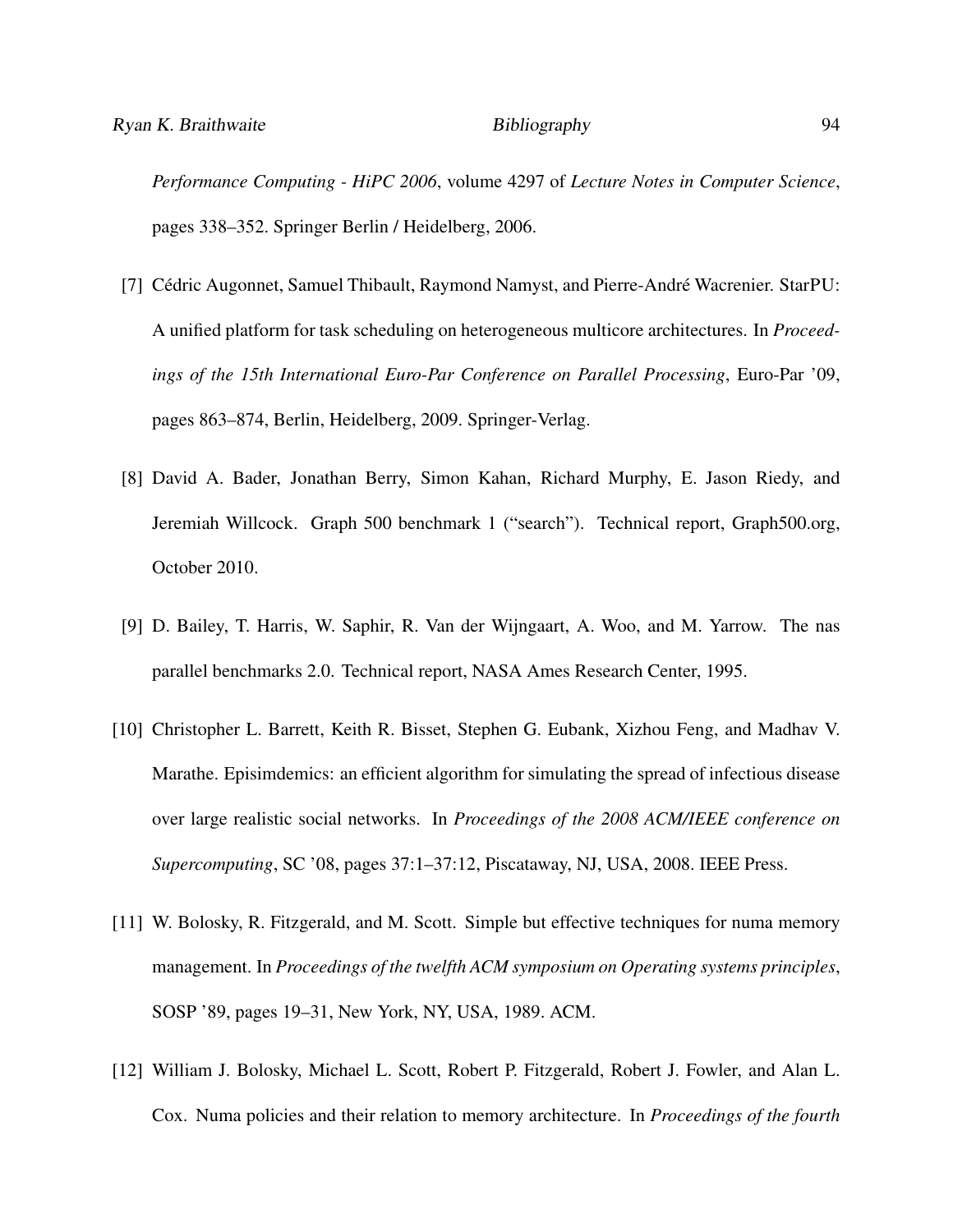*Performance Computing - HiPC 2006*, volume 4297 of *Lecture Notes in Computer Science*, pages 338–352. Springer Berlin / Heidelberg, 2006.

[7] Cédric Augonnet, Samuel Thibault, Raymond Namyst, and Pierre-André Wacrenier. StarPU: A unified platform for task scheduling on heterogeneous multicore architectures. In *Proceedings of the 15th International Euro-Par Conference on Parallel Processing*, Euro-Par '09, pages 863–874, Berlin, Heidelberg, 2009. Springer-Verlag.

[8] David A. Bader, Jonathan Berry, Simon Kahan, Richard Murphy, E. Jason Riedy, and Jeremiah Willcock. Graph 500 benchmark 1 ("search"). Technical report, Graph500.org, October 2010.

[9] D. Bailey, T. Harris, W. Saphir, R. Van der Wijngaart, A. Woo, and M. Yarrow. The nas parallel benchmarks 2.0. Technical report, NASA Ames Research Center, 1995.

[10] Christopher L. Barrett, Keith R. Bisset, Stephen G. Eubank, Xizhou Feng, and Madhav V. Marathe. Episimdemics: an efficient algorithm for simulating the spread of infectious disease over large realistic social networks. In *Proceedings of the 2008 ACM/IEEE conference on Supercomputing*, SC '08, pages 37:1–37:12, Piscataway, NJ, USA, 2008. IEEE Press.

[11] W. Bolosky, R. Fitzgerald, and M. Scott. Simple but effective techniques for numa memory management. In *Proceedings of the twelfth ACM symposium on Operating systems principles*, SOSP '89, pages 19–31, New York, NY, USA, 1989. ACM.

[12] William J. Bolosky, Michael L. Scott, Robert P. Fitzgerald, Robert J. Fowler, and Alan L. Cox. Numa policies and their relation to memory architecture. In *Proceedings of the fourth*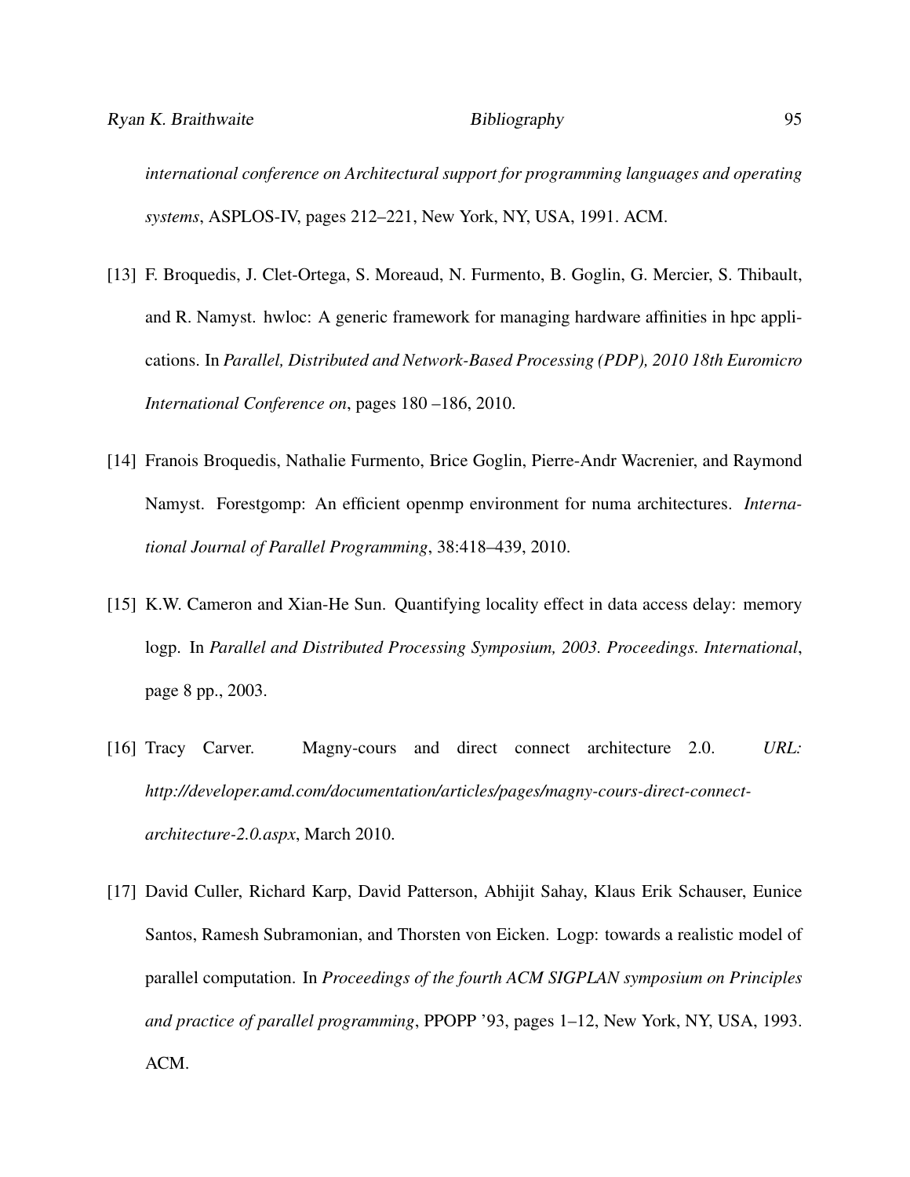*international conference on Architectural support for programming languages and operating systems*, ASPLOS-IV, pages 212–221, New York, NY, USA, 1991. ACM.

[13] F. Broquedis, J. Clet-Ortega, S. Moreaud, N. Furmento, B. Goglin, G. Mercier, S. Thibault, and R. Namyst. hwloc: A generic framework for managing hardware affinities in hpc applications. In *Parallel, Distributed and Network-Based Processing (PDP), 2010 18th Euromicro International Conference on*, pages 180 –186, 2010.

[14] Franois Broquedis, Nathalie Furmento, Brice Goglin, Pierre-Andr Wacrenier, and Raymond Namyst. Forestgomp: An efficient openmp environment for numa architectures. *International Journal of Parallel Programming*, 38:418–439, 2010.

[15] K.W. Cameron and Xian-He Sun. Quantifying locality effect in data access delay: memory logp. In *Parallel and Distributed Processing Symposium, 2003. Proceedings. International*, page 8 pp., 2003.

[16] Tracy Carver. Magny-cours and direct connect architecture 2.0. *URL: http://developer.amd.com/documentation/articles/pages/magny-cours-direct-connect-architecture-2.0.aspx*, March 2010.

[17] David Culler, Richard Karp, David Patterson, Abhijit Sahay, Klaus Erik Schauser, Eunice Santos, Ramesh Subramonian, and Thorsten von Eicken. Logp: towards a realistic model of parallel computation. In *Proceedings of the fourth ACM SIGPLAN symposium on Principles and practice of parallel programming*, PPOPP '93, pages 1–12, New York, NY, USA, 1993. ACM.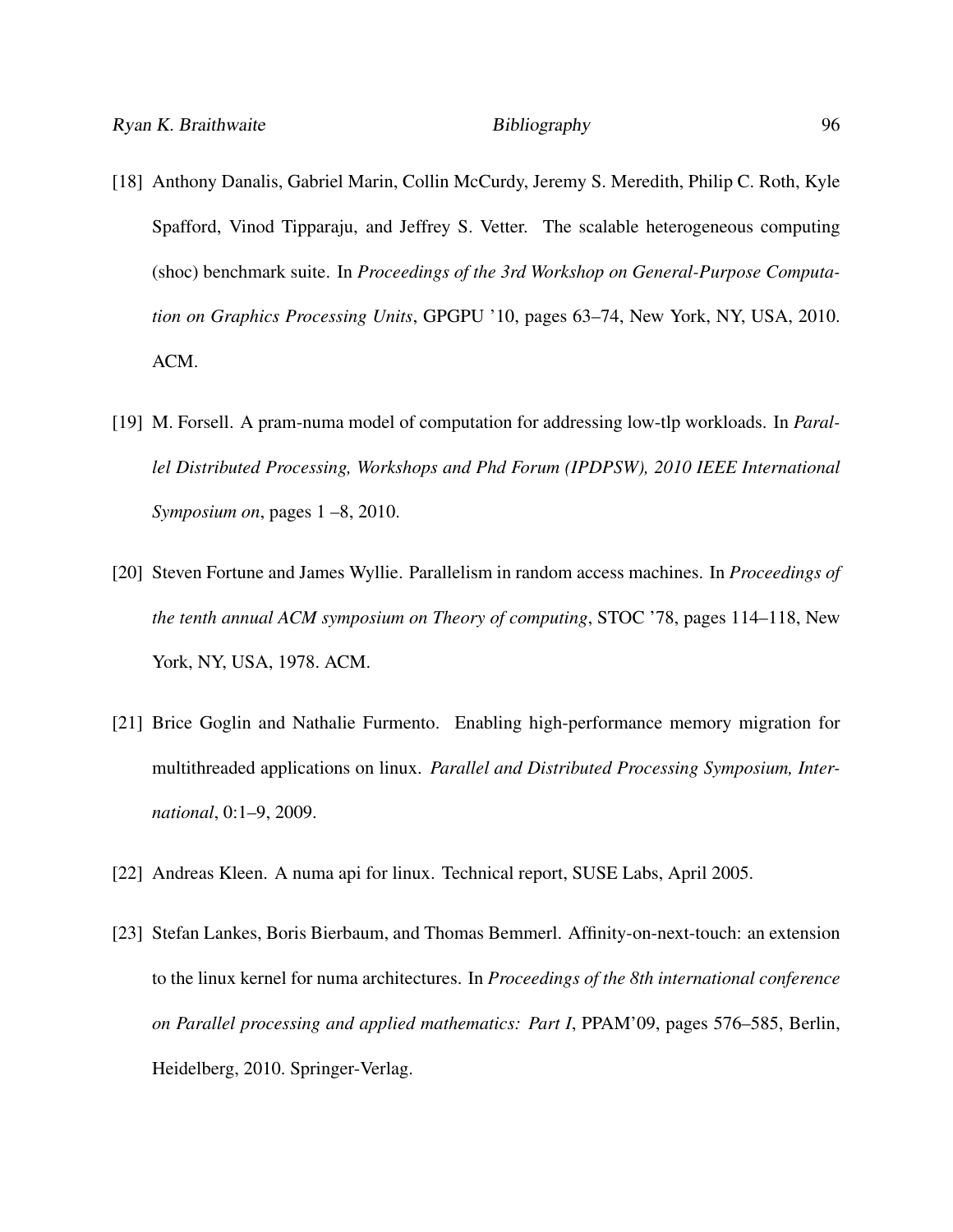[18] Anthony Danalis, Gabriel Marin, Collin McCurdy, Jeremy S. Meredith, Philip C. Roth, Kyle Spafford, Vinod Tipparaju, and Jeffrey S. Vetter. The scalable heterogeneous computing (shoc) benchmark suite. In *Proceedings of the 3rd Workshop on General-Purpose Computation on Graphics Processing Units*, GPGPU '10, pages 63–74, New York, NY, USA, 2010. ACM.

[19] M. Forsell. A pram-numa model of computation for addressing low-tlp workloads. In *Parallel Distributed Processing, Workshops and Phd Forum (IPDPSW), 2010 IEEE International Symposium on*, pages 1 –8, 2010.

[20] Steven Fortune and James Wyllie. Parallelism in random access machines. In *Proceedings of the tenth annual ACM symposium on Theory of computing*, STOC '78, pages 114–118, New York, NY, USA, 1978. ACM.

[21] Brice Goglin and Nathalie Furmento. Enabling high-performance memory migration for multithreaded applications on linux. *Parallel and Distributed Processing Symposium, International*, 0:1–9, 2009.

[22] Andreas Kleen. A numa api for linux. Technical report, SUSE Labs, April 2005.

[23] Stefan Lankes, Boris Bierbaum, and Thomas Bemmerl. Affinity-on-next-touch: an extension to the linux kernel for numa architectures. In *Proceedings of the 8th international conference on Parallel processing and applied mathematics: Part I*, PPAM'09, pages 576–585, Berlin, Heidelberg, 2010. Springer-Verlag.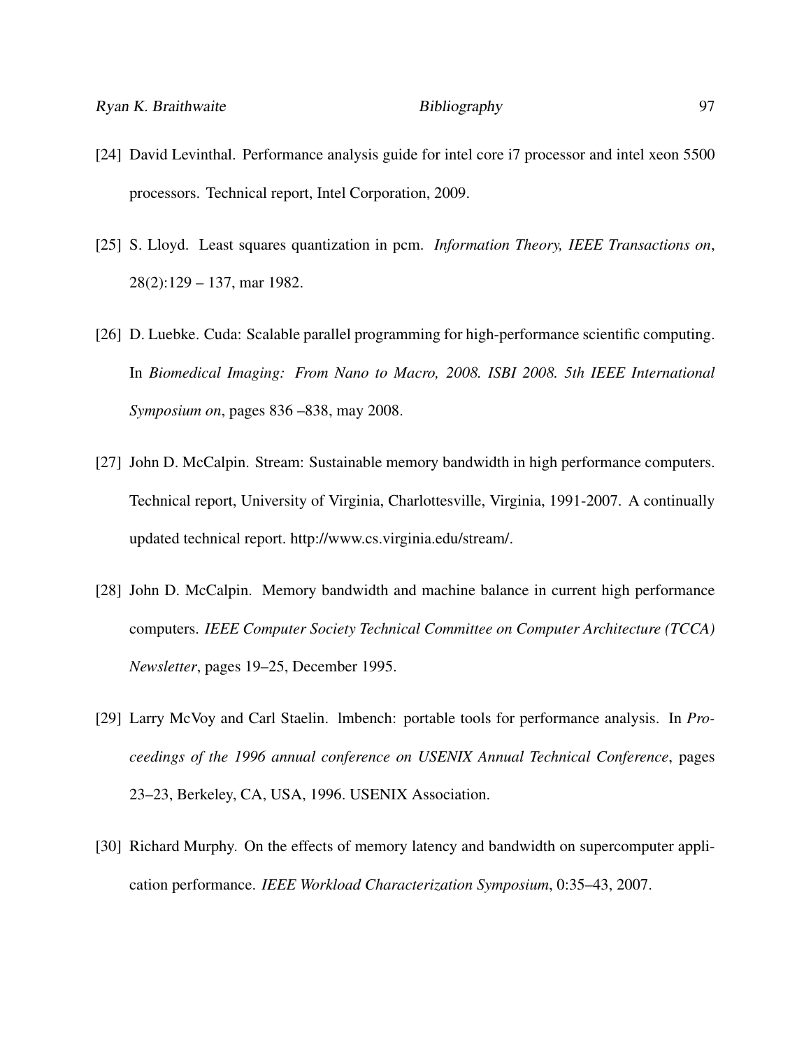[24] David Levinthal. Performance analysis guide for intel core i7 processor and intel xeon 5500 processors. Technical report, Intel Corporation, 2009.

[25] S. Lloyd. Least squares quantization in pcm. *Information Theory, IEEE Transactions on*, 28(2):129 – 137, mar 1982.

[26] D. Luebke. Cuda: Scalable parallel programming for high-performance scientific computing. In *Biomedical Imaging: From Nano to Macro, 2008. ISBI 2008. 5th IEEE International Symposium on*, pages 836 –838, may 2008.

[27] John D. McCalpin. Stream: Sustainable memory bandwidth in high performance computers. Technical report, University of Virginia, Charlottesville, Virginia, 1991-2007. A continually updated technical report. http://www.cs.virginia.edu/stream/.

[28] John D. McCalpin. Memory bandwidth and machine balance in current high performance computers. *IEEE Computer Society Technical Committee on Computer Architecture (TCCA) Newsletter*, pages 19–25, December 1995.

[29] Larry McVoy and Carl Staelin. lmbench: portable tools for performance analysis. In *Proceedings of the 1996 annual conference on USENIX Annual Technical Conference*, pages 23–23, Berkeley, CA, USA, 1996. USENIX Association.

[30] Richard Murphy. On the effects of memory latency and bandwidth on supercomputer application performance. *IEEE Workload Characterization Symposium*, 0:35–43, 2007.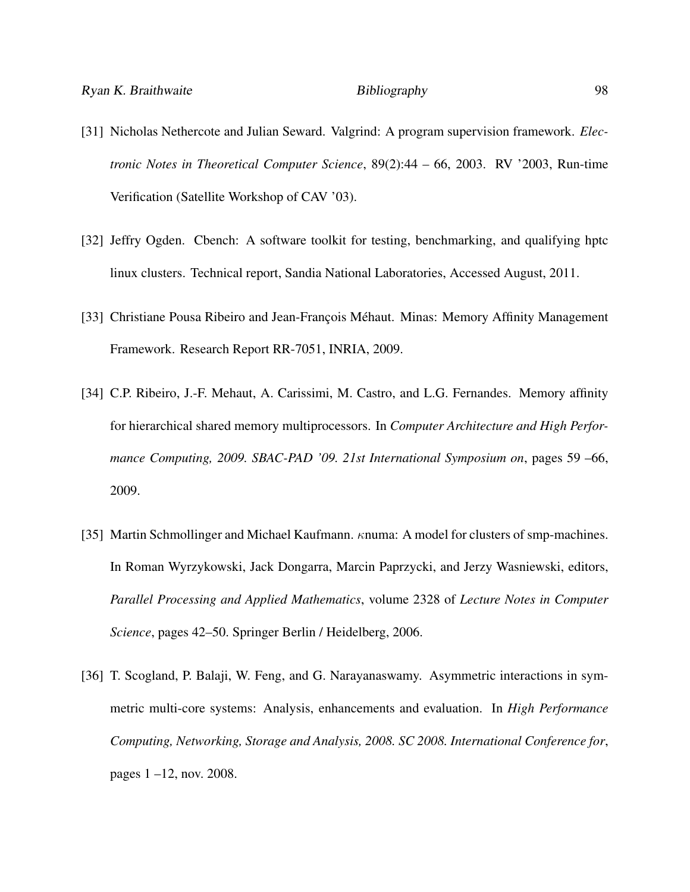[31] Nicholas Nethercote and Julian Seward. Valgrind: A program supervision framework. *Electronic Notes in Theoretical Computer Science*, 89(2):44 – 66, 2003. RV '2003, Run-time Verification (Satellite Workshop of CAV '03).

[32] Jeffry Ogden. Cbench: A software toolkit for testing, benchmarking, and qualifying hptc linux clusters. Technical report, Sandia National Laboratories, Accessed August, 2011.

[33] Christiane Pousa Ribeiro and Jean-François Méhaut. Minas: Memory Affinity Management Framework. Research Report RR-7051, INRIA, 2009.

[34] C.P. Ribeiro, J.-F. Mehaut, A. Carissimi, M. Castro, and L.G. Fernandes. Memory affinity for hierarchical shared memory multiprocessors. In *Computer Architecture and High Performance Computing, 2009. SBAC-PAD '09. 21st International Symposium on*, pages 59 –66, 2009.

[35] Martin Schmollinger and Michael Kaufmann. $\kappa$numa: A model for clusters of smp-machines. In Roman Wyrzykowski, Jack Dongarra, Marcin Paprzycki, and Jerzy Wasniewski, editors, *Parallel Processing and Applied Mathematics*, volume 2328 of *Lecture Notes in Computer Science*, pages 42–50. Springer Berlin / Heidelberg, 2006.

[36] T. Scogland, P. Balaji, W. Feng, and G. Narayanaswamy. Asymmetric interactions in symmetric multi-core systems: Analysis, enhancements and evaluation. In *High Performance Computing, Networking, Storage and Analysis, 2008. SC 2008. International Conference for*, pages 1 –12, nov. 2008.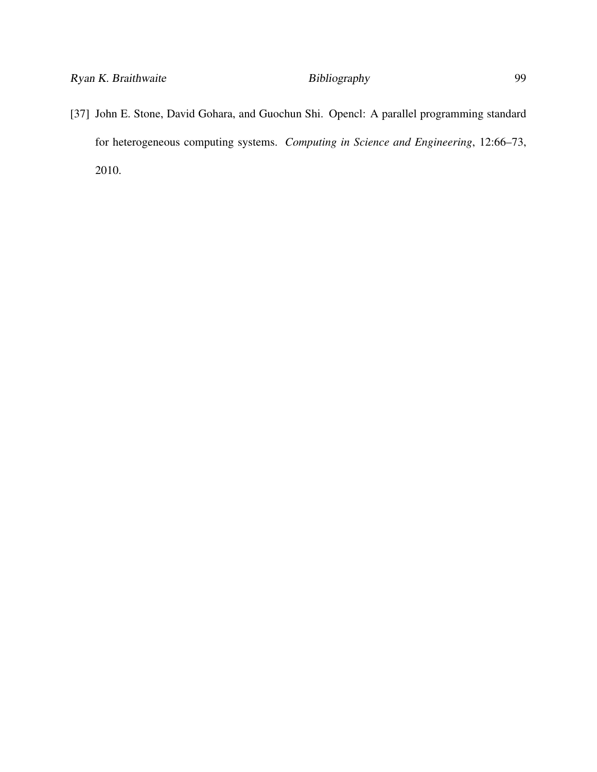[37] John E. Stone, David Gohara, and Guochun Shi. Opencl: A parallel programming standard for heterogeneous computing systems. *Computing in Science and Engineering*, 12:66–73, 2010.